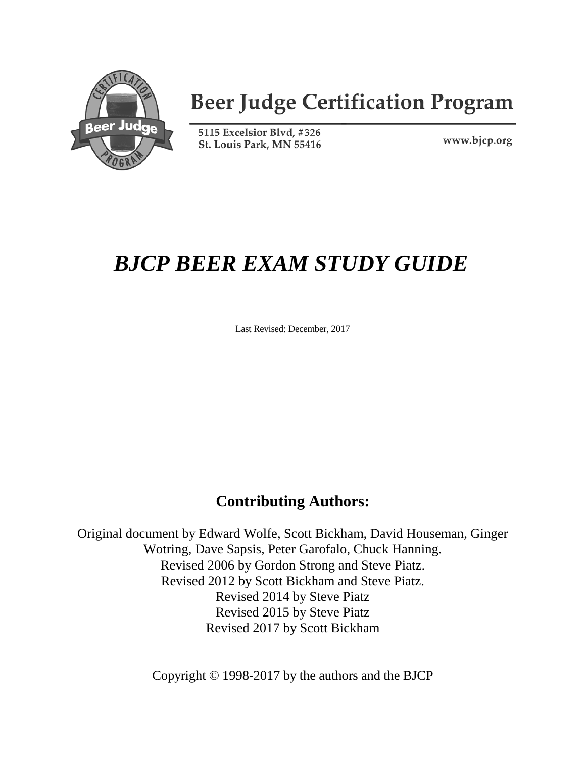Beer Judge Certification Program

5115 Excelsior Blvd, #326
St. Louis Park, MN 55416

www.bjcp.org

# *BJCP BEER EXAM STUDY GUIDE*

Last Revised: December, 2017

## Contributing Authors:

Original document by Edward Wolfe, Scott Bickham, David Houseman, Ginger Wotring, Dave Sapsis, Peter Garofalo, Chuck Hanning.
Revised 2006 by Gordon Strong and Steve Piatz.
Revised 2012 by Scott Bickham and Steve Piatz.
Revised 2014 by Steve Piatz
Revised 2015 by Steve Piatz
Revised 2017 by Scott Bickham

Copyright © 1998-2017 by the authors and the BJCP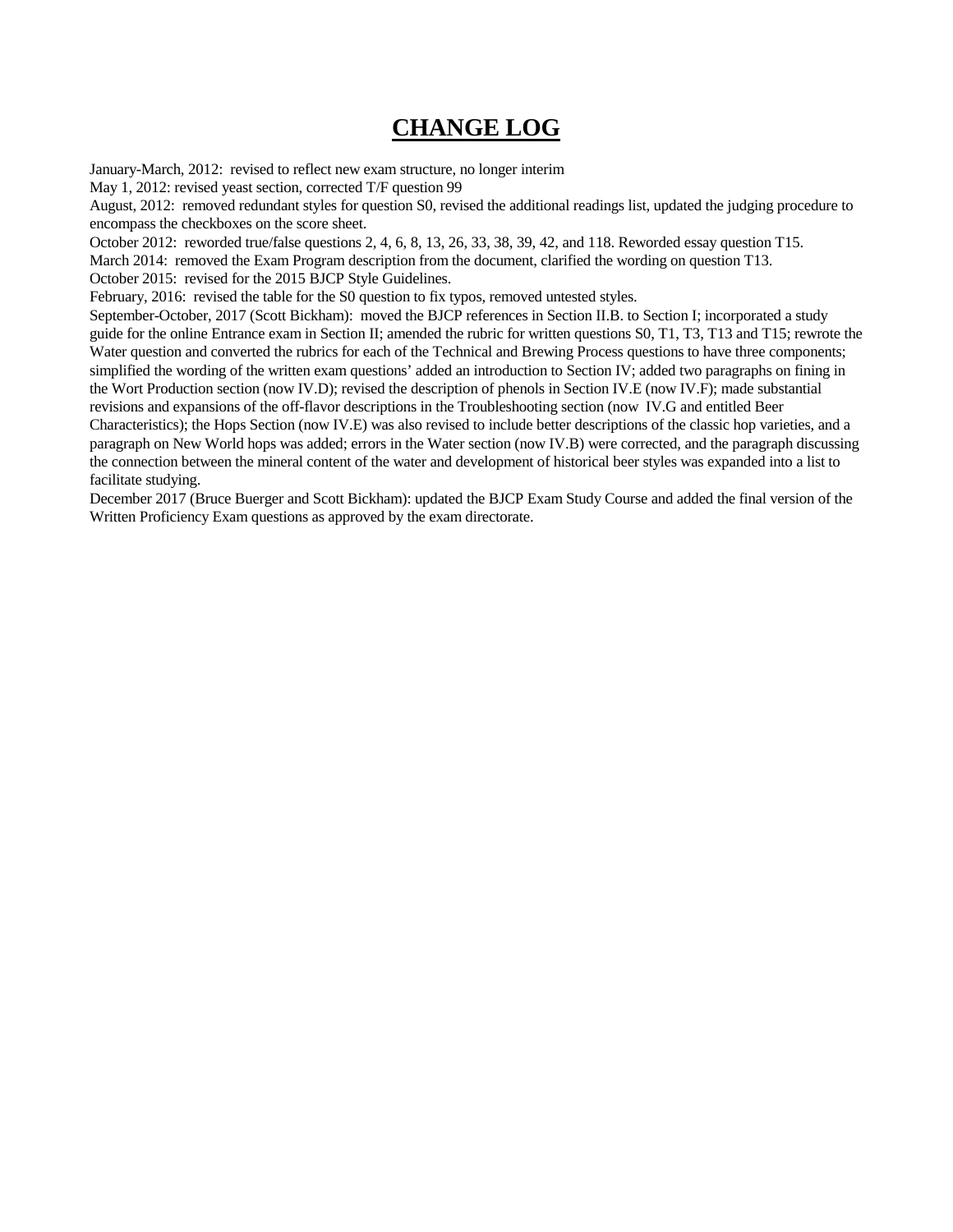# CHANGE LOG

January-March, 2012: revised to reflect new exam structure, no longer interim

May 1, 2012: revised yeast section, corrected T/F question 99

August, 2012: removed redundant styles for question S0, revised the additional readings list, updated the judging procedure to encompass the checkboxes on the score sheet.

October 2012: reworded true/false questions 2, 4, 6, 8, 13, 26, 33, 38, 39, 42, and 118. Reworded essay question T15.

March 2014: removed the Exam Program description from the document, clarified the wording on question T13.

October 2015: revised for the 2015 BJCP Style Guidelines.

February, 2016: revised the table for the S0 question to fix typos, removed untested styles.

September-October, 2017 (Scott Bickham): moved the BJCP references in Section II.B. to Section I; incorporated a study guide for the online Entrance exam in Section II; amended the rubric for written questions S0, T1, T3, T13 and T15; rewrote the Water question and converted the rubrics for each of the Technical and Brewing Process questions to have three components; simplified the wording of the written exam questions' added an introduction to Section IV; added two paragraphs on fining in the Wort Production section (now IV.D); revised the description of phenols in Section IV.E (now IV.F); made substantial revisions and expansions of the off-flavor descriptions in the Troubleshooting section (now IV.G and entitled Beer Characteristics); the Hops Section (now IV.E) was also revised to include better descriptions of the classic hop varieties, and a paragraph on New World hops was added; errors in the Water section (now IV.B) were corrected, and the paragraph discussing the connection between the mineral content of the water and development of historical beer styles was expanded into a list to facilitate studying.

December 2017 (Bruce Buerger and Scott Bickham): updated the BJCP Exam Study Course and added the final version of the Written Proficiency Exam questions as approved by the exam directorate.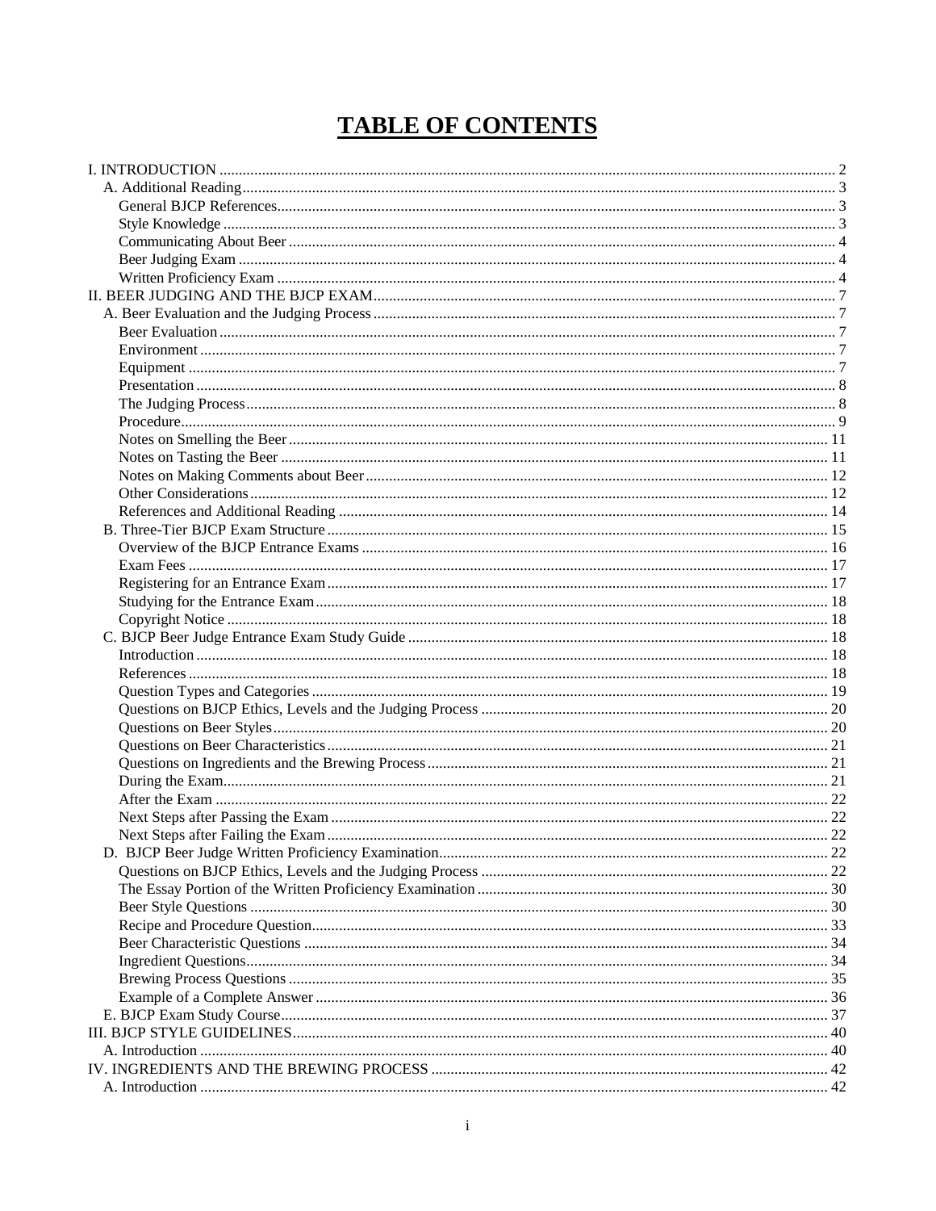# TABLE OF CONTENTS

- I. INTRODUCTION ... 2
  - A. Additional Reading ... 3
    - General BJCP References ... 3
    - Style Knowledge ... 3
    - Communicating About Beer ... 4
    - Beer Judging Exam ... 4
    - Written Proficiency Exam ... 4
- II. BEER JUDGING AND THE BJCP EXAM ... 7
  - A. Beer Evaluation and the Judging Process ... 7
    - Beer Evaluation ... 7
    - Environment ... 7
    - Equipment ... 7
    - Presentation ... 8
    - The Judging Process ... 8
    - Procedure ... 9
    - Notes on Smelling the Beer ... 11
    - Notes on Tasting the Beer ... 11
    - Notes on Making Comments about Beer ... 12
    - Other Considerations ... 12
    - References and Additional Reading ... 14
  - B. Three-Tier BJCP Exam Structure ... 15
    - Overview of the BJCP Entrance Exams ... 16
    - Exam Fees ... 17
    - Registering for an Entrance Exam ... 17
    - Studying for the Entrance Exam ... 18
    - Copyright Notice ... 18
  - C. BJCP Beer Judge Entrance Exam Study Guide ... 18
    - Introduction ... 18
    - References ... 18
    - Question Types and Categories ... 19
    - Questions on BJCP Ethics, Levels and the Judging Process ... 20
    - Questions on Beer Styles ... 20
    - Questions on Beer Characteristics ... 21
    - Questions on Ingredients and the Brewing Process ... 21
    - During the Exam ... 21
    - After the Exam ... 22
    - Next Steps after Passing the Exam ... 22
    - Next Steps after Failing the Exam ... 22
  - D. BJCP Beer Judge Written Proficiency Examination ... 22
    - Questions on BJCP Ethics, Levels and the Judging Process ... 22
    - The Essay Portion of the Written Proficiency Examination ... 30
    - Beer Style Questions ... 30
    - Recipe and Procedure Question ... 33
    - Beer Characteristic Questions ... 34
    - Ingredient Questions ... 34
    - Brewing Process Questions ... 35
    - Example of a Complete Answer ... 36
  - E. BJCP Exam Study Course ... 37
- III. BJCP STYLE GUIDELINES ... 40
  - A. Introduction ... 40
- IV. INGREDIENTS AND THE BREWING PROCESS ... 42
  - A. Introduction ... 42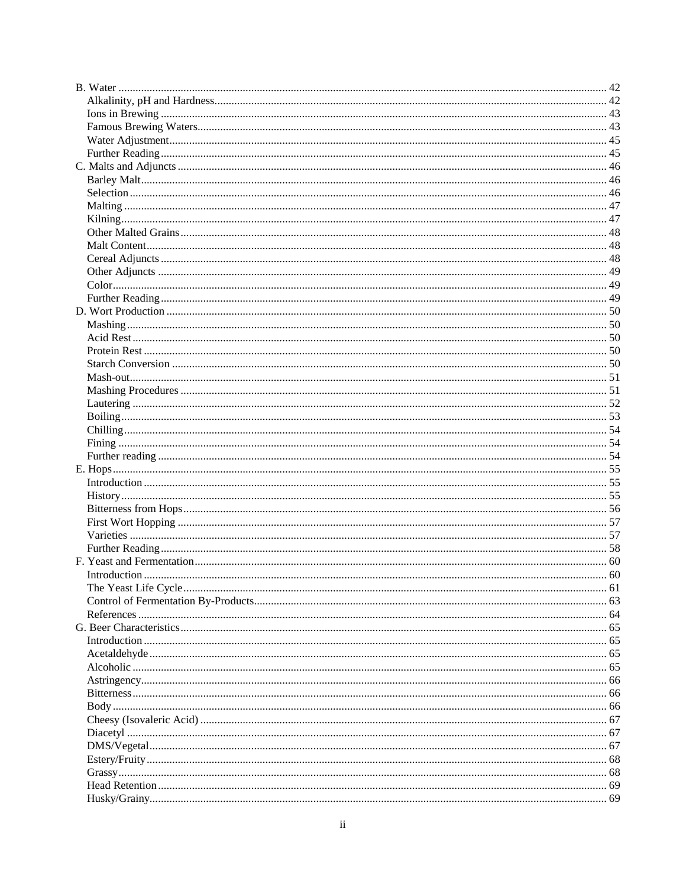- B. Water ... 42
  - Alkalinity, pH and Hardness ... 42
  - Ions in Brewing ... 43
  - Famous Brewing Waters ... 43
  - Water Adjustment ... 45
  - Further Reading ... 45
- C. Malts and Adjuncts ... 46
  - Barley Malt ... 46
  - Selection ... 46
  - Malting ... 47
  - Kilning ... 47
  - Other Malted Grains ... 48
  - Malt Content ... 48
  - Cereal Adjuncts ... 48
  - Other Adjuncts ... 49
  - Color ... 49
  - Further Reading ... 49
- D. Wort Production ... 50
  - Mashing ... 50
  - Acid Rest ... 50
  - Protein Rest ... 50
  - Starch Conversion ... 50
  - Mash-out ... 51
  - Mashing Procedures ... 51
  - Lautering ... 52
  - Boiling ... 53
  - Chilling ... 54
  - Fining ... 54
  - Further reading ... 54
- E. Hops ... 55
  - Introduction ... 55
  - History ... 55
  - Bitterness from Hops ... 56
  - First Wort Hopping ... 57
  - Varieties ... 57
  - Further Reading ... 58
- F. Yeast and Fermentation ... 60
  - Introduction ... 60
  - The Yeast Life Cycle ... 61
  - Control of Fermentation By-Products ... 63
  - References ... 64
- G. Beer Characteristics ... 65
  - Introduction ... 65
  - Acetaldehyde ... 65
  - Alcoholic ... 65
  - Astringency ... 66
  - Bitterness ... 66
  - Body ... 66
  - Cheesy (Isovaleric Acid) ... 67
  - Diacetyl ... 67
  - DMS/Vegetal ... 67
  - Estery/Fruity ... 68
  - Grassy ... 68
  - Head Retention ... 69
  - Husky/Grainy ... 69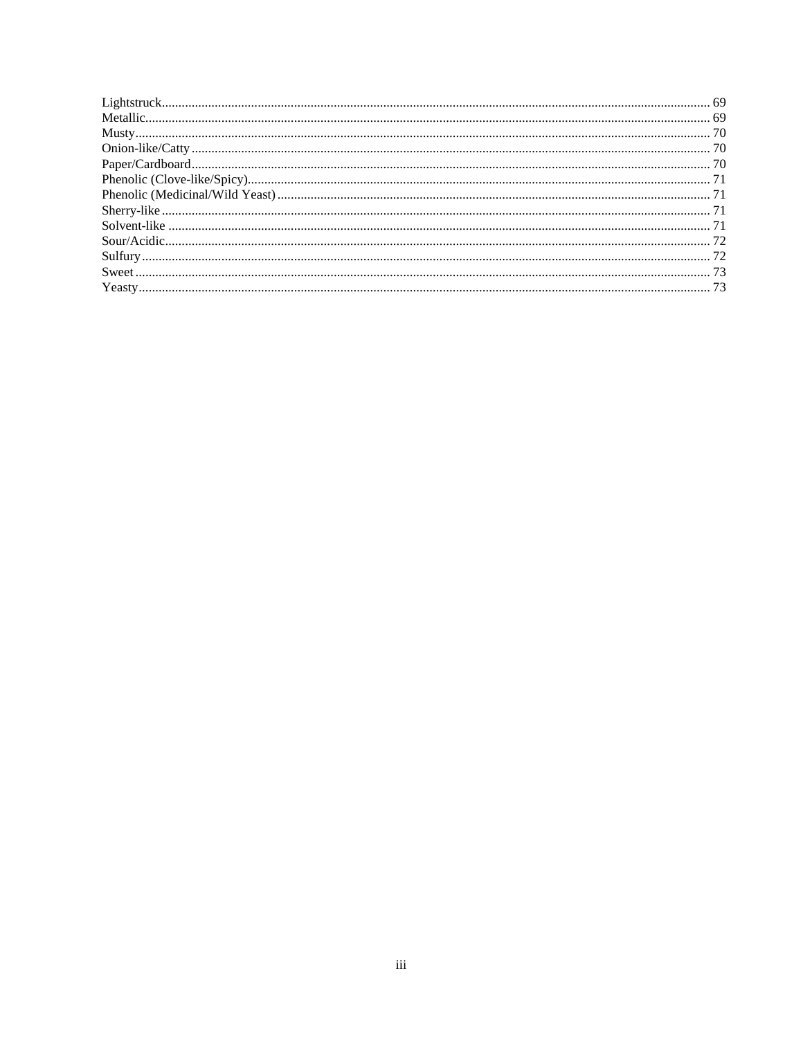Lightstruck ........................................................................................................................................................ 69
Metallic ............................................................................................................................................................ 69
Musty ............................................................................................................................................................... 70
Onion-like/Catty .............................................................................................................................................. 70
Paper/Cardboard .............................................................................................................................................. 70
Phenolic (Clove-like/Spicy) ............................................................................................................................. 71
Phenolic (Medicinal/Wild Yeast) .................................................................................................................... 71
Sherry-like ....................................................................................................................................................... 71
Solvent-like ..................................................................................................................................................... 71
Sour/Acidic ...................................................................................................................................................... 72
Sulfury ............................................................................................................................................................. 72
Sweet ............................................................................................................................................................... 73
Yeasty .............................................................................................................................................................. 73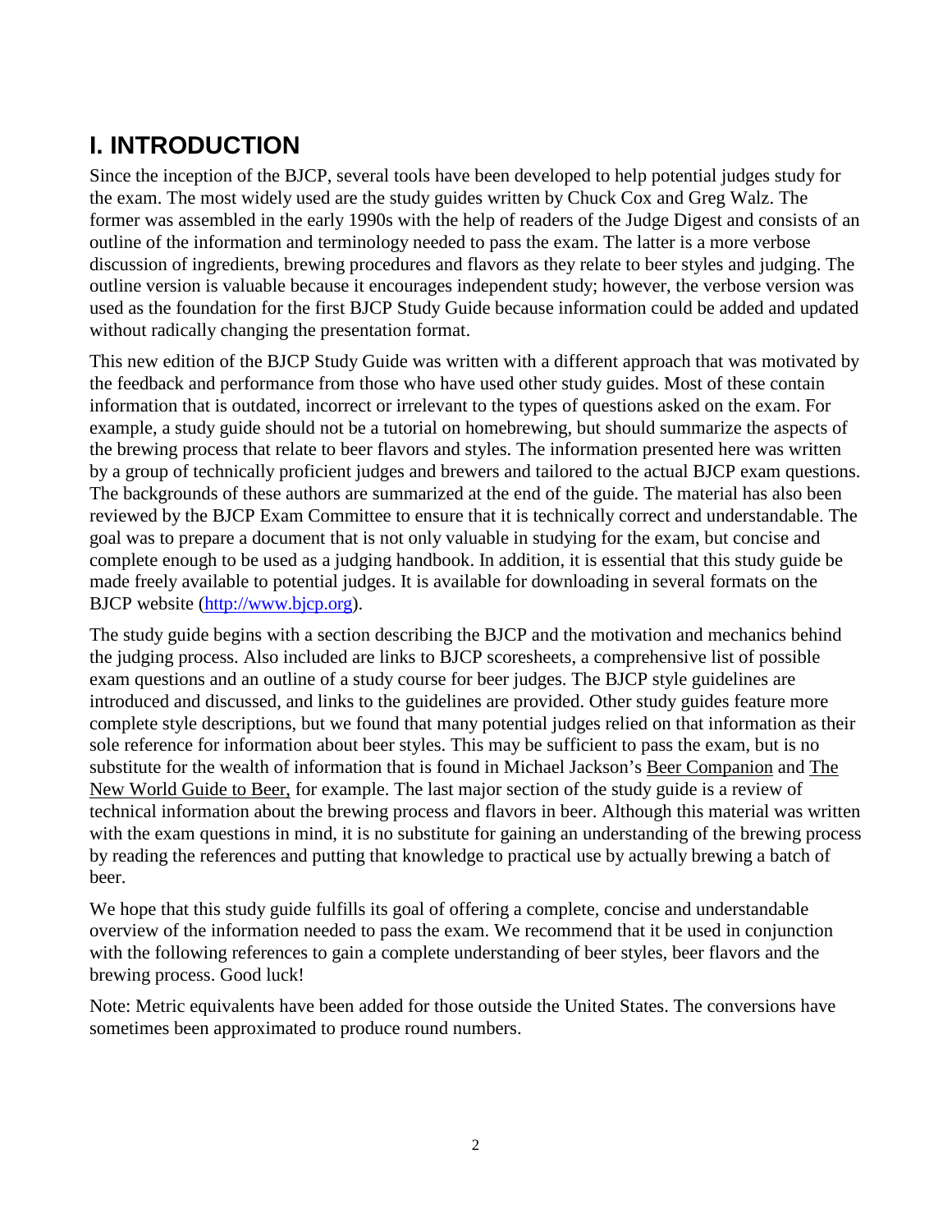# I. INTRODUCTION

Since the inception of the BJCP, several tools have been developed to help potential judges study for the exam. The most widely used are the study guides written by Chuck Cox and Greg Walz. The former was assembled in the early 1990s with the help of readers of the Judge Digest and consists of an outline of the information and terminology needed to pass the exam. The latter is a more verbose discussion of ingredients, brewing procedures and flavors as they relate to beer styles and judging. The outline version is valuable because it encourages independent study; however, the verbose version was used as the foundation for the first BJCP Study Guide because information could be added and updated without radically changing the presentation format.

This new edition of the BJCP Study Guide was written with a different approach that was motivated by the feedback and performance from those who have used other study guides. Most of these contain information that is outdated, incorrect or irrelevant to the types of questions asked on the exam. For example, a study guide should not be a tutorial on homebrewing, but should summarize the aspects of the brewing process that relate to beer flavors and styles. The information presented here was written by a group of technically proficient judges and brewers and tailored to the actual BJCP exam questions. The backgrounds of these authors are summarized at the end of the guide. The material has also been reviewed by the BJCP Exam Committee to ensure that it is technically correct and understandable. The goal was to prepare a document that is not only valuable in studying for the exam, but concise and complete enough to be used as a judging handbook. In addition, it is essential that this study guide be made freely available to potential judges. It is available for downloading in several formats on the BJCP website (http://www.bjcp.org).

The study guide begins with a section describing the BJCP and the motivation and mechanics behind the judging process. Also included are links to BJCP scoresheets, a comprehensive list of possible exam questions and an outline of a study course for beer judges. The BJCP style guidelines are introduced and discussed, and links to the guidelines are provided. Other study guides feature more complete style descriptions, but we found that many potential judges relied on that information as their sole reference for information about beer styles. This may be sufficient to pass the exam, but is no substitute for the wealth of information that is found in Michael Jackson's Beer Companion and The New World Guide to Beer, for example. The last major section of the study guide is a review of technical information about the brewing process and flavors in beer. Although this material was written with the exam questions in mind, it is no substitute for gaining an understanding of the brewing process by reading the references and putting that knowledge to practical use by actually brewing a batch of beer.

We hope that this study guide fulfills its goal of offering a complete, concise and understandable overview of the information needed to pass the exam. We recommend that it be used in conjunction with the following references to gain a complete understanding of beer styles, beer flavors and the brewing process. Good luck!

Note: Metric equivalents have been added for those outside the United States. The conversions have sometimes been approximated to produce round numbers.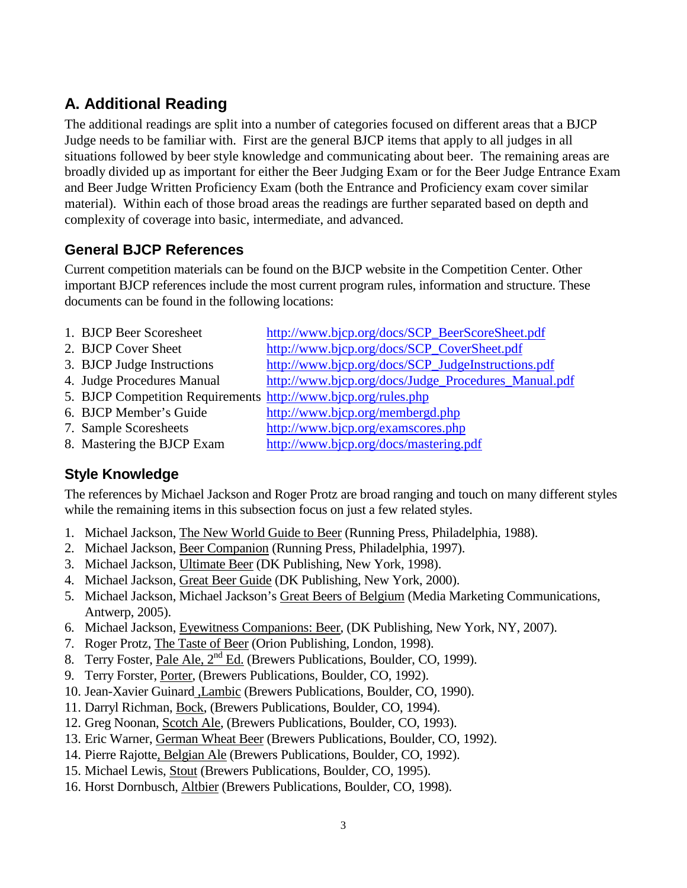## A. Additional Reading

The additional readings are split into a number of categories focused on different areas that a BJCP Judge needs to be familiar with. First are the general BJCP items that apply to all judges in all situations followed by beer style knowledge and communicating about beer. The remaining areas are broadly divided up as important for either the Beer Judging Exam or for the Beer Judge Entrance Exam and Beer Judge Written Proficiency Exam (both the Entrance and Proficiency exam cover similar material). Within each of those broad areas the readings are further separated based on depth and complexity of coverage into basic, intermediate, and advanced.

### General BJCP References

Current competition materials can be found on the BJCP website in the Competition Center. Other important BJCP references include the most current program rules, information and structure. These documents can be found in the following locations:

1. BJCP Beer Scoresheet http://www.bjcp.org/docs/SCP_BeerScoreSheet.pdf
2. BJCP Cover Sheet http://www.bjcp.org/docs/SCP_CoverSheet.pdf
3. BJCP Judge Instructions http://www.bjcp.org/docs/SCP_JudgeInstructions.pdf
4. Judge Procedures Manual http://www.bjcp.org/docs/Judge_Procedures_Manual.pdf
5. BJCP Competition Requirements http://www.bjcp.org/rules.php
6. BJCP Member's Guide http://www.bjcp.org/membergd.php
7. Sample Scoresheets http://www.bjcp.org/examscores.php
8. Mastering the BJCP Exam http://www.bjcp.org/docs/mastering.pdf

### Style Knowledge

The references by Michael Jackson and Roger Protz are broad ranging and touch on many different styles while the remaining items in this subsection focus on just a few related styles.

1. Michael Jackson, The New World Guide to Beer (Running Press, Philadelphia, 1988).
2. Michael Jackson, Beer Companion (Running Press, Philadelphia, 1997).
3. Michael Jackson, Ultimate Beer (DK Publishing, New York, 1998).
4. Michael Jackson, Great Beer Guide (DK Publishing, New York, 2000).
5. Michael Jackson, Michael Jackson's Great Beers of Belgium (Media Marketing Communications, Antwerp, 2005).
6. Michael Jackson, Eyewitness Companions: Beer, (DK Publishing, New York, NY, 2007).
7. Roger Protz, The Taste of Beer (Orion Publishing, London, 1998).
8. Terry Foster, Pale Ale, 2nd Ed. (Brewers Publications, Boulder, CO, 1999).
9. Terry Forster, Porter, (Brewers Publications, Boulder, CO, 1992).
10. Jean-Xavier Guinard ,Lambic (Brewers Publications, Boulder, CO, 1990).
11. Darryl Richman, Bock, (Brewers Publications, Boulder, CO, 1994).
12. Greg Noonan, Scotch Ale, (Brewers Publications, Boulder, CO, 1993).
13. Eric Warner, German Wheat Beer (Brewers Publications, Boulder, CO, 1992).
14. Pierre Rajotte, Belgian Ale (Brewers Publications, Boulder, CO, 1992).
15. Michael Lewis, Stout (Brewers Publications, Boulder, CO, 1995).
16. Horst Dornbusch, Altbier (Brewers Publications, Boulder, CO, 1998).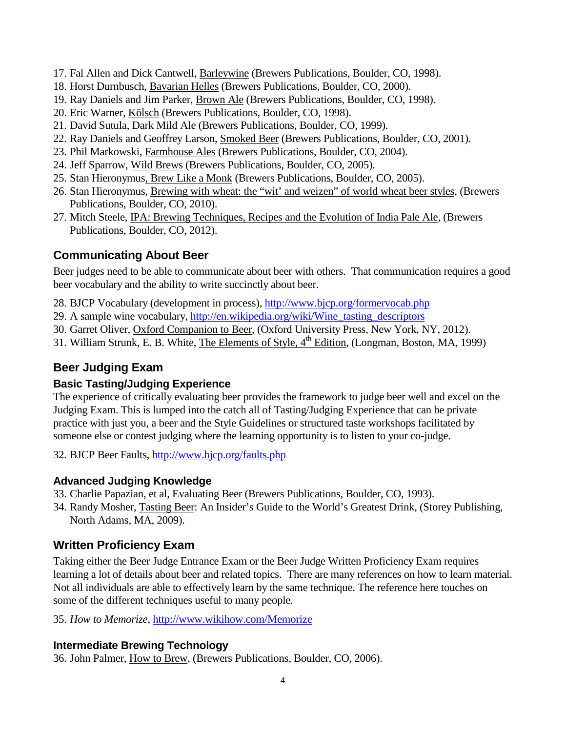17. Fal Allen and Dick Cantwell, Barleywine (Brewers Publications, Boulder, CO, 1998).
18. Horst Durnbusch, Bavarian Helles (Brewers Publications, Boulder, CO, 2000).
19. Ray Daniels and Jim Parker, Brown Ale (Brewers Publications, Boulder, CO, 1998).
20. Eric Warner, Kölsch (Brewers Publications, Boulder, CO, 1998).
21. David Sutula, Dark Mild Ale (Brewers Publications, Boulder, CO, 1999).
22. Ray Daniels and Geoffrey Larson, Smoked Beer (Brewers Publications, Boulder, CO, 2001).
23. Phil Markowski, Farmhouse Ales (Brewers Publications, Boulder, CO, 2004).
24. Jeff Sparrow, Wild Brews (Brewers Publications, Boulder, CO, 2005).
25. Stan Hieronymus, Brew Like a Monk (Brewers Publications, Boulder, CO, 2005).
26. Stan Hieronymus, Brewing with wheat: the "wit' and weizen" of world wheat beer styles, (Brewers Publications, Boulder, CO, 2010).
27. Mitch Steele, IPA: Brewing Techniques, Recipes and the Evolution of India Pale Ale, (Brewers Publications, Boulder, CO, 2012).

## Communicating About Beer

Beer judges need to be able to communicate about beer with others. That communication requires a good beer vocabulary and the ability to write succinctly about beer.

28. BJCP Vocabulary (development in process), http://www.bjcp.org/formervocab.php
29. A sample wine vocabulary, http://en.wikipedia.org/wiki/Wine_tasting_descriptors
30. Garret Oliver, Oxford Companion to Beer, (Oxford University Press, New York, NY, 2012).
31. William Strunk, E. B. White, The Elements of Style, 4th Edition, (Longman, Boston, MA, 1999)

## Beer Judging Exam

### Basic Tasting/Judging Experience

The experience of critically evaluating beer provides the framework to judge beer well and excel on the Judging Exam. This is lumped into the catch all of Tasting/Judging Experience that can be private practice with just you, a beer and the Style Guidelines or structured taste workshops facilitated by someone else or contest judging where the learning opportunity is to listen to your co-judge.

32. BJCP Beer Faults, http://www.bjcp.org/faults.php

### Advanced Judging Knowledge

33. Charlie Papazian, et al, Evaluating Beer (Brewers Publications, Boulder, CO, 1993).
34. Randy Mosher, Tasting Beer: An Insider's Guide to the World's Greatest Drink, (Storey Publishing, North Adams, MA, 2009).

## Written Proficiency Exam

Taking either the Beer Judge Entrance Exam or the Beer Judge Written Proficiency Exam requires learning a lot of details about beer and related topics. There are many references on how to learn material. Not all individuals are able to effectively learn by the same technique. The reference here touches on some of the different techniques useful to many people.

35. *How to Memorize*, http://www.wikihow.com/Memorize

### Intermediate Brewing Technology

36. John Palmer, How to Brew, (Brewers Publications, Boulder, CO, 2006).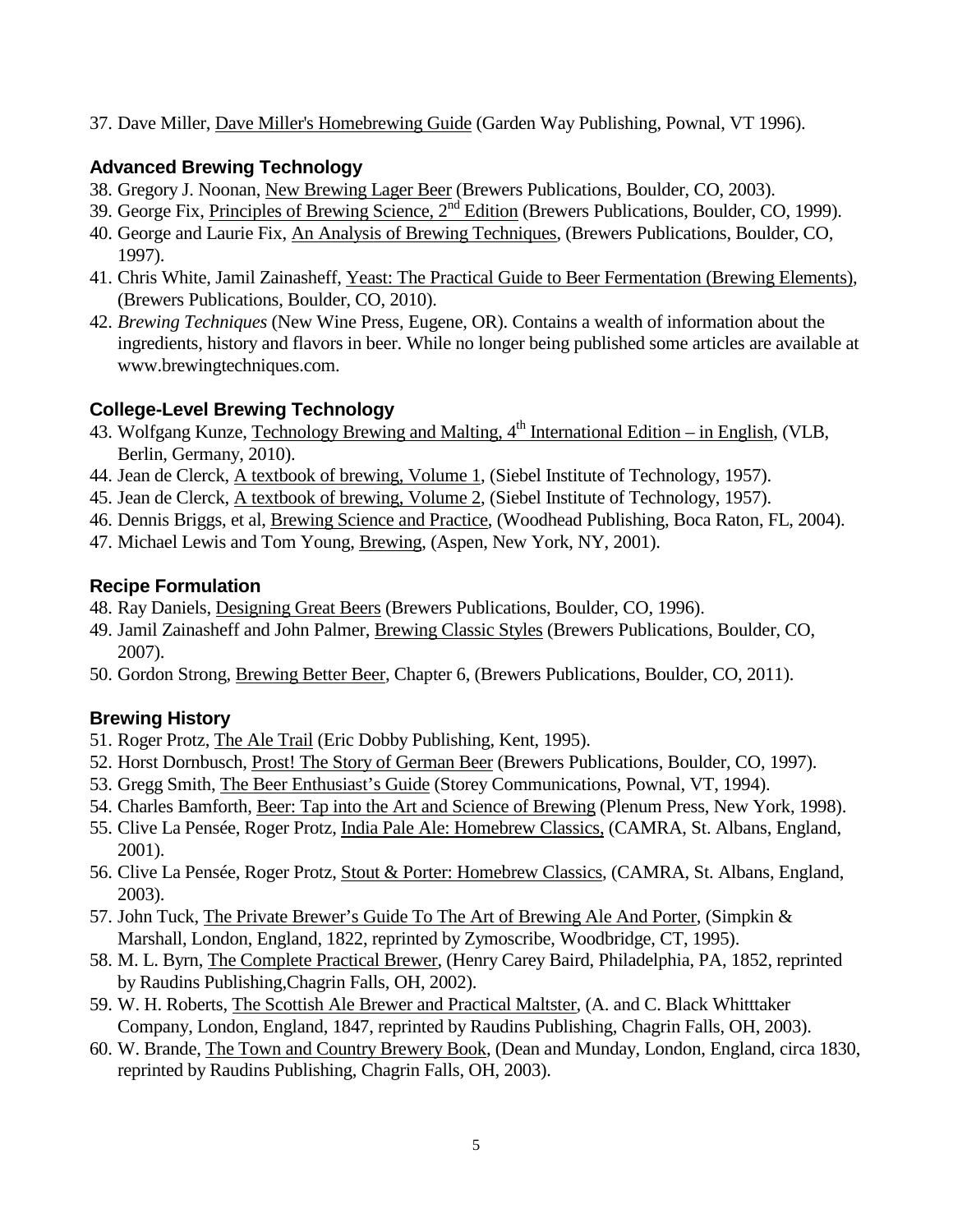37. Dave Miller, Dave Miller's Homebrewing Guide (Garden Way Publishing, Pownal, VT 1996).

### Advanced Brewing Technology

38. Gregory J. Noonan, New Brewing Lager Beer (Brewers Publications, Boulder, CO, 2003).
39. George Fix, Principles of Brewing Science, 2nd Edition (Brewers Publications, Boulder, CO, 1999).
40. George and Laurie Fix, An Analysis of Brewing Techniques, (Brewers Publications, Boulder, CO, 1997).
41. Chris White, Jamil Zainasheff, Yeast: The Practical Guide to Beer Fermentation (Brewing Elements), (Brewers Publications, Boulder, CO, 2010).
42. *Brewing Techniques* (New Wine Press, Eugene, OR). Contains a wealth of information about the ingredients, history and flavors in beer. While no longer being published some articles are available at www.brewingtechniques.com.

### College-Level Brewing Technology

43. Wolfgang Kunze, Technology Brewing and Malting, 4th International Edition – in English, (VLB, Berlin, Germany, 2010).
44. Jean de Clerck, A textbook of brewing, Volume 1, (Siebel Institute of Technology, 1957).
45. Jean de Clerck, A textbook of brewing, Volume 2, (Siebel Institute of Technology, 1957).
46. Dennis Briggs, et al, Brewing Science and Practice, (Woodhead Publishing, Boca Raton, FL, 2004).
47. Michael Lewis and Tom Young, Brewing, (Aspen, New York, NY, 2001).

### Recipe Formulation

48. Ray Daniels, Designing Great Beers (Brewers Publications, Boulder, CO, 1996).
49. Jamil Zainasheff and John Palmer, Brewing Classic Styles (Brewers Publications, Boulder, CO, 2007).
50. Gordon Strong, Brewing Better Beer, Chapter 6, (Brewers Publications, Boulder, CO, 2011).

### Brewing History

51. Roger Protz, The Ale Trail (Eric Dobby Publishing, Kent, 1995).
52. Horst Dornbusch, Prost! The Story of German Beer (Brewers Publications, Boulder, CO, 1997).
53. Gregg Smith, The Beer Enthusiast's Guide (Storey Communications, Pownal, VT, 1994).
54. Charles Bamforth, Beer: Tap into the Art and Science of Brewing (Plenum Press, New York, 1998).
55. Clive La Pensée, Roger Protz, India Pale Ale: Homebrew Classics, (CAMRA, St. Albans, England, 2001).
56. Clive La Pensée, Roger Protz, Stout & Porter: Homebrew Classics, (CAMRA, St. Albans, England, 2003).
57. John Tuck, The Private Brewer's Guide To The Art of Brewing Ale And Porter, (Simpkin & Marshall, London, England, 1822, reprinted by Zymoscribe, Woodbridge, CT, 1995).
58. M. L. Byrn, The Complete Practical Brewer, (Henry Carey Baird, Philadelphia, PA, 1852, reprinted by Raudins Publishing,Chagrin Falls, OH, 2002).
59. W. H. Roberts, The Scottish Ale Brewer and Practical Maltster, (A. and C. Black Whitttaker Company, London, England, 1847, reprinted by Raudins Publishing, Chagrin Falls, OH, 2003).
60. W. Brande, The Town and Country Brewery Book, (Dean and Munday, London, England, circa 1830, reprinted by Raudins Publishing, Chagrin Falls, OH, 2003).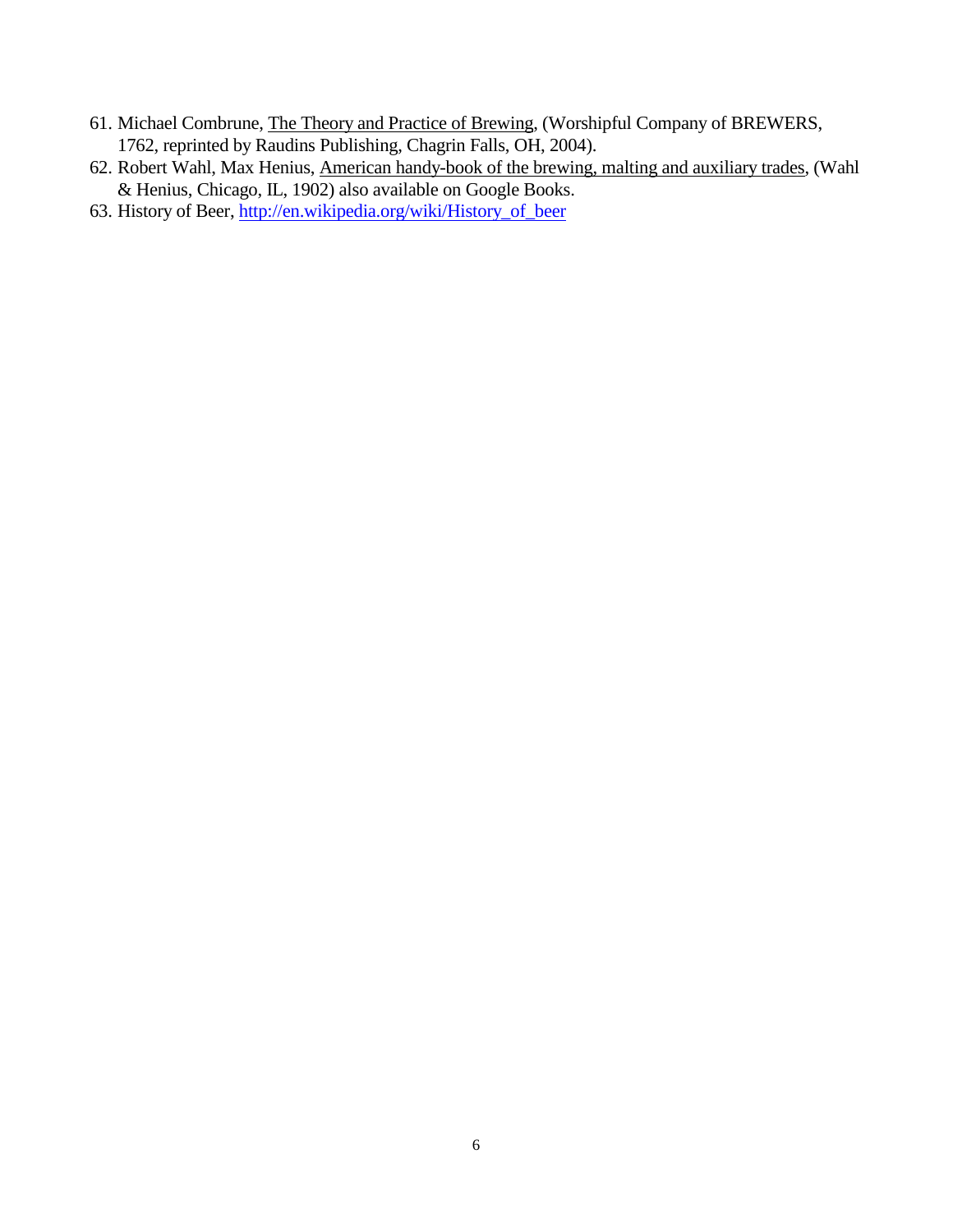61. Michael Combrune, The Theory and Practice of Brewing, (Worshipful Company of BREWERS, 1762, reprinted by Raudins Publishing, Chagrin Falls, OH, 2004).
62. Robert Wahl, Max Henius, American handy-book of the brewing, malting and auxiliary trades, (Wahl & Henius, Chicago, IL, 1902) also available on Google Books.
63. History of Beer, http://en.wikipedia.org/wiki/History_of_beer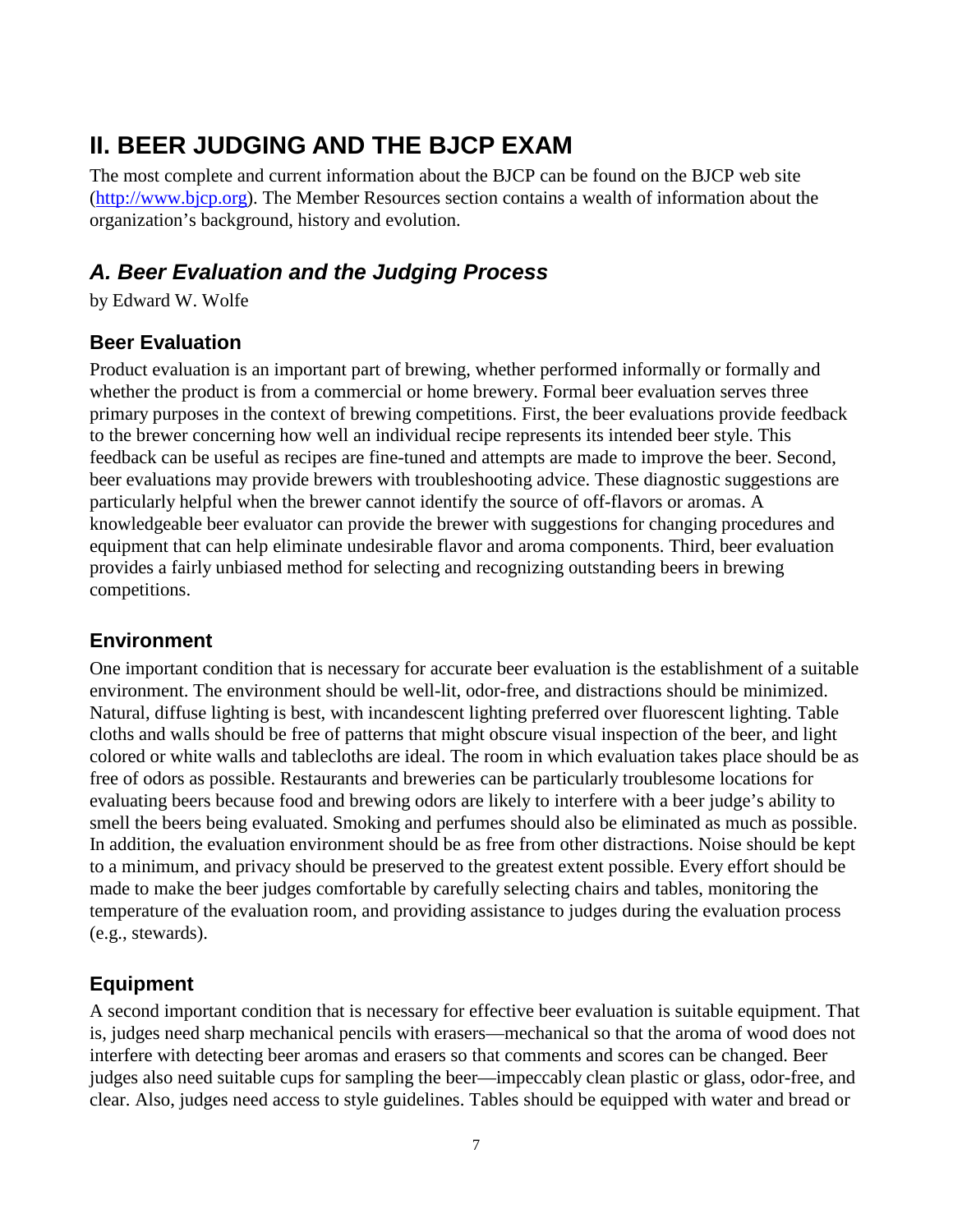# II. BEER JUDGING AND THE BJCP EXAM

The most complete and current information about the BJCP can be found on the BJCP web site (http://www.bjcp.org). The Member Resources section contains a wealth of information about the organization's background, history and evolution.

## *A. Beer Evaluation and the Judging Process*

by Edward W. Wolfe

### Beer Evaluation

Product evaluation is an important part of brewing, whether performed informally or formally and whether the product is from a commercial or home brewery. Formal beer evaluation serves three primary purposes in the context of brewing competitions. First, the beer evaluations provide feedback to the brewer concerning how well an individual recipe represents its intended beer style. This feedback can be useful as recipes are fine-tuned and attempts are made to improve the beer. Second, beer evaluations may provide brewers with troubleshooting advice. These diagnostic suggestions are particularly helpful when the brewer cannot identify the source of off-flavors or aromas. A knowledgeable beer evaluator can provide the brewer with suggestions for changing procedures and equipment that can help eliminate undesirable flavor and aroma components. Third, beer evaluation provides a fairly unbiased method for selecting and recognizing outstanding beers in brewing competitions.

### Environment

One important condition that is necessary for accurate beer evaluation is the establishment of a suitable environment. The environment should be well-lit, odor-free, and distractions should be minimized. Natural, diffuse lighting is best, with incandescent lighting preferred over fluorescent lighting. Table cloths and walls should be free of patterns that might obscure visual inspection of the beer, and light colored or white walls and tablecloths are ideal. The room in which evaluation takes place should be as free of odors as possible. Restaurants and breweries can be particularly troublesome locations for evaluating beers because food and brewing odors are likely to interfere with a beer judge's ability to smell the beers being evaluated. Smoking and perfumes should also be eliminated as much as possible. In addition, the evaluation environment should be as free from other distractions. Noise should be kept to a minimum, and privacy should be preserved to the greatest extent possible. Every effort should be made to make the beer judges comfortable by carefully selecting chairs and tables, monitoring the temperature of the evaluation room, and providing assistance to judges during the evaluation process (e.g., stewards).

### Equipment

A second important condition that is necessary for effective beer evaluation is suitable equipment. That is, judges need sharp mechanical pencils with erasers—mechanical so that the aroma of wood does not interfere with detecting beer aromas and erasers so that comments and scores can be changed. Beer judges also need suitable cups for sampling the beer—impeccably clean plastic or glass, odor-free, and clear. Also, judges need access to style guidelines. Tables should be equipped with water and bread or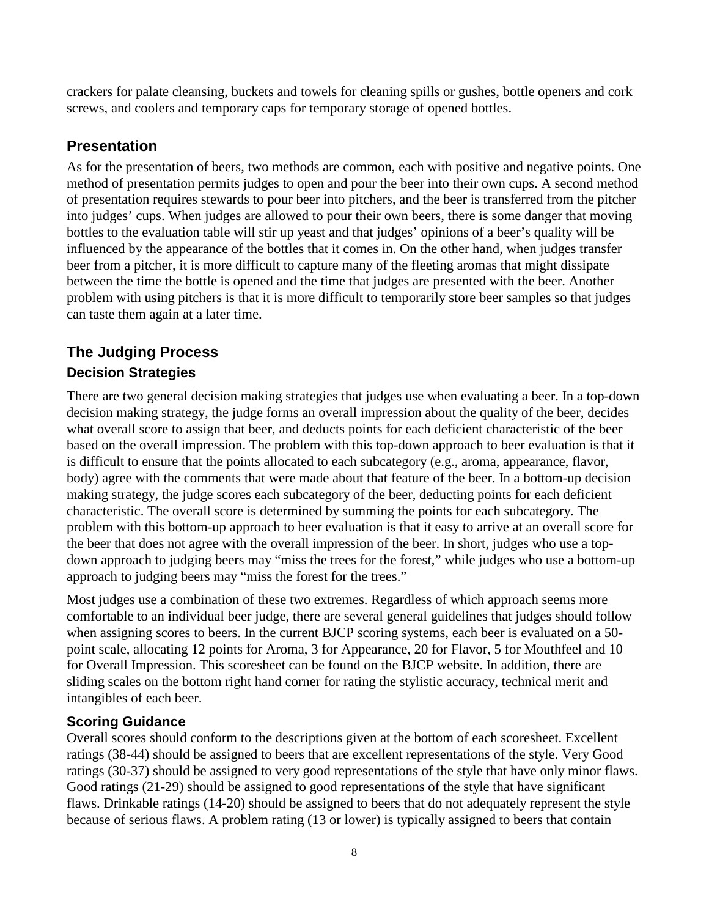crackers for palate cleansing, buckets and towels for cleaning spills or gushes, bottle openers and cork screws, and coolers and temporary caps for temporary storage of opened bottles.

## Presentation

As for the presentation of beers, two methods are common, each with positive and negative points. One method of presentation permits judges to open and pour the beer into their own cups. A second method of presentation requires stewards to pour beer into pitchers, and the beer is transferred from the pitcher into judges' cups. When judges are allowed to pour their own beers, there is some danger that moving bottles to the evaluation table will stir up yeast and that judges' opinions of a beer's quality will be influenced by the appearance of the bottles that it comes in. On the other hand, when judges transfer beer from a pitcher, it is more difficult to capture many of the fleeting aromas that might dissipate between the time the bottle is opened and the time that judges are presented with the beer. Another problem with using pitchers is that it is more difficult to temporarily store beer samples so that judges can taste them again at a later time.

## The Judging Process

### Decision Strategies

There are two general decision making strategies that judges use when evaluating a beer. In a top-down decision making strategy, the judge forms an overall impression about the quality of the beer, decides what overall score to assign that beer, and deducts points for each deficient characteristic of the beer based on the overall impression. The problem with this top-down approach to beer evaluation is that it is difficult to ensure that the points allocated to each subcategory (e.g., aroma, appearance, flavor, body) agree with the comments that were made about that feature of the beer. In a bottom-up decision making strategy, the judge scores each subcategory of the beer, deducting points for each deficient characteristic. The overall score is determined by summing the points for each subcategory. The problem with this bottom-up approach to beer evaluation is that it easy to arrive at an overall score for the beer that does not agree with the overall impression of the beer. In short, judges who use a top-down approach to judging beers may "miss the trees for the forest," while judges who use a bottom-up approach to judging beers may "miss the forest for the trees."

Most judges use a combination of these two extremes. Regardless of which approach seems more comfortable to an individual beer judge, there are several general guidelines that judges should follow when assigning scores to beers. In the current BJCP scoring systems, each beer is evaluated on a 50-point scale, allocating 12 points for Aroma, 3 for Appearance, 20 for Flavor, 5 for Mouthfeel and 10 for Overall Impression. This scoresheet can be found on the BJCP website. In addition, there are sliding scales on the bottom right hand corner for rating the stylistic accuracy, technical merit and intangibles of each beer.

### Scoring Guidance

Overall scores should conform to the descriptions given at the bottom of each scoresheet. Excellent ratings (38-44) should be assigned to beers that are excellent representations of the style. Very Good ratings (30-37) should be assigned to very good representations of the style that have only minor flaws. Good ratings (21-29) should be assigned to good representations of the style that have significant flaws. Drinkable ratings (14-20) should be assigned to beers that do not adequately represent the style because of serious flaws. A problem rating (13 or lower) is typically assigned to beers that contain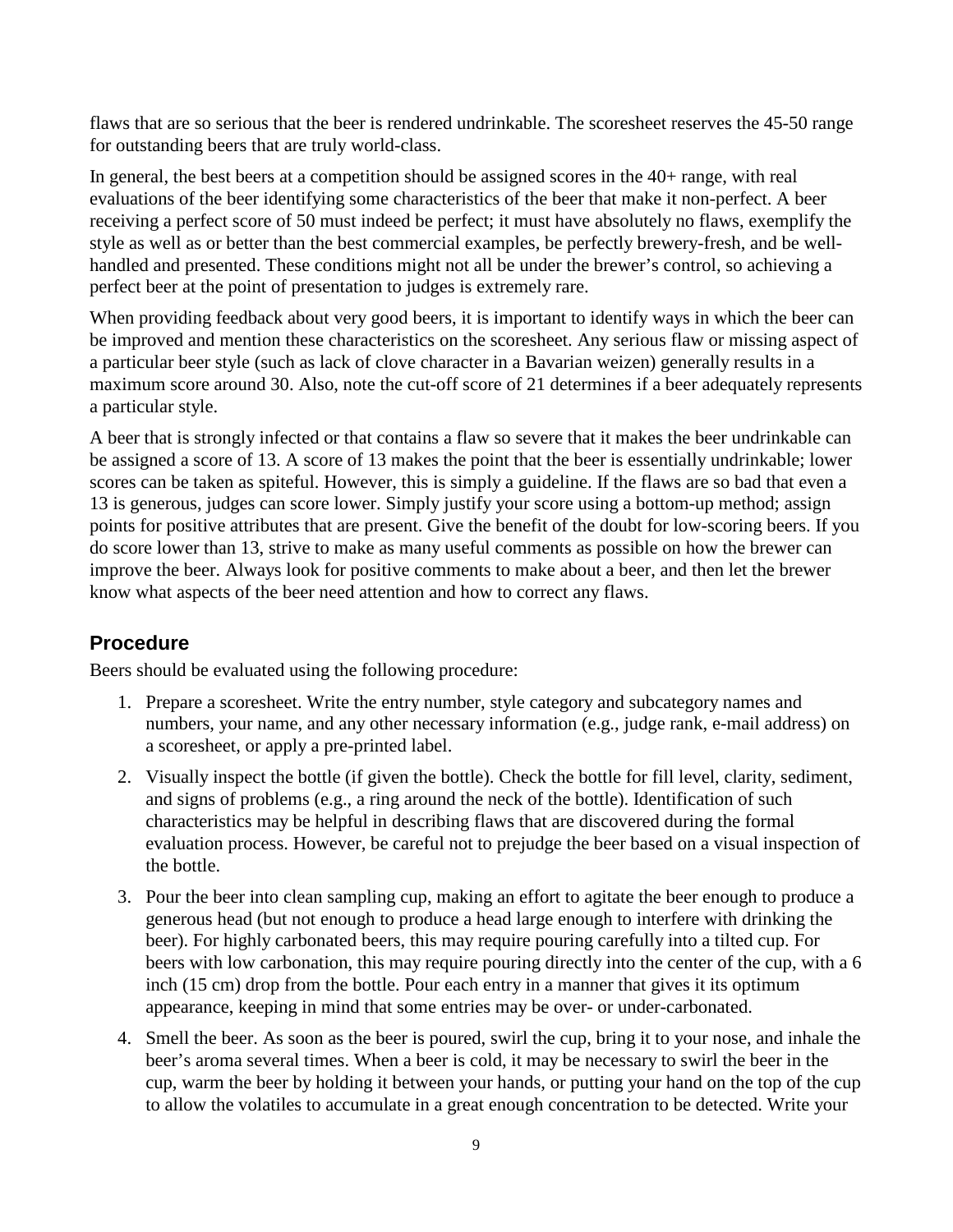flaws that are so serious that the beer is rendered undrinkable. The scoresheet reserves the 45-50 range for outstanding beers that are truly world-class.

In general, the best beers at a competition should be assigned scores in the 40+ range, with real evaluations of the beer identifying some characteristics of the beer that make it non-perfect. A beer receiving a perfect score of 50 must indeed be perfect; it must have absolutely no flaws, exemplify the style as well as or better than the best commercial examples, be perfectly brewery-fresh, and be well-handled and presented. These conditions might not all be under the brewer's control, so achieving a perfect beer at the point of presentation to judges is extremely rare.

When providing feedback about very good beers, it is important to identify ways in which the beer can be improved and mention these characteristics on the scoresheet. Any serious flaw or missing aspect of a particular beer style (such as lack of clove character in a Bavarian weizen) generally results in a maximum score around 30. Also, note the cut-off score of 21 determines if a beer adequately represents a particular style.

A beer that is strongly infected or that contains a flaw so severe that it makes the beer undrinkable can be assigned a score of 13. A score of 13 makes the point that the beer is essentially undrinkable; lower scores can be taken as spiteful. However, this is simply a guideline. If the flaws are so bad that even a 13 is generous, judges can score lower. Simply justify your score using a bottom-up method; assign points for positive attributes that are present. Give the benefit of the doubt for low-scoring beers. If you do score lower than 13, strive to make as many useful comments as possible on how the brewer can improve the beer. Always look for positive comments to make about a beer, and then let the brewer know what aspects of the beer need attention and how to correct any flaws.

## Procedure

Beers should be evaluated using the following procedure:

1. Prepare a scoresheet. Write the entry number, style category and subcategory names and numbers, your name, and any other necessary information (e.g., judge rank, e-mail address) on a scoresheet, or apply a pre-printed label.
2. Visually inspect the bottle (if given the bottle). Check the bottle for fill level, clarity, sediment, and signs of problems (e.g., a ring around the neck of the bottle). Identification of such characteristics may be helpful in describing flaws that are discovered during the formal evaluation process. However, be careful not to prejudge the beer based on a visual inspection of the bottle.
3. Pour the beer into clean sampling cup, making an effort to agitate the beer enough to produce a generous head (but not enough to produce a head large enough to interfere with drinking the beer). For highly carbonated beers, this may require pouring carefully into a tilted cup. For beers with low carbonation, this may require pouring directly into the center of the cup, with a 6 inch (15 cm) drop from the bottle. Pour each entry in a manner that gives it its optimum appearance, keeping in mind that some entries may be over- or under-carbonated.
4. Smell the beer. As soon as the beer is poured, swirl the cup, bring it to your nose, and inhale the beer's aroma several times. When a beer is cold, it may be necessary to swirl the beer in the cup, warm the beer by holding it between your hands, or putting your hand on the top of the cup to allow the volatiles to accumulate in a great enough concentration to be detected. Write your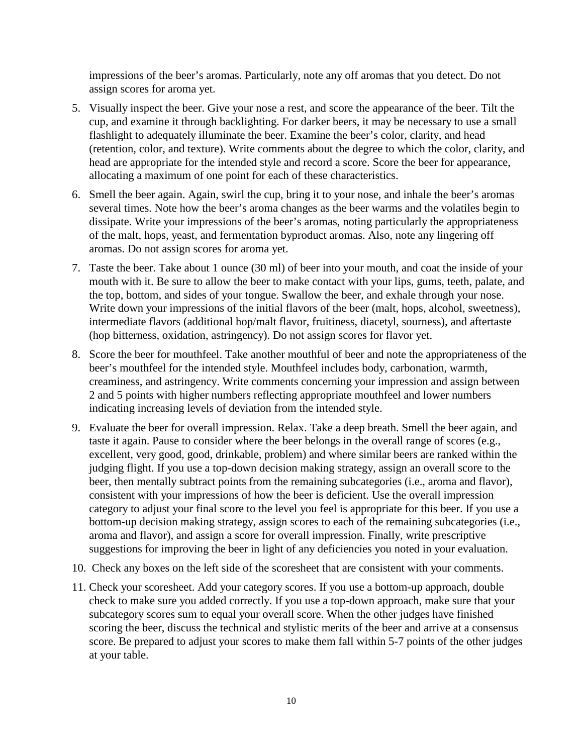impressions of the beer's aromas. Particularly, note any off aromas that you detect. Do not assign scores for aroma yet.

5. Visually inspect the beer. Give your nose a rest, and score the appearance of the beer. Tilt the cup, and examine it through backlighting. For darker beers, it may be necessary to use a small flashlight to adequately illuminate the beer. Examine the beer's color, clarity, and head (retention, color, and texture). Write comments about the degree to which the color, clarity, and head are appropriate for the intended style and record a score. Score the beer for appearance, allocating a maximum of one point for each of these characteristics.
6. Smell the beer again. Again, swirl the cup, bring it to your nose, and inhale the beer's aromas several times. Note how the beer's aroma changes as the beer warms and the volatiles begin to dissipate. Write your impressions of the beer's aromas, noting particularly the appropriateness of the malt, hops, yeast, and fermentation byproduct aromas. Also, note any lingering off aromas. Do not assign scores for aroma yet.
7. Taste the beer. Take about 1 ounce (30 ml) of beer into your mouth, and coat the inside of your mouth with it. Be sure to allow the beer to make contact with your lips, gums, teeth, palate, and the top, bottom, and sides of your tongue. Swallow the beer, and exhale through your nose. Write down your impressions of the initial flavors of the beer (malt, hops, alcohol, sweetness), intermediate flavors (additional hop/malt flavor, fruitiness, diacetyl, sourness), and aftertaste (hop bitterness, oxidation, astringency). Do not assign scores for flavor yet.
8. Score the beer for mouthfeel. Take another mouthful of beer and note the appropriateness of the beer's mouthfeel for the intended style. Mouthfeel includes body, carbonation, warmth, creaminess, and astringency. Write comments concerning your impression and assign between 2 and 5 points with higher numbers reflecting appropriate mouthfeel and lower numbers indicating increasing levels of deviation from the intended style.
9. Evaluate the beer for overall impression. Relax. Take a deep breath. Smell the beer again, and taste it again. Pause to consider where the beer belongs in the overall range of scores (e.g., excellent, very good, good, drinkable, problem) and where similar beers are ranked within the judging flight. If you use a top-down decision making strategy, assign an overall score to the beer, then mentally subtract points from the remaining subcategories (i.e., aroma and flavor), consistent with your impressions of how the beer is deficient. Use the overall impression category to adjust your final score to the level you feel is appropriate for this beer. If you use a bottom-up decision making strategy, assign scores to each of the remaining subcategories (i.e., aroma and flavor), and assign a score for overall impression. Finally, write prescriptive suggestions for improving the beer in light of any deficiencies you noted in your evaluation.
10. Check any boxes on the left side of the scoresheet that are consistent with your comments.
11. Check your scoresheet. Add your category scores. If you use a bottom-up approach, double check to make sure you added correctly. If you use a top-down approach, make sure that your subcategory scores sum to equal your overall score. When the other judges have finished scoring the beer, discuss the technical and stylistic merits of the beer and arrive at a consensus score. Be prepared to adjust your scores to make them fall within 5-7 points of the other judges at your table.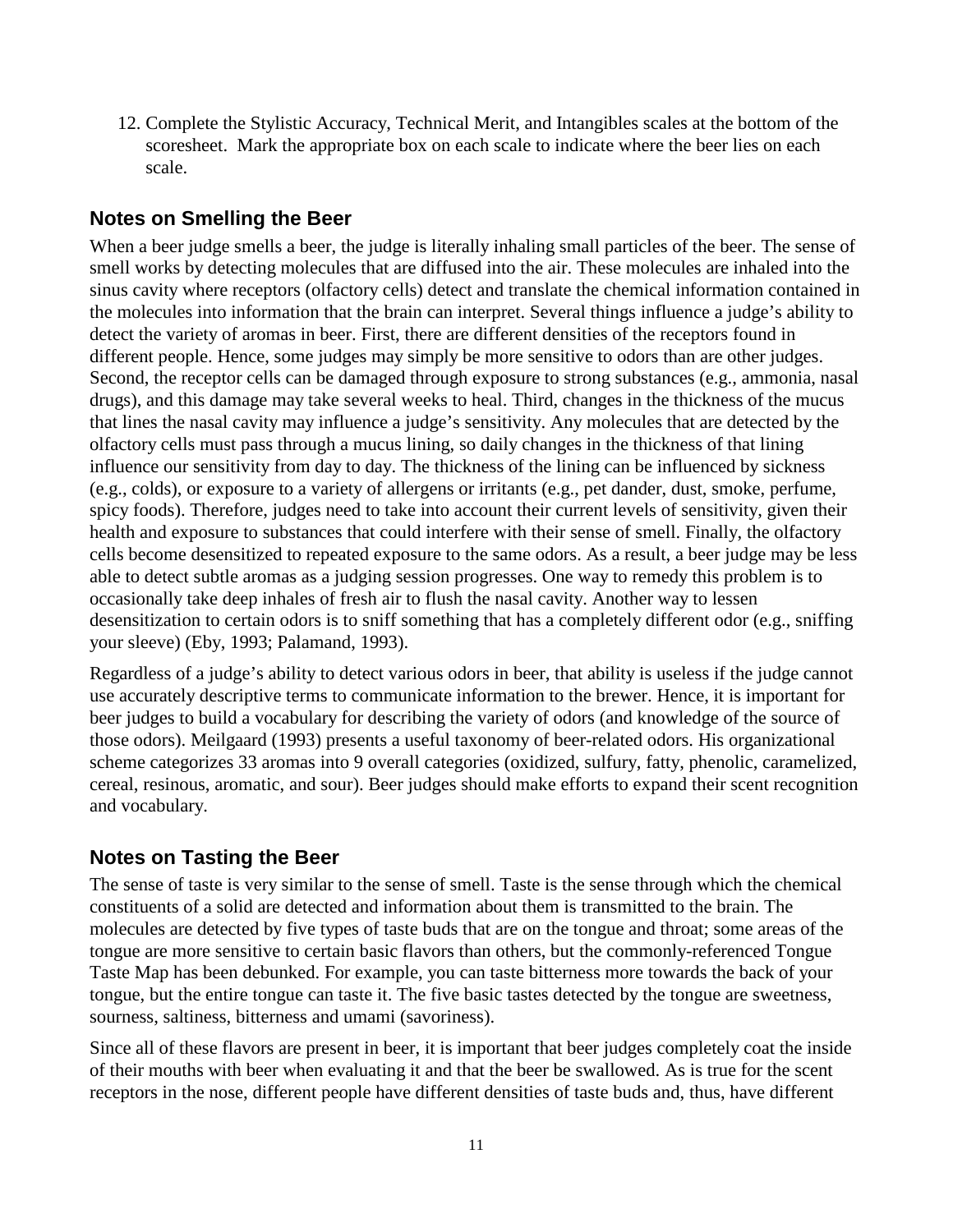12. Complete the Stylistic Accuracy, Technical Merit, and Intangibles scales at the bottom of the scoresheet. Mark the appropriate box on each scale to indicate where the beer lies on each scale.

## Notes on Smelling the Beer

When a beer judge smells a beer, the judge is literally inhaling small particles of the beer. The sense of smell works by detecting molecules that are diffused into the air. These molecules are inhaled into the sinus cavity where receptors (olfactory cells) detect and translate the chemical information contained in the molecules into information that the brain can interpret. Several things influence a judge's ability to detect the variety of aromas in beer. First, there are different densities of the receptors found in different people. Hence, some judges may simply be more sensitive to odors than are other judges. Second, the receptor cells can be damaged through exposure to strong substances (e.g., ammonia, nasal drugs), and this damage may take several weeks to heal. Third, changes in the thickness of the mucus that lines the nasal cavity may influence a judge's sensitivity. Any molecules that are detected by the olfactory cells must pass through a mucus lining, so daily changes in the thickness of that lining influence our sensitivity from day to day. The thickness of the lining can be influenced by sickness (e.g., colds), or exposure to a variety of allergens or irritants (e.g., pet dander, dust, smoke, perfume, spicy foods). Therefore, judges need to take into account their current levels of sensitivity, given their health and exposure to substances that could interfere with their sense of smell. Finally, the olfactory cells become desensitized to repeated exposure to the same odors. As a result, a beer judge may be less able to detect subtle aromas as a judging session progresses. One way to remedy this problem is to occasionally take deep inhales of fresh air to flush the nasal cavity. Another way to lessen desensitization to certain odors is to sniff something that has a completely different odor (e.g., sniffing your sleeve) (Eby, 1993; Palamand, 1993).

Regardless of a judge's ability to detect various odors in beer, that ability is useless if the judge cannot use accurately descriptive terms to communicate information to the brewer. Hence, it is important for beer judges to build a vocabulary for describing the variety of odors (and knowledge of the source of those odors). Meilgaard (1993) presents a useful taxonomy of beer-related odors. His organizational scheme categorizes 33 aromas into 9 overall categories (oxidized, sulfury, fatty, phenolic, caramelized, cereal, resinous, aromatic, and sour). Beer judges should make efforts to expand their scent recognition and vocabulary.

## Notes on Tasting the Beer

The sense of taste is very similar to the sense of smell. Taste is the sense through which the chemical constituents of a solid are detected and information about them is transmitted to the brain. The molecules are detected by five types of taste buds that are on the tongue and throat; some areas of the tongue are more sensitive to certain basic flavors than others, but the commonly-referenced Tongue Taste Map has been debunked. For example, you can taste bitterness more towards the back of your tongue, but the entire tongue can taste it. The five basic tastes detected by the tongue are sweetness, sourness, saltiness, bitterness and umami (savoriness).

Since all of these flavors are present in beer, it is important that beer judges completely coat the inside of their mouths with beer when evaluating it and that the beer be swallowed. As is true for the scent receptors in the nose, different people have different densities of taste buds and, thus, have different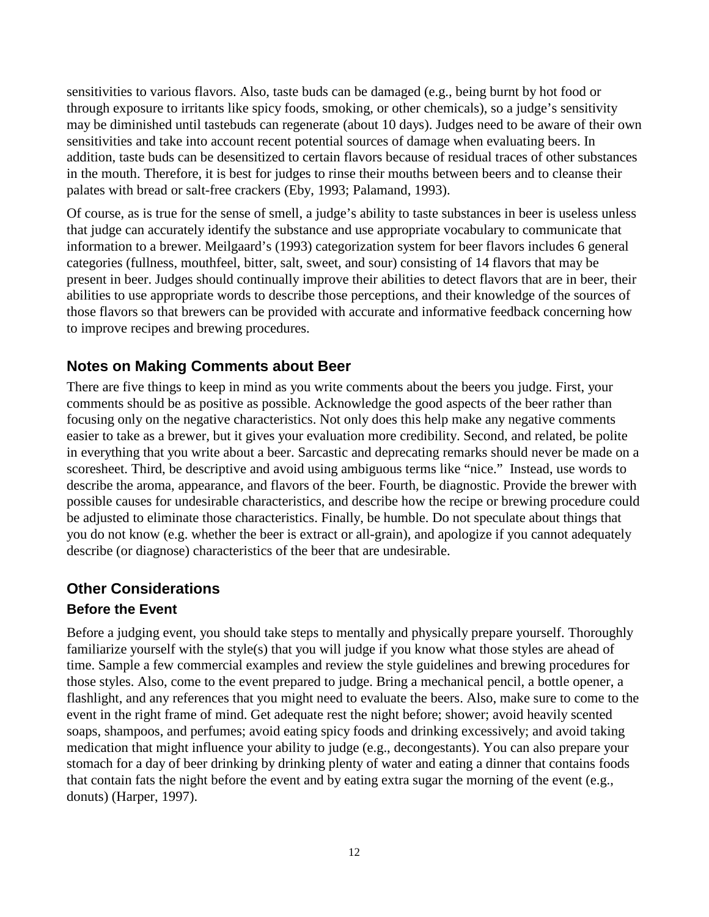sensitivities to various flavors. Also, taste buds can be damaged (e.g., being burnt by hot food or through exposure to irritants like spicy foods, smoking, or other chemicals), so a judge's sensitivity may be diminished until tastebuds can regenerate (about 10 days). Judges need to be aware of their own sensitivities and take into account recent potential sources of damage when evaluating beers. In addition, taste buds can be desensitized to certain flavors because of residual traces of other substances in the mouth. Therefore, it is best for judges to rinse their mouths between beers and to cleanse their palates with bread or salt-free crackers (Eby, 1993; Palamand, 1993).

Of course, as is true for the sense of smell, a judge's ability to taste substances in beer is useless unless that judge can accurately identify the substance and use appropriate vocabulary to communicate that information to a brewer. Meilgaard's (1993) categorization system for beer flavors includes 6 general categories (fullness, mouthfeel, bitter, salt, sweet, and sour) consisting of 14 flavors that may be present in beer. Judges should continually improve their abilities to detect flavors that are in beer, their abilities to use appropriate words to describe those perceptions, and their knowledge of the sources of those flavors so that brewers can be provided with accurate and informative feedback concerning how to improve recipes and brewing procedures.

## Notes on Making Comments about Beer

There are five things to keep in mind as you write comments about the beers you judge. First, your comments should be as positive as possible. Acknowledge the good aspects of the beer rather than focusing only on the negative characteristics. Not only does this help make any negative comments easier to take as a brewer, but it gives your evaluation more credibility. Second, and related, be polite in everything that you write about a beer. Sarcastic and deprecating remarks should never be made on a scoresheet. Third, be descriptive and avoid using ambiguous terms like "nice." Instead, use words to describe the aroma, appearance, and flavors of the beer. Fourth, be diagnostic. Provide the brewer with possible causes for undesirable characteristics, and describe how the recipe or brewing procedure could be adjusted to eliminate those characteristics. Finally, be humble. Do not speculate about things that you do not know (e.g. whether the beer is extract or all-grain), and apologize if you cannot adequately describe (or diagnose) characteristics of the beer that are undesirable.

## Other Considerations

### Before the Event

Before a judging event, you should take steps to mentally and physically prepare yourself. Thoroughly familiarize yourself with the style(s) that you will judge if you know what those styles are ahead of time. Sample a few commercial examples and review the style guidelines and brewing procedures for those styles. Also, come to the event prepared to judge. Bring a mechanical pencil, a bottle opener, a flashlight, and any references that you might need to evaluate the beers. Also, make sure to come to the event in the right frame of mind. Get adequate rest the night before; shower; avoid heavily scented soaps, shampoos, and perfumes; avoid eating spicy foods and drinking excessively; and avoid taking medication that might influence your ability to judge (e.g., decongestants). You can also prepare your stomach for a day of beer drinking by drinking plenty of water and eating a dinner that contains foods that contain fats the night before the event and by eating extra sugar the morning of the event (e.g., donuts) (Harper, 1997).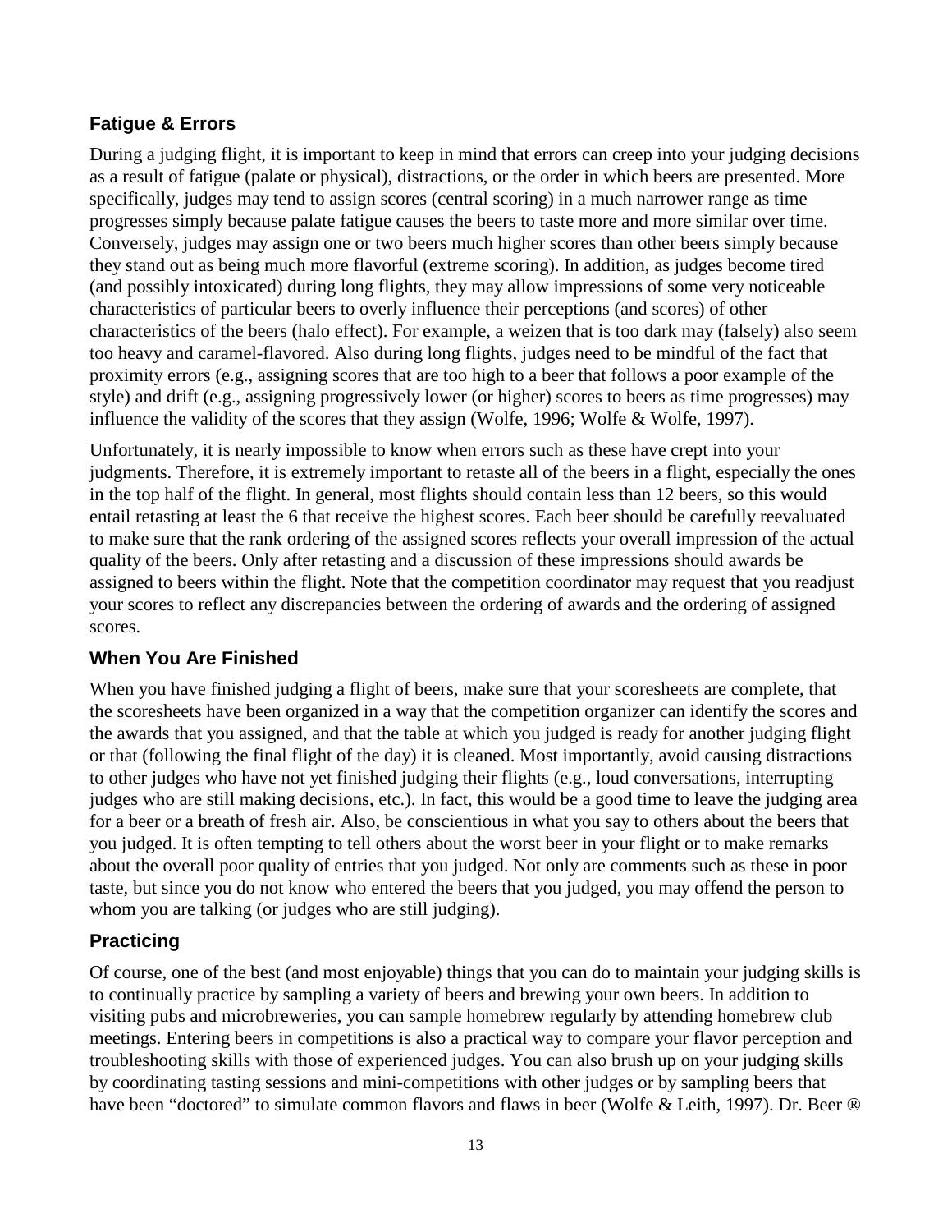### Fatigue & Errors

During a judging flight, it is important to keep in mind that errors can creep into your judging decisions as a result of fatigue (palate or physical), distractions, or the order in which beers are presented. More specifically, judges may tend to assign scores (central scoring) in a much narrower range as time progresses simply because palate fatigue causes the beers to taste more and more similar over time. Conversely, judges may assign one or two beers much higher scores than other beers simply because they stand out as being much more flavorful (extreme scoring). In addition, as judges become tired (and possibly intoxicated) during long flights, they may allow impressions of some very noticeable characteristics of particular beers to overly influence their perceptions (and scores) of other characteristics of the beers (halo effect). For example, a weizen that is too dark may (falsely) also seem too heavy and caramel-flavored. Also during long flights, judges need to be mindful of the fact that proximity errors (e.g., assigning scores that are too high to a beer that follows a poor example of the style) and drift (e.g., assigning progressively lower (or higher) scores to beers as time progresses) may influence the validity of the scores that they assign (Wolfe, 1996; Wolfe & Wolfe, 1997).

Unfortunately, it is nearly impossible to know when errors such as these have crept into your judgments. Therefore, it is extremely important to retaste all of the beers in a flight, especially the ones in the top half of the flight. In general, most flights should contain less than 12 beers, so this would entail retasting at least the 6 that receive the highest scores. Each beer should be carefully reevaluated to make sure that the rank ordering of the assigned scores reflects your overall impression of the actual quality of the beers. Only after retasting and a discussion of these impressions should awards be assigned to beers within the flight. Note that the competition coordinator may request that you readjust your scores to reflect any discrepancies between the ordering of awards and the ordering of assigned scores.

### When You Are Finished

When you have finished judging a flight of beers, make sure that your scoresheets are complete, that the scoresheets have been organized in a way that the competition organizer can identify the scores and the awards that you assigned, and that the table at which you judged is ready for another judging flight or that (following the final flight of the day) it is cleaned. Most importantly, avoid causing distractions to other judges who have not yet finished judging their flights (e.g., loud conversations, interrupting judges who are still making decisions, etc.). In fact, this would be a good time to leave the judging area for a beer or a breath of fresh air. Also, be conscientious in what you say to others about the beers that you judged. It is often tempting to tell others about the worst beer in your flight or to make remarks about the overall poor quality of entries that you judged. Not only are comments such as these in poor taste, but since you do not know who entered the beers that you judged, you may offend the person to whom you are talking (or judges who are still judging).

### Practicing

Of course, one of the best (and most enjoyable) things that you can do to maintain your judging skills is to continually practice by sampling a variety of beers and brewing your own beers. In addition to visiting pubs and microbreweries, you can sample homebrew regularly by attending homebrew club meetings. Entering beers in competitions is also a practical way to compare your flavor perception and troubleshooting skills with those of experienced judges. You can also brush up on your judging skills by coordinating tasting sessions and mini-competitions with other judges or by sampling beers that have been "doctored" to simulate common flavors and flaws in beer (Wolfe & Leith, 1997). Dr. Beer ®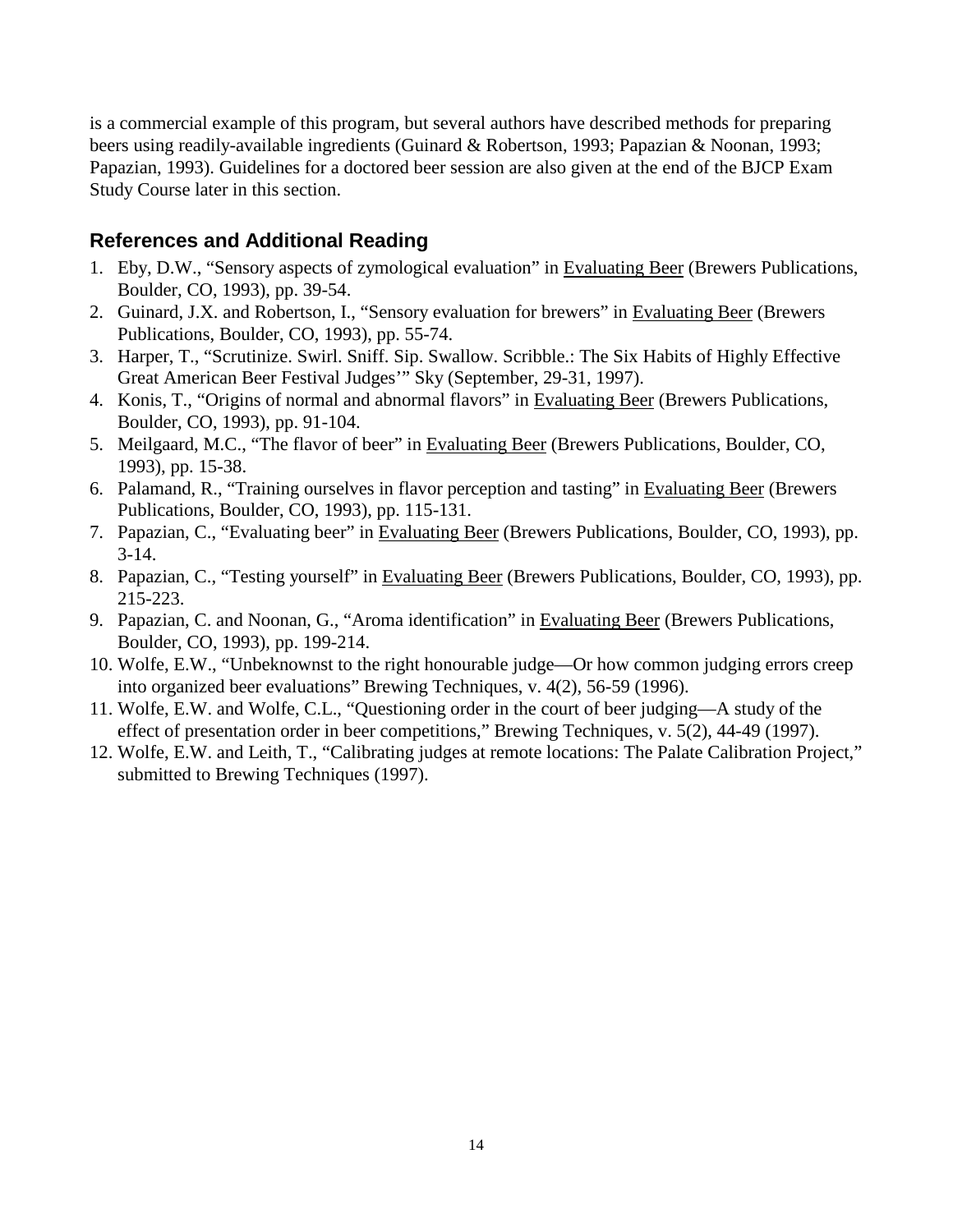is a commercial example of this program, but several authors have described methods for preparing beers using readily-available ingredients (Guinard & Robertson, 1993; Papazian & Noonan, 1993; Papazian, 1993). Guidelines for a doctored beer session are also given at the end of the BJCP Exam Study Course later in this section.

## References and Additional Reading

1. Eby, D.W., "Sensory aspects of zymological evaluation" in Evaluating Beer (Brewers Publications, Boulder, CO, 1993), pp. 39-54.
2. Guinard, J.X. and Robertson, I., "Sensory evaluation for brewers" in Evaluating Beer (Brewers Publications, Boulder, CO, 1993), pp. 55-74.
3. Harper, T., "Scrutinize. Swirl. Sniff. Sip. Swallow. Scribble.: The Six Habits of Highly Effective Great American Beer Festival Judges'" Sky (September, 29-31, 1997).
4. Konis, T., "Origins of normal and abnormal flavors" in Evaluating Beer (Brewers Publications, Boulder, CO, 1993), pp. 91-104.
5. Meilgaard, M.C., "The flavor of beer" in Evaluating Beer (Brewers Publications, Boulder, CO, 1993), pp. 15-38.
6. Palamand, R., "Training ourselves in flavor perception and tasting" in Evaluating Beer (Brewers Publications, Boulder, CO, 1993), pp. 115-131.
7. Papazian, C., "Evaluating beer" in Evaluating Beer (Brewers Publications, Boulder, CO, 1993), pp. 3-14.
8. Papazian, C., "Testing yourself" in Evaluating Beer (Brewers Publications, Boulder, CO, 1993), pp. 215-223.
9. Papazian, C. and Noonan, G., "Aroma identification" in Evaluating Beer (Brewers Publications, Boulder, CO, 1993), pp. 199-214.
10. Wolfe, E.W., "Unbeknownst to the right honourable judge—Or how common judging errors creep into organized beer evaluations" Brewing Techniques, v. 4(2), 56-59 (1996).
11. Wolfe, E.W. and Wolfe, C.L., "Questioning order in the court of beer judging—A study of the effect of presentation order in beer competitions," Brewing Techniques, v. 5(2), 44-49 (1997).
12. Wolfe, E.W. and Leith, T., "Calibrating judges at remote locations: The Palate Calibration Project," submitted to Brewing Techniques (1997).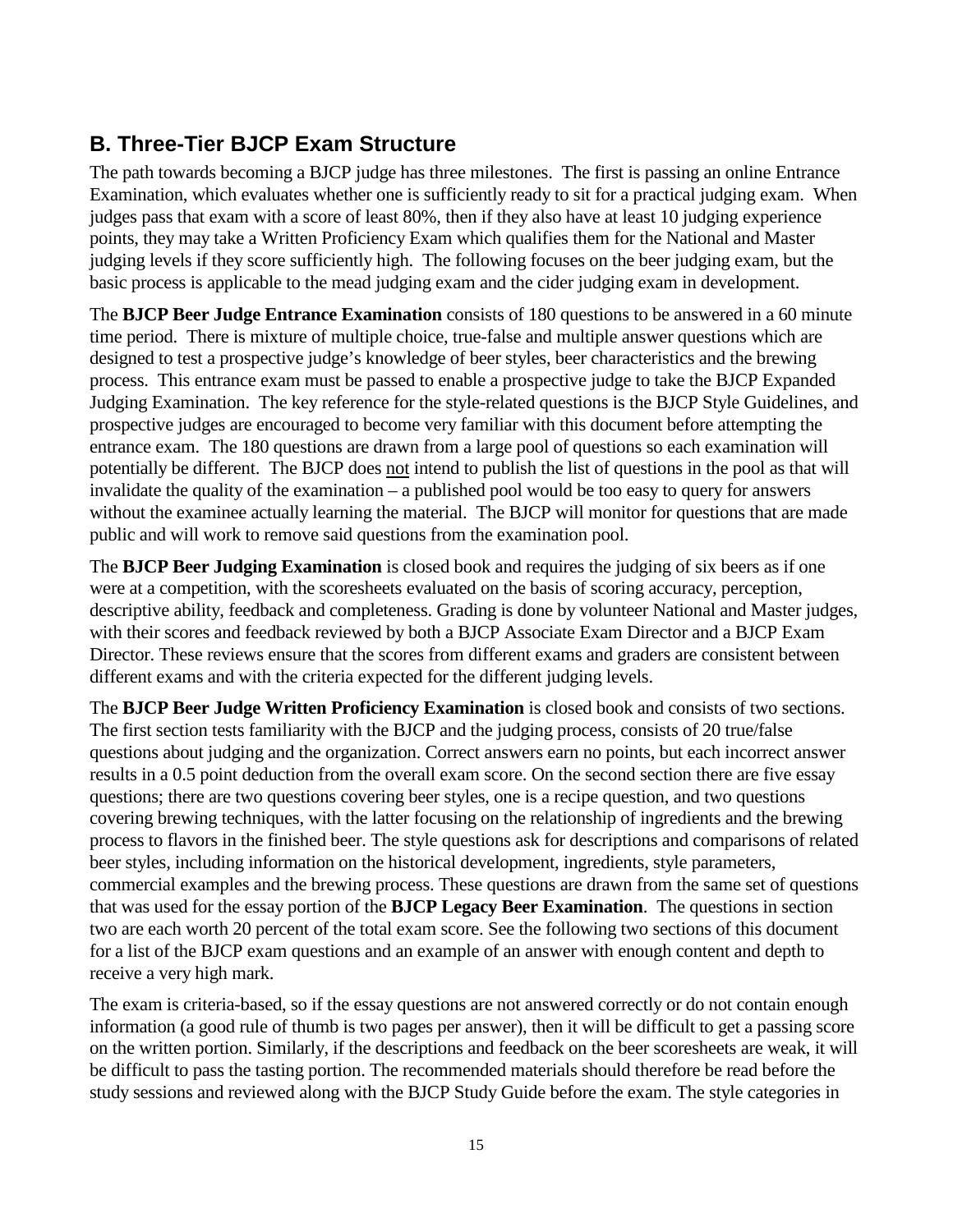## B. Three-Tier BJCP Exam Structure

The path towards becoming a BJCP judge has three milestones. The first is passing an online Entrance Examination, which evaluates whether one is sufficiently ready to sit for a practical judging exam. When judges pass that exam with a score of least 80%, then if they also have at least 10 judging experience points, they may take a Written Proficiency Exam which qualifies them for the National and Master judging levels if they score sufficiently high. The following focuses on the beer judging exam, but the basic process is applicable to the mead judging exam and the cider judging exam in development.

The **BJCP Beer Judge Entrance Examination** consists of 180 questions to be answered in a 60 minute time period. There is mixture of multiple choice, true-false and multiple answer questions which are designed to test a prospective judge's knowledge of beer styles, beer characteristics and the brewing process. This entrance exam must be passed to enable a prospective judge to take the BJCP Expanded Judging Examination. The key reference for the style-related questions is the BJCP Style Guidelines, and prospective judges are encouraged to become very familiar with this document before attempting the entrance exam. The 180 questions are drawn from a large pool of questions so each examination will potentially be different. The BJCP does <u>not</u> intend to publish the list of questions in the pool as that will invalidate the quality of the examination – a published pool would be too easy to query for answers without the examinee actually learning the material. The BJCP will monitor for questions that are made public and will work to remove said questions from the examination pool.

The **BJCP Beer Judging Examination** is closed book and requires the judging of six beers as if one were at a competition, with the scoresheets evaluated on the basis of scoring accuracy, perception, descriptive ability, feedback and completeness. Grading is done by volunteer National and Master judges, with their scores and feedback reviewed by both a BJCP Associate Exam Director and a BJCP Exam Director. These reviews ensure that the scores from different exams and graders are consistent between different exams and with the criteria expected for the different judging levels.

The **BJCP Beer Judge Written Proficiency Examination** is closed book and consists of two sections. The first section tests familiarity with the BJCP and the judging process, consists of 20 true/false questions about judging and the organization. Correct answers earn no points, but each incorrect answer results in a 0.5 point deduction from the overall exam score. On the second section there are five essay questions; there are two questions covering beer styles, one is a recipe question, and two questions covering brewing techniques, with the latter focusing on the relationship of ingredients and the brewing process to flavors in the finished beer. The style questions ask for descriptions and comparisons of related beer styles, including information on the historical development, ingredients, style parameters, commercial examples and the brewing process. These questions are drawn from the same set of questions that was used for the essay portion of the **BJCP Legacy Beer Examination**. The questions in section two are each worth 20 percent of the total exam score. See the following two sections of this document for a list of the BJCP exam questions and an example of an answer with enough content and depth to receive a very high mark.

The exam is criteria-based, so if the essay questions are not answered correctly or do not contain enough information (a good rule of thumb is two pages per answer), then it will be difficult to get a passing score on the written portion. Similarly, if the descriptions and feedback on the beer scoresheets are weak, it will be difficult to pass the tasting portion. The recommended materials should therefore be read before the study sessions and reviewed along with the BJCP Study Guide before the exam. The style categories in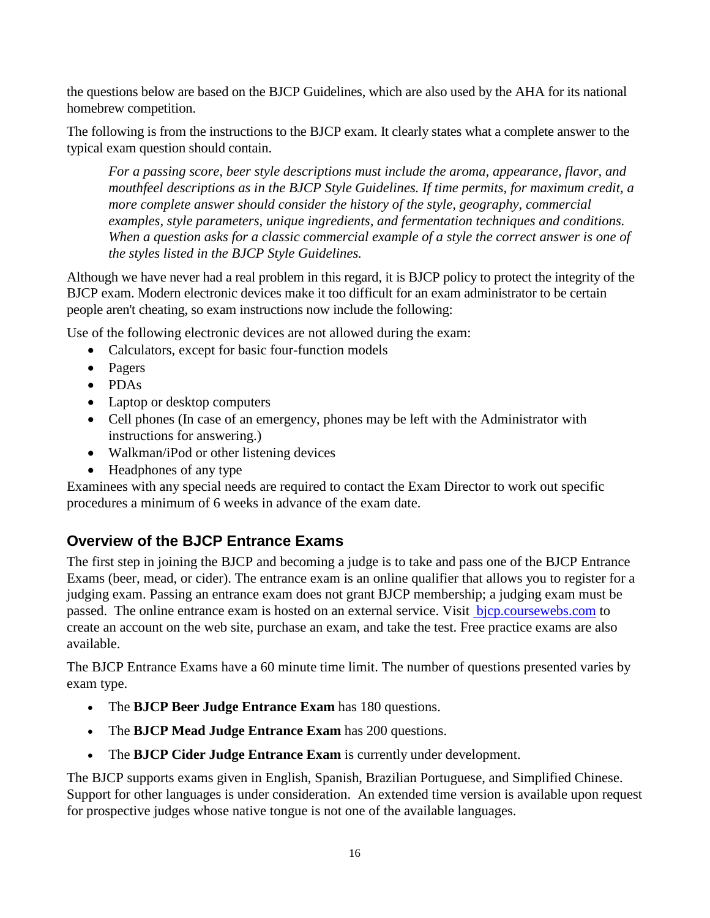the questions below are based on the BJCP Guidelines, which are also used by the AHA for its national homebrew competition.

The following is from the instructions to the BJCP exam. It clearly states what a complete answer to the typical exam question should contain.

> *For a passing score, beer style descriptions must include the aroma, appearance, flavor, and mouthfeel descriptions as in the BJCP Style Guidelines. If time permits, for maximum credit, a more complete answer should consider the history of the style, geography, commercial examples, style parameters, unique ingredients, and fermentation techniques and conditions. When a question asks for a classic commercial example of a style the correct answer is one of the styles listed in the BJCP Style Guidelines.*

Although we have never had a real problem in this regard, it is BJCP policy to protect the integrity of the BJCP exam. Modern electronic devices make it too difficult for an exam administrator to be certain people aren't cheating, so exam instructions now include the following:

Use of the following electronic devices are not allowed during the exam:

- Calculators, except for basic four-function models
- Pagers
- PDAs
- Laptop or desktop computers
- Cell phones (In case of an emergency, phones may be left with the Administrator with instructions for answering.)
- Walkman/iPod or other listening devices
- Headphones of any type

Examinees with any special needs are required to contact the Exam Director to work out specific procedures a minimum of 6 weeks in advance of the exam date.

## Overview of the BJCP Entrance Exams

The first step in joining the BJCP and becoming a judge is to take and pass one of the BJCP Entrance Exams (beer, mead, or cider). The entrance exam is an online qualifier that allows you to register for a judging exam. Passing an entrance exam does not grant BJCP membership; a judging exam must be passed. The online entrance exam is hosted on an external service. Visit bjcp.coursewebs.com to create an account on the web site, purchase an exam, and take the test. Free practice exams are also available.

The BJCP Entrance Exams have a 60 minute time limit. The number of questions presented varies by exam type.

- The **BJCP Beer Judge Entrance Exam** has 180 questions.
- The **BJCP Mead Judge Entrance Exam** has 200 questions.
- The **BJCP Cider Judge Entrance Exam** is currently under development.

The BJCP supports exams given in English, Spanish, Brazilian Portuguese, and Simplified Chinese. Support for other languages is under consideration. An extended time version is available upon request for prospective judges whose native tongue is not one of the available languages.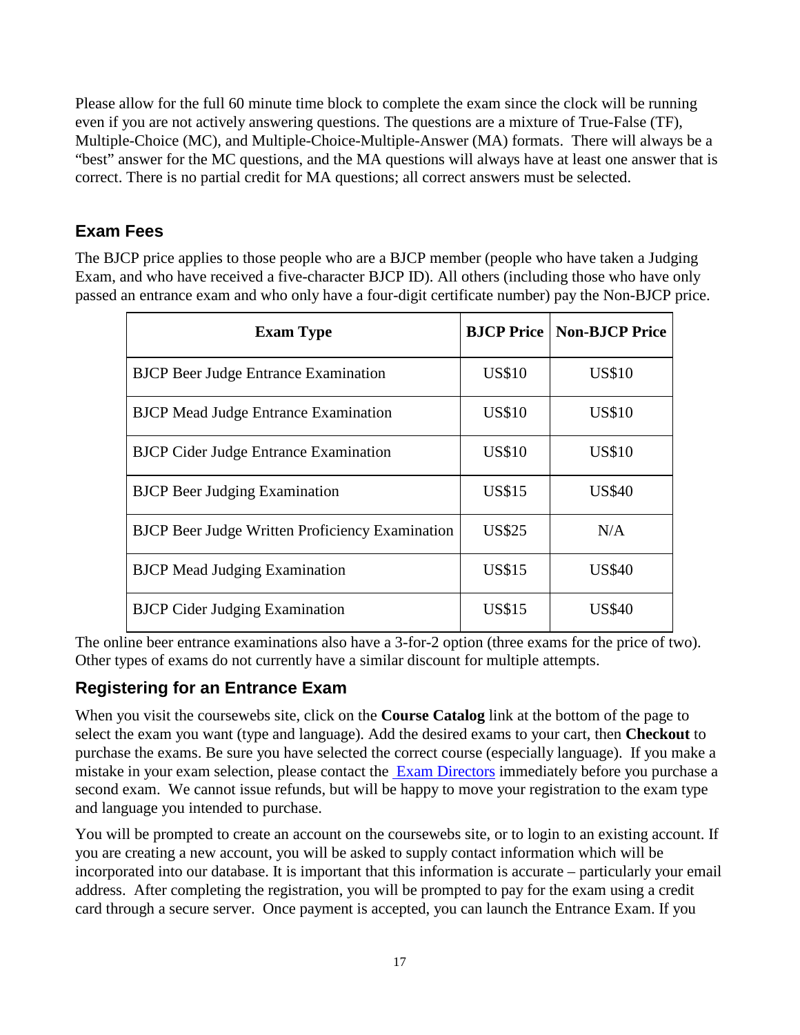Please allow for the full 60 minute time block to complete the exam since the clock will be running even if you are not actively answering questions. The questions are a mixture of True-False (TF), Multiple-Choice (MC), and Multiple-Choice-Multiple-Answer (MA) formats. There will always be a "best" answer for the MC questions, and the MA questions will always have at least one answer that is correct. There is no partial credit for MA questions; all correct answers must be selected.

## Exam Fees

The BJCP price applies to those people who are a BJCP member (people who have taken a Judging Exam, and who have received a five-character BJCP ID). All others (including those who have only passed an entrance exam and who only have a four-digit certificate number) pay the Non-BJCP price.

| Exam Type | BJCP Price | Non-BJCP Price |
|---|---|---|
| BJCP Beer Judge Entrance Examination | US$10 | US$10 |
| BJCP Mead Judge Entrance Examination | US$10 | US$10 |
| BJCP Cider Judge Entrance Examination | US$10 | US$10 |
| BJCP Beer Judging Examination | US$15 | US$40 |
| BJCP Beer Judge Written Proficiency Examination | US$25 | N/A |
| BJCP Mead Judging Examination | US$15 | US$40 |
| BJCP Cider Judging Examination | US$15 | US$40 |

The online beer entrance examinations also have a 3-for-2 option (three exams for the price of two). Other types of exams do not currently have a similar discount for multiple attempts.

## Registering for an Entrance Exam

When you visit the coursewebs site, click on the **Course Catalog** link at the bottom of the page to select the exam you want (type and language). Add the desired exams to your cart, then **Checkout** to purchase the exams. Be sure you have selected the correct course (especially language). If you make a mistake in your exam selection, please contact the Exam Directors immediately before you purchase a second exam. We cannot issue refunds, but will be happy to move your registration to the exam type and language you intended to purchase.

You will be prompted to create an account on the coursewebs site, or to login to an existing account. If you are creating a new account, you will be asked to supply contact information which will be incorporated into our database. It is important that this information is accurate – particularly your email address. After completing the registration, you will be prompted to pay for the exam using a credit card through a secure server. Once payment is accepted, you can launch the Entrance Exam. If you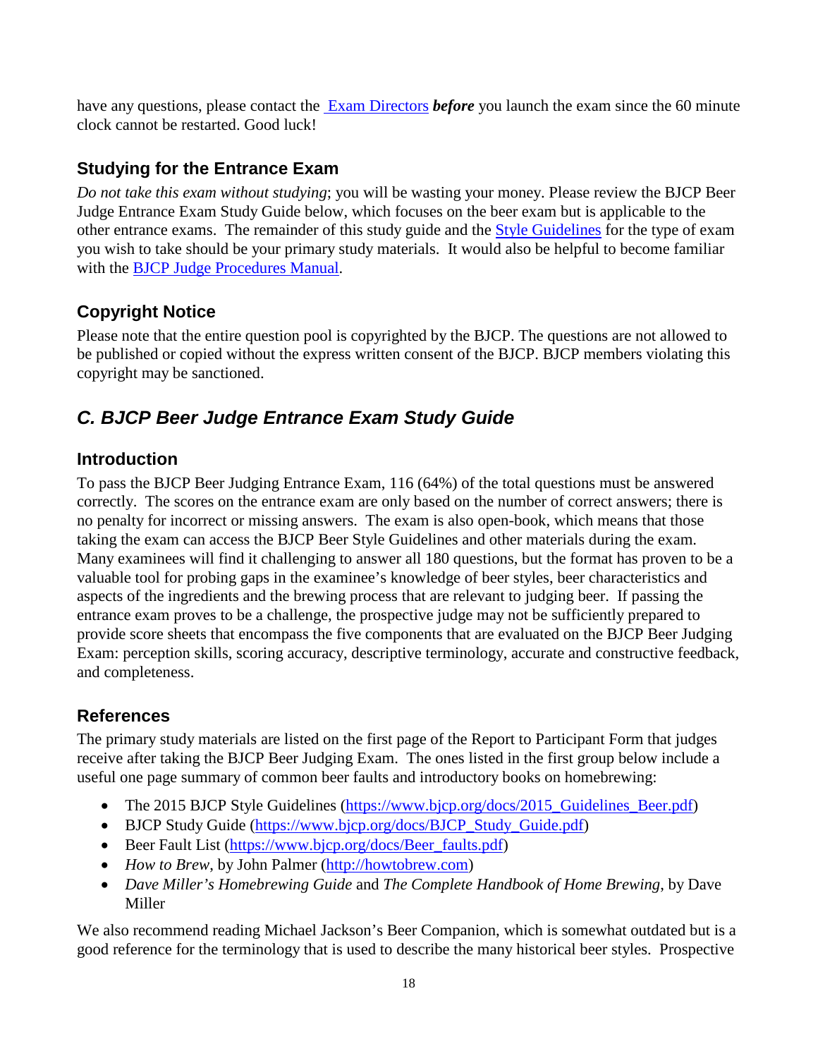have any questions, please contact the [Exam Directors](#) ***before*** you launch the exam since the 60 minute clock cannot be restarted. Good luck!

### Studying for the Entrance Exam

*Do not take this exam without studying*; you will be wasting your money. Please review the BJCP Beer Judge Entrance Exam Study Guide below, which focuses on the beer exam but is applicable to the other entrance exams. The remainder of this study guide and the [Style Guidelines](#) for the type of exam you wish to take should be your primary study materials. It would also be helpful to become familiar with the [BJCP Judge Procedures Manual](#).

### Copyright Notice

Please note that the entire question pool is copyrighted by the BJCP. The questions are not allowed to be published or copied without the express written consent of the BJCP. BJCP members violating this copyright may be sanctioned.

## *C. BJCP Beer Judge Entrance Exam Study Guide*

### Introduction

To pass the BJCP Beer Judging Entrance Exam, 116 (64%) of the total questions must be answered correctly. The scores on the entrance exam are only based on the number of correct answers; there is no penalty for incorrect or missing answers. The exam is also open-book, which means that those taking the exam can access the BJCP Beer Style Guidelines and other materials during the exam. Many examinees will find it challenging to answer all 180 questions, but the format has proven to be a valuable tool for probing gaps in the examinee's knowledge of beer styles, beer characteristics and aspects of the ingredients and the brewing process that are relevant to judging beer. If passing the entrance exam proves to be a challenge, the prospective judge may not be sufficiently prepared to provide score sheets that encompass the five components that are evaluated on the BJCP Beer Judging Exam: perception skills, scoring accuracy, descriptive terminology, accurate and constructive feedback, and completeness.

### References

The primary study materials are listed on the first page of the Report to Participant Form that judges receive after taking the BJCP Beer Judging Exam. The ones listed in the first group below include a useful one page summary of common beer faults and introductory books on homebrewing:

- The 2015 BJCP Style Guidelines (https://www.bjcp.org/docs/2015_Guidelines_Beer.pdf)
- BJCP Study Guide (https://www.bjcp.org/docs/BJCP_Study_Guide.pdf)
- Beer Fault List (https://www.bjcp.org/docs/Beer_faults.pdf)
- *How to Brew*, by John Palmer (http://howtobrew.com)
- *Dave Miller's Homebrewing Guide* and *The Complete Handbook of Home Brewing*, by Dave Miller

We also recommend reading Michael Jackson's Beer Companion, which is somewhat outdated but is a good reference for the terminology that is used to describe the many historical beer styles. Prospective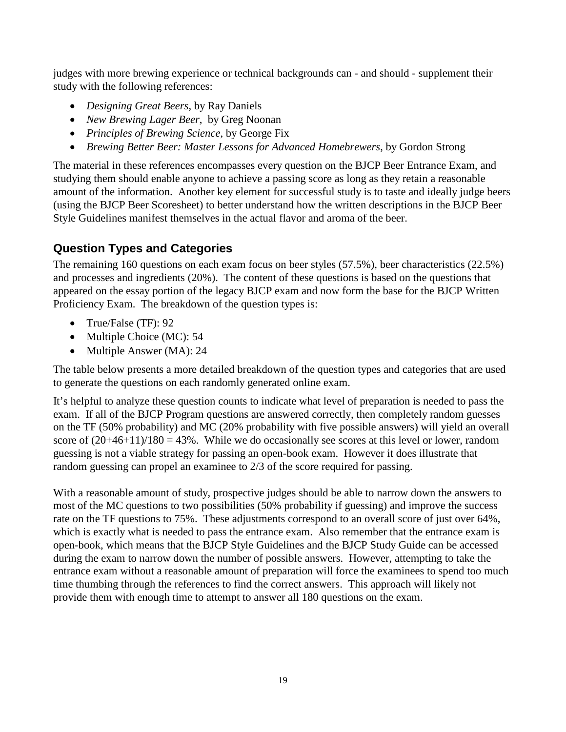judges with more brewing experience or technical backgrounds can - and should - supplement their study with the following references:

- *Designing Great Beers*, by Ray Daniels
- *New Brewing Lager Beer*, by Greg Noonan
- *Principles of Brewing Science*, by George Fix
- *Brewing Better Beer: Master Lessons for Advanced Homebrewers*, by Gordon Strong

The material in these references encompasses every question on the BJCP Beer Entrance Exam, and studying them should enable anyone to achieve a passing score as long as they retain a reasonable amount of the information. Another key element for successful study is to taste and ideally judge beers (using the BJCP Beer Scoresheet) to better understand how the written descriptions in the BJCP Beer Style Guidelines manifest themselves in the actual flavor and aroma of the beer.

## Question Types and Categories

The remaining 160 questions on each exam focus on beer styles (57.5%), beer characteristics (22.5%) and processes and ingredients (20%). The content of these questions is based on the questions that appeared on the essay portion of the legacy BJCP exam and now form the base for the BJCP Written Proficiency Exam. The breakdown of the question types is:

- True/False (TF): 92
- Multiple Choice (MC): 54
- Multiple Answer (MA): 24

The table below presents a more detailed breakdown of the question types and categories that are used to generate the questions on each randomly generated online exam.

It's helpful to analyze these question counts to indicate what level of preparation is needed to pass the exam. If all of the BJCP Program questions are answered correctly, then completely random guesses on the TF (50% probability) and MC (20% probability with five possible answers) will yield an overall score of $(20+46+11)/180 = 43\%$. While we do occasionally see scores at this level or lower, random guessing is not a viable strategy for passing an open-book exam. However it does illustrate that random guessing can propel an examinee to 2/3 of the score required for passing.

With a reasonable amount of study, prospective judges should be able to narrow down the answers to most of the MC questions to two possibilities (50% probability if guessing) and improve the success rate on the TF questions to 75%. These adjustments correspond to an overall score of just over 64%, which is exactly what is needed to pass the entrance exam. Also remember that the entrance exam is open-book, which means that the BJCP Style Guidelines and the BJCP Study Guide can be accessed during the exam to narrow down the number of possible answers. However, attempting to take the entrance exam without a reasonable amount of preparation will force the examinees to spend too much time thumbing through the references to find the correct answers. This approach will likely not provide them with enough time to attempt to answer all 180 questions on the exam.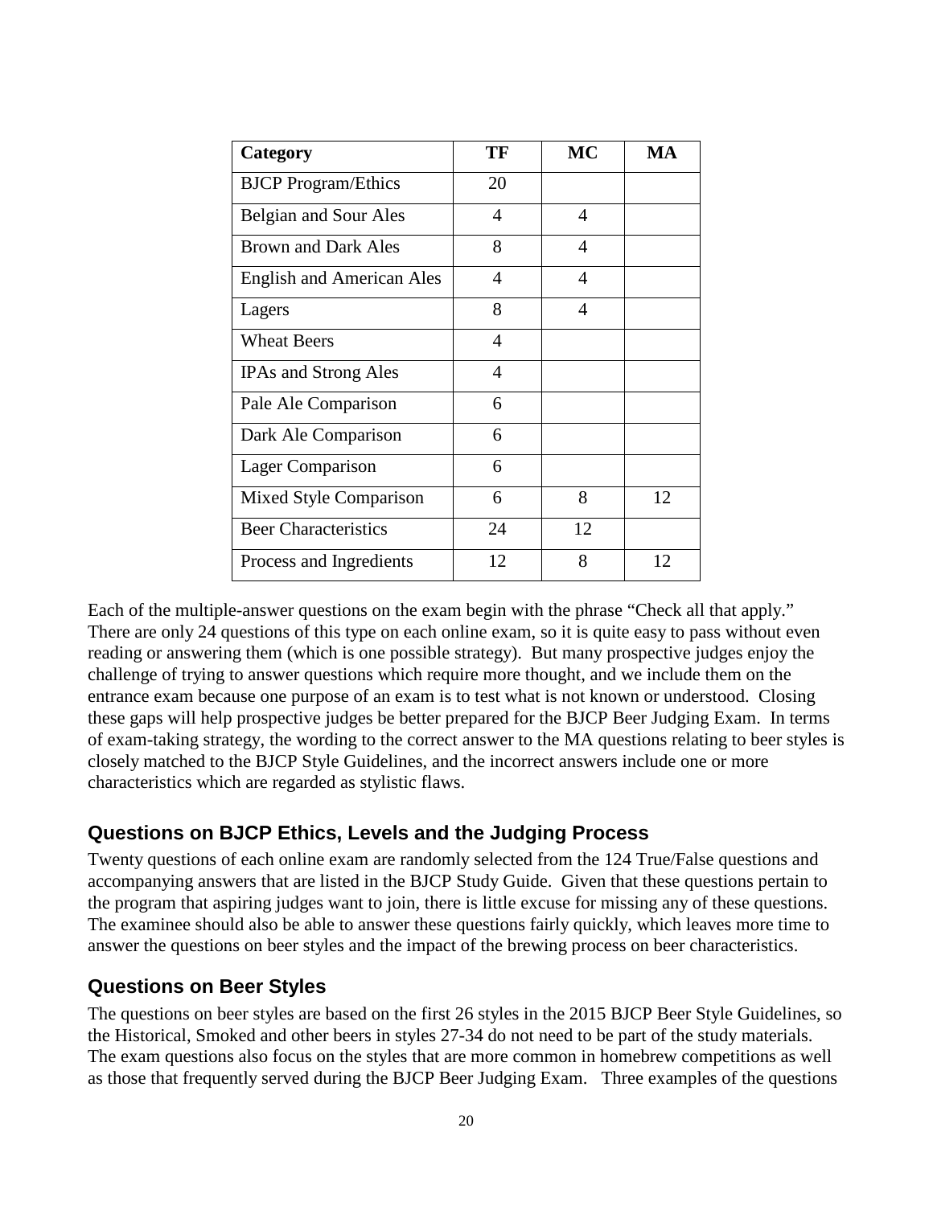| Category | TF | MC | MA |
|---|---|---|---|
| BJCP Program/Ethics | 20 | | |
| Belgian and Sour Ales | 4 | 4 | |
| Brown and Dark Ales | 8 | 4 | |
| English and American Ales | 4 | 4 | |
| Lagers | 8 | 4 | |
| Wheat Beers | 4 | | |
| IPAs and Strong Ales | 4 | | |
| Pale Ale Comparison | 6 | | |
| Dark Ale Comparison | 6 | | |
| Lager Comparison | 6 | | |
| Mixed Style Comparison | 6 | 8 | 12 |
| Beer Characteristics | 24 | 12 | |
| Process and Ingredients | 12 | 8 | 12 |

Each of the multiple-answer questions on the exam begin with the phrase "Check all that apply." There are only 24 questions of this type on each online exam, so it is quite easy to pass without even reading or answering them (which is one possible strategy). But many prospective judges enjoy the challenge of trying to answer questions which require more thought, and we include them on the entrance exam because one purpose of an exam is to test what is not known or understood. Closing these gaps will help prospective judges be better prepared for the BJCP Beer Judging Exam. In terms of exam-taking strategy, the wording to the correct answer to the MA questions relating to beer styles is closely matched to the BJCP Style Guidelines, and the incorrect answers include one or more characteristics which are regarded as stylistic flaws.

## Questions on BJCP Ethics, Levels and the Judging Process

Twenty questions of each online exam are randomly selected from the 124 True/False questions and accompanying answers that are listed in the BJCP Study Guide. Given that these questions pertain to the program that aspiring judges want to join, there is little excuse for missing any of these questions. The examinee should also be able to answer these questions fairly quickly, which leaves more time to answer the questions on beer styles and the impact of the brewing process on beer characteristics.

## Questions on Beer Styles

The questions on beer styles are based on the first 26 styles in the 2015 BJCP Beer Style Guidelines, so the Historical, Smoked and other beers in styles 27-34 do not need to be part of the study materials. The exam questions also focus on the styles that are more common in homebrew competitions as well as those that frequently served during the BJCP Beer Judging Exam. Three examples of the questions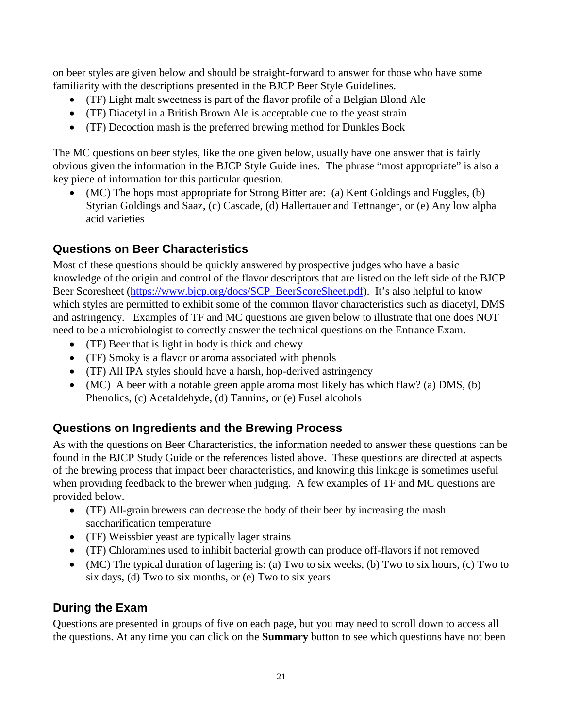on beer styles are given below and should be straight-forward to answer for those who have some familiarity with the descriptions presented in the BJCP Beer Style Guidelines.

- (TF) Light malt sweetness is part of the flavor profile of a Belgian Blond Ale
- (TF) Diacetyl in a British Brown Ale is acceptable due to the yeast strain
- (TF) Decoction mash is the preferred brewing method for Dunkles Bock

The MC questions on beer styles, like the one given below, usually have one answer that is fairly obvious given the information in the BJCP Style Guidelines. The phrase "most appropriate" is also a key piece of information for this particular question.

- (MC) The hops most appropriate for Strong Bitter are: (a) Kent Goldings and Fuggles, (b) Styrian Goldings and Saaz, (c) Cascade, (d) Hallertauer and Tettnanger, or (e) Any low alpha acid varieties

## Questions on Beer Characteristics

Most of these questions should be quickly answered by prospective judges who have a basic knowledge of the origin and control of the flavor descriptors that are listed on the left side of the BJCP Beer Scoresheet (https://www.bjcp.org/docs/SCP_BeerScoreSheet.pdf). It's also helpful to know which styles are permitted to exhibit some of the common flavor characteristics such as diacetyl, DMS and astringency. Examples of TF and MC questions are given below to illustrate that one does NOT need to be a microbiologist to correctly answer the technical questions on the Entrance Exam.

- (TF) Beer that is light in body is thick and chewy
- (TF) Smoky is a flavor or aroma associated with phenols
- (TF) All IPA styles should have a harsh, hop-derived astringency
- (MC) A beer with a notable green apple aroma most likely has which flaw? (a) DMS, (b) Phenolics, (c) Acetaldehyde, (d) Tannins, or (e) Fusel alcohols

## Questions on Ingredients and the Brewing Process

As with the questions on Beer Characteristics, the information needed to answer these questions can be found in the BJCP Study Guide or the references listed above. These questions are directed at aspects of the brewing process that impact beer characteristics, and knowing this linkage is sometimes useful when providing feedback to the brewer when judging. A few examples of TF and MC questions are provided below.

- (TF) All-grain brewers can decrease the body of their beer by increasing the mash saccharification temperature
- (TF) Weissbier yeast are typically lager strains
- (TF) Chloramines used to inhibit bacterial growth can produce off-flavors if not removed
- (MC) The typical duration of lagering is: (a) Two to six weeks, (b) Two to six hours, (c) Two to six days, (d) Two to six months, or (e) Two to six years

## During the Exam

Questions are presented in groups of five on each page, but you may need to scroll down to access all the questions. At any time you can click on the **Summary** button to see which questions have not been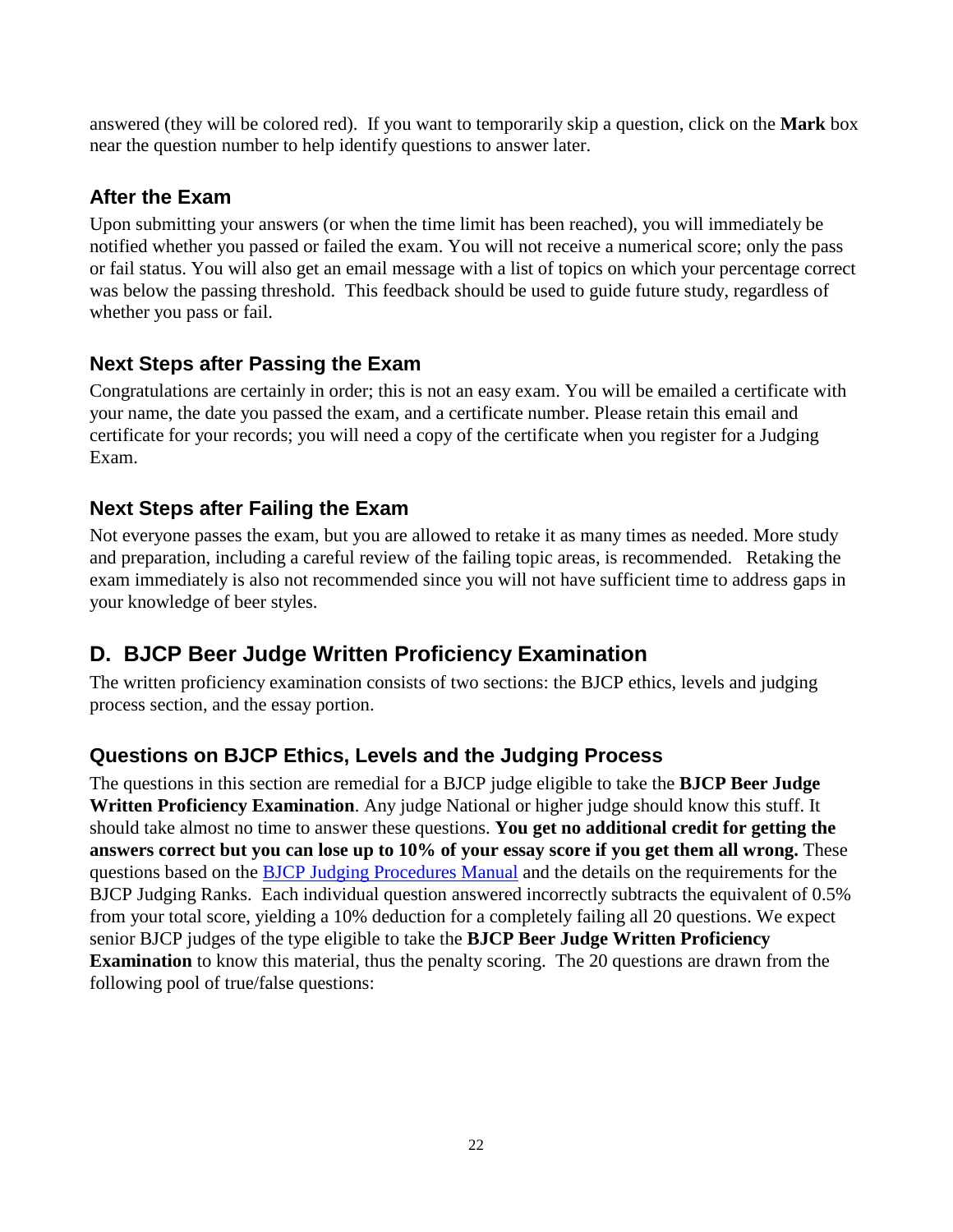answered (they will be colored red). If you want to temporarily skip a question, click on the **Mark** box near the question number to help identify questions to answer later.

### After the Exam

Upon submitting your answers (or when the time limit has been reached), you will immediately be notified whether you passed or failed the exam. You will not receive a numerical score; only the pass or fail status. You will also get an email message with a list of topics on which your percentage correct was below the passing threshold. This feedback should be used to guide future study, regardless of whether you pass or fail.

### Next Steps after Passing the Exam

Congratulations are certainly in order; this is not an easy exam. You will be emailed a certificate with your name, the date you passed the exam, and a certificate number. Please retain this email and certificate for your records; you will need a copy of the certificate when you register for a Judging Exam.

### Next Steps after Failing the Exam

Not everyone passes the exam, but you are allowed to retake it as many times as needed. More study and preparation, including a careful review of the failing topic areas, is recommended. Retaking the exam immediately is also not recommended since you will not have sufficient time to address gaps in your knowledge of beer styles.

## D. BJCP Beer Judge Written Proficiency Examination

The written proficiency examination consists of two sections: the BJCP ethics, levels and judging process section, and the essay portion.

### Questions on BJCP Ethics, Levels and the Judging Process

The questions in this section are remedial for a BJCP judge eligible to take the **BJCP Beer Judge Written Proficiency Examination**. Any judge National or higher judge should know this stuff. It should take almost no time to answer these questions. **You get no additional credit for getting the answers correct but you can lose up to 10% of your essay score if you get them all wrong.** These questions based on the [BJCP Judging Procedures Manual]() and the details on the requirements for the BJCP Judging Ranks. Each individual question answered incorrectly subtracts the equivalent of 0.5% from your total score, yielding a 10% deduction for a completely failing all 20 questions. We expect senior BJCP judges of the type eligible to take the **BJCP Beer Judge Written Proficiency Examination** to know this material, thus the penalty scoring. The 20 questions are drawn from the following pool of true/false questions: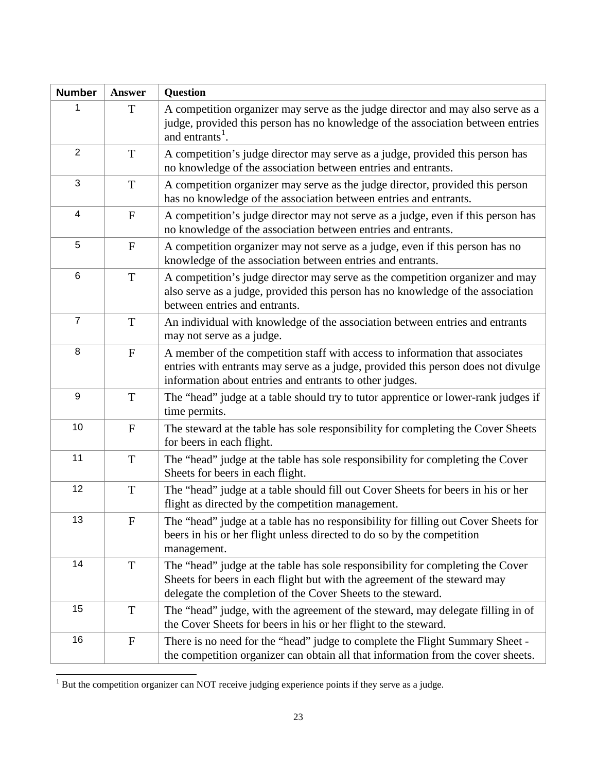| Number | Answer | Question |
|---|---|---|
| 1 | T | A competition organizer may serve as the judge director and may also serve as a judge, provided this person has no knowledge of the association between entries and entrants[1]. |
| 2 | T | A competition's judge director may serve as a judge, provided this person has no knowledge of the association between entries and entrants. |
| 3 | T | A competition organizer may serve as the judge director, provided this person has no knowledge of the association between entries and entrants. |
| 4 | F | A competition's judge director may not serve as a judge, even if this person has no knowledge of the association between entries and entrants. |
| 5 | F | A competition organizer may not serve as a judge, even if this person has no knowledge of the association between entries and entrants. |
| 6 | T | A competition's judge director may serve as the competition organizer and may also serve as a judge, provided this person has no knowledge of the association between entries and entrants. |
| 7 | T | An individual with knowledge of the association between entries and entrants may not serve as a judge. |
| 8 | F | A member of the competition staff with access to information that associates entries with entrants may serve as a judge, provided this person does not divulge information about entries and entrants to other judges. |
| 9 | T | The "head" judge at a table should try to tutor apprentice or lower-rank judges if time permits. |
| 10 | F | The steward at the table has sole responsibility for completing the Cover Sheets for beers in each flight. |
| 11 | T | The "head" judge at the table has sole responsibility for completing the Cover Sheets for beers in each flight. |
| 12 | T | The "head" judge at a table should fill out Cover Sheets for beers in his or her flight as directed by the competition management. |
| 13 | F | The "head" judge at a table has no responsibility for filling out Cover Sheets for beers in his or her flight unless directed to do so by the competition management. |
| 14 | T | The "head" judge at the table has sole responsibility for completing the Cover Sheets for beers in each flight but with the agreement of the steward may delegate the completion of the Cover Sheets to the steward. |
| 15 | T | The "head" judge, with the agreement of the steward, may delegate filling in of the Cover Sheets for beers in his or her flight to the steward. |
| 16 | F | There is no need for the "head" judge to complete the Flight Summary Sheet - the competition organizer can obtain all that information from the cover sheets. |

[1] But the competition organizer can NOT receive judging experience points if they serve as a judge.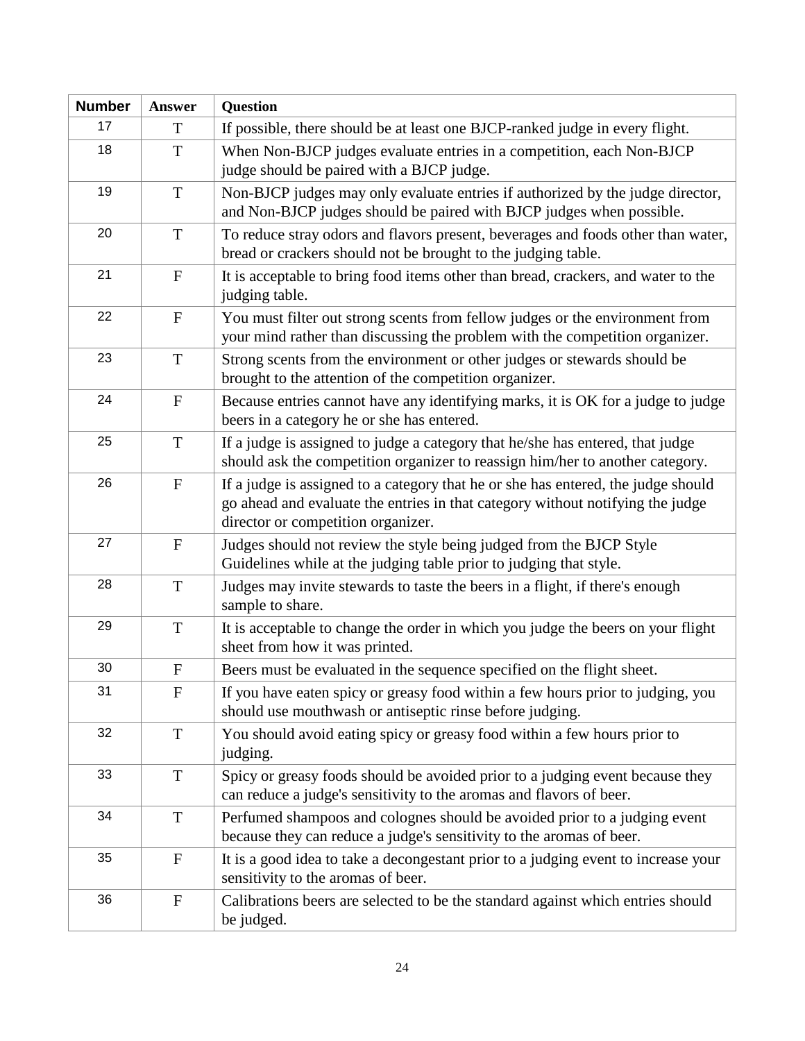| Number | Answer | Question |
|---|---|---|
| 17 | T | If possible, there should be at least one BJCP-ranked judge in every flight. |
| 18 | T | When Non-BJCP judges evaluate entries in a competition, each Non-BJCP judge should be paired with a BJCP judge. |
| 19 | T | Non-BJCP judges may only evaluate entries if authorized by the judge director, and Non-BJCP judges should be paired with BJCP judges when possible. |
| 20 | T | To reduce stray odors and flavors present, beverages and foods other than water, bread or crackers should not be brought to the judging table. |
| 21 | F | It is acceptable to bring food items other than bread, crackers, and water to the judging table. |
| 22 | F | You must filter out strong scents from fellow judges or the environment from your mind rather than discussing the problem with the competition organizer. |
| 23 | T | Strong scents from the environment or other judges or stewards should be brought to the attention of the competition organizer. |
| 24 | F | Because entries cannot have any identifying marks, it is OK for a judge to judge beers in a category he or she has entered. |
| 25 | T | If a judge is assigned to judge a category that he/she has entered, that judge should ask the competition organizer to reassign him/her to another category. |
| 26 | F | If a judge is assigned to a category that he or she has entered, the judge should go ahead and evaluate the entries in that category without notifying the judge director or competition organizer. |
| 27 | F | Judges should not review the style being judged from the BJCP Style Guidelines while at the judging table prior to judging that style. |
| 28 | T | Judges may invite stewards to taste the beers in a flight, if there's enough sample to share. |
| 29 | T | It is acceptable to change the order in which you judge the beers on your flight sheet from how it was printed. |
| 30 | F | Beers must be evaluated in the sequence specified on the flight sheet. |
| 31 | F | If you have eaten spicy or greasy food within a few hours prior to judging, you should use mouthwash or antiseptic rinse before judging. |
| 32 | T | You should avoid eating spicy or greasy food within a few hours prior to judging. |
| 33 | T | Spicy or greasy foods should be avoided prior to a judging event because they can reduce a judge's sensitivity to the aromas and flavors of beer. |
| 34 | T | Perfumed shampoos and colognes should be avoided prior to a judging event because they can reduce a judge's sensitivity to the aromas of beer. |
| 35 | F | It is a good idea to take a decongestant prior to a judging event to increase your sensitivity to the aromas of beer. |
| 36 | F | Calibrations beers are selected to be the standard against which entries should be judged. |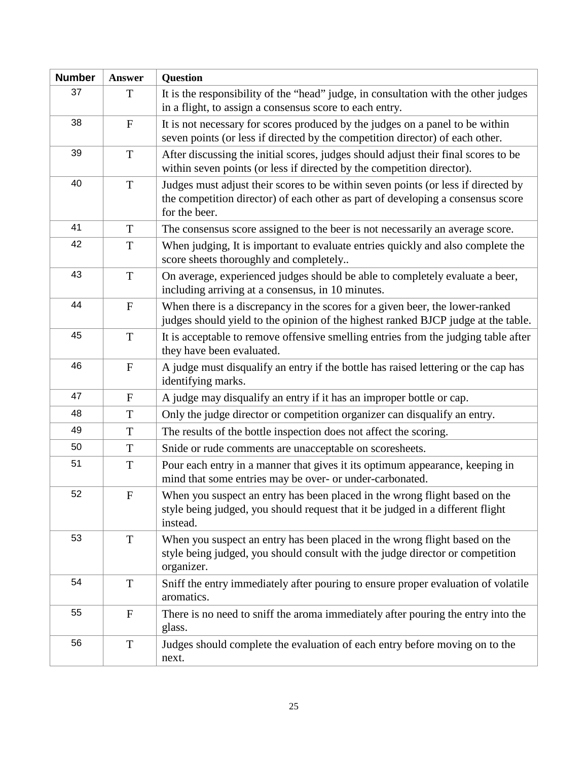| Number | Answer | Question |
|---|---|---|
| 37 | T | It is the responsibility of the “head” judge, in consultation with the other judges in a flight, to assign a consensus score to each entry. |
| 38 | F | It is not necessary for scores produced by the judges on a panel to be within seven points (or less if directed by the competition director) of each other. |
| 39 | T | After discussing the initial scores, judges should adjust their final scores to be within seven points (or less if directed by the competition director). |
| 40 | T | Judges must adjust their scores to be within seven points (or less if directed by the competition director) of each other as part of developing a consensus score for the beer. |
| 41 | T | The consensus score assigned to the beer is not necessarily an average score. |
| 42 | T | When judging, It is important to evaluate entries quickly and also complete the score sheets thoroughly and completely.. |
| 43 | T | On average, experienced judges should be able to completely evaluate a beer, including arriving at a consensus, in 10 minutes. |
| 44 | F | When there is a discrepancy in the scores for a given beer, the lower-ranked judges should yield to the opinion of the highest ranked BJCP judge at the table. |
| 45 | T | It is acceptable to remove offensive smelling entries from the judging table after they have been evaluated. |
| 46 | F | A judge must disqualify an entry if the bottle has raised lettering or the cap has identifying marks. |
| 47 | F | A judge may disqualify an entry if it has an improper bottle or cap. |
| 48 | T | Only the judge director or competition organizer can disqualify an entry. |
| 49 | T | The results of the bottle inspection does not affect the scoring. |
| 50 | T | Snide or rude comments are unacceptable on scoresheets. |
| 51 | T | Pour each entry in a manner that gives it its optimum appearance, keeping in mind that some entries may be over- or under-carbonated. |
| 52 | F | When you suspect an entry has been placed in the wrong flight based on the style being judged, you should request that it be judged in a different flight instead. |
| 53 | T | When you suspect an entry has been placed in the wrong flight based on the style being judged, you should consult with the judge director or competition organizer. |
| 54 | T | Sniff the entry immediately after pouring to ensure proper evaluation of volatile aromatics. |
| 55 | F | There is no need to sniff the aroma immediately after pouring the entry into the glass. |
| 56 | T | Judges should complete the evaluation of each entry before moving on to the next. |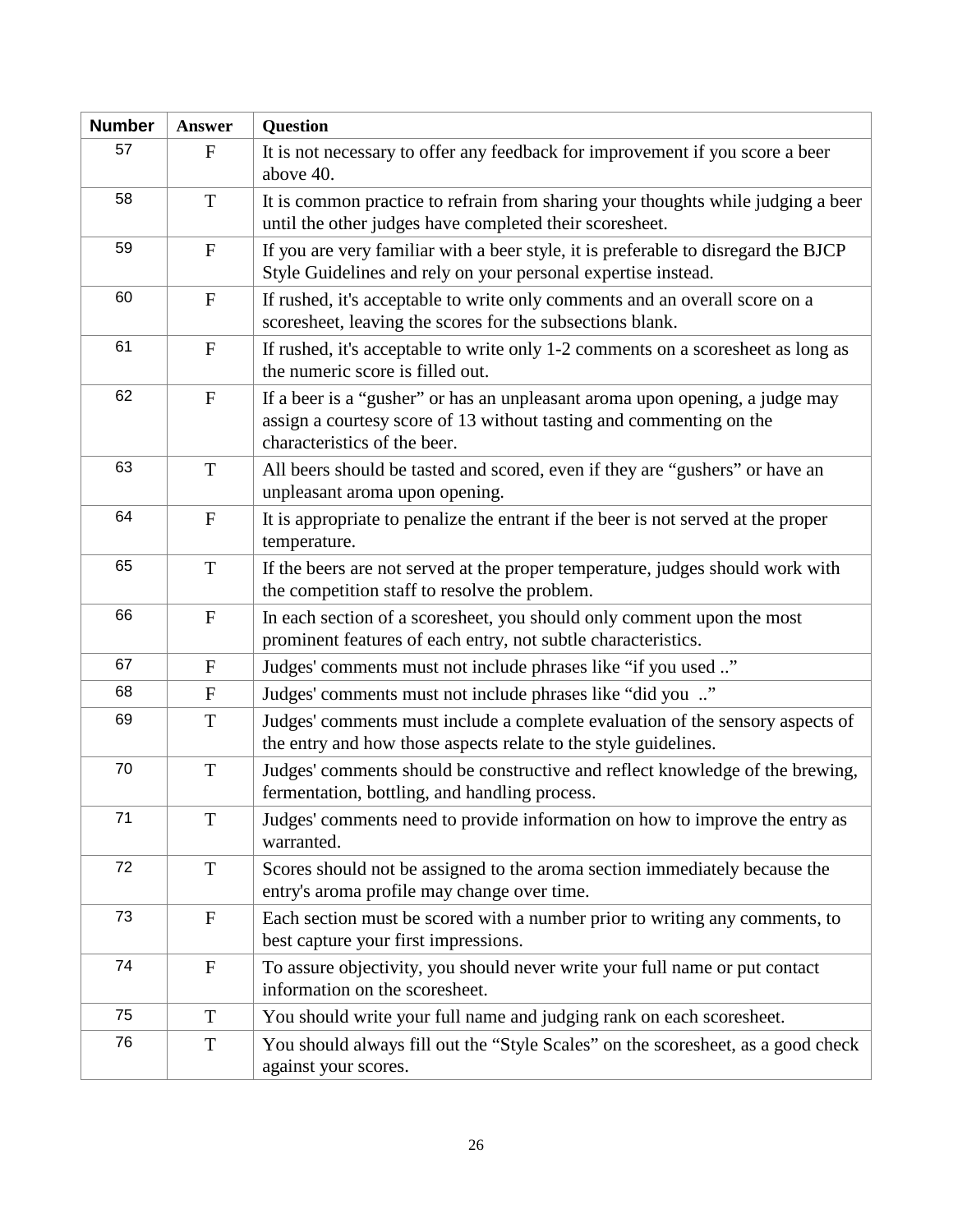| Number | Answer | Question |
|---|---|---|
| 57 | F | It is not necessary to offer any feedback for improvement if you score a beer above 40. |
| 58 | T | It is common practice to refrain from sharing your thoughts while judging a beer until the other judges have completed their scoresheet. |
| 59 | F | If you are very familiar with a beer style, it is preferable to disregard the BJCP Style Guidelines and rely on your personal expertise instead. |
| 60 | F | If rushed, it's acceptable to write only comments and an overall score on a scoresheet, leaving the scores for the subsections blank. |
| 61 | F | If rushed, it's acceptable to write only 1-2 comments on a scoresheet as long as the numeric score is filled out. |
| 62 | F | If a beer is a “gusher” or has an unpleasant aroma upon opening, a judge may assign a courtesy score of 13 without tasting and commenting on the characteristics of the beer. |
| 63 | T | All beers should be tasted and scored, even if they are “gushers” or have an unpleasant aroma upon opening. |
| 64 | F | It is appropriate to penalize the entrant if the beer is not served at the proper temperature. |
| 65 | T | If the beers are not served at the proper temperature, judges should work with the competition staff to resolve the problem. |
| 66 | F | In each section of a scoresheet, you should only comment upon the most prominent features of each entry, not subtle characteristics. |
| 67 | F | Judges' comments must not include phrases like “if you used ..” |
| 68 | F | Judges' comments must not include phrases like “did you ..” |
| 69 | T | Judges' comments must include a complete evaluation of the sensory aspects of the entry and how those aspects relate to the style guidelines. |
| 70 | T | Judges' comments should be constructive and reflect knowledge of the brewing, fermentation, bottling, and handling process. |
| 71 | T | Judges' comments need to provide information on how to improve the entry as warranted. |
| 72 | T | Scores should not be assigned to the aroma section immediately because the entry's aroma profile may change over time. |
| 73 | F | Each section must be scored with a number prior to writing any comments, to best capture your first impressions. |
| 74 | F | To assure objectivity, you should never write your full name or put contact information on the scoresheet. |
| 75 | T | You should write your full name and judging rank on each scoresheet. |
| 76 | T | You should always fill out the “Style Scales” on the scoresheet, as a good check against your scores. |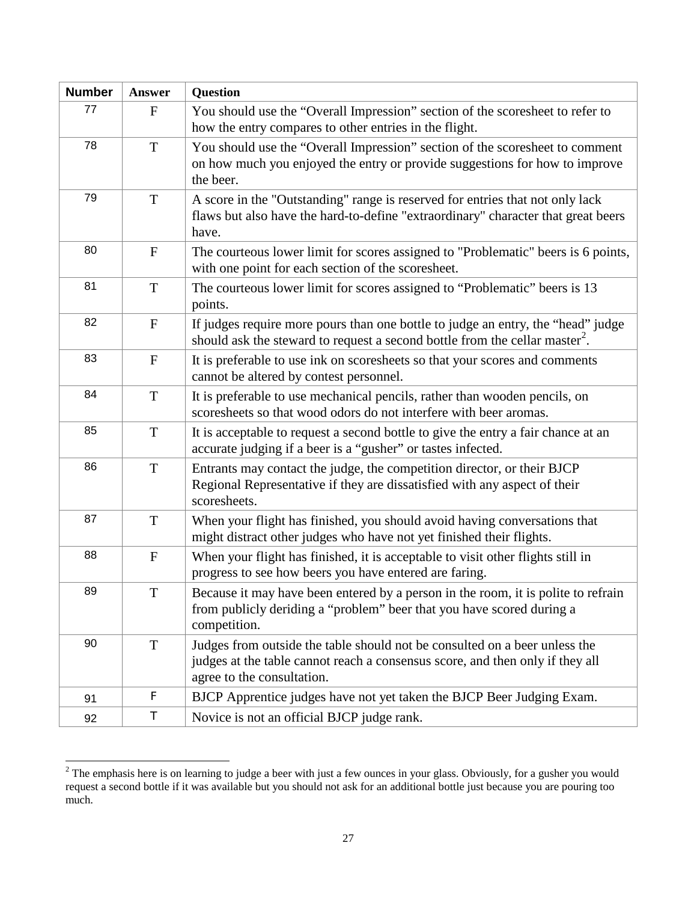| Number | Answer | Question |
|---|---|---|
| 77 | F | You should use the “Overall Impression” section of the scoresheet to refer to how the entry compares to other entries in the flight. |
| 78 | T | You should use the “Overall Impression” section of the scoresheet to comment on how much you enjoyed the entry or provide suggestions for how to improve the beer. |
| 79 | T | A score in the "Outstanding" range is reserved for entries that not only lack flaws but also have the hard-to-define "extraordinary" character that great beers have. |
| 80 | F | The courteous lower limit for scores assigned to "Problematic" beers is 6 points, with one point for each section of the scoresheet. |
| 81 | T | The courteous lower limit for scores assigned to “Problematic” beers is 13 points. |
| 82 | F | If judges require more pours than one bottle to judge an entry, the “head” judge should ask the steward to request a second bottle from the cellar master[2]. |
| 83 | F | It is preferable to use ink on scoresheets so that your scores and comments cannot be altered by contest personnel. |
| 84 | T | It is preferable to use mechanical pencils, rather than wooden pencils, on scoresheets so that wood odors do not interfere with beer aromas. |
| 85 | T | It is acceptable to request a second bottle to give the entry a fair chance at an accurate judging if a beer is a “gusher” or tastes infected. |
| 86 | T | Entrants may contact the judge, the competition director, or their BJCP Regional Representative if they are dissatisfied with any aspect of their scoresheets. |
| 87 | T | When your flight has finished, you should avoid having conversations that might distract other judges who have not yet finished their flights. |
| 88 | F | When your flight has finished, it is acceptable to visit other flights still in progress to see how beers you have entered are faring. |
| 89 | T | Because it may have been entered by a person in the room, it is polite to refrain from publicly deriding a “problem” beer that you have scored during a competition. |
| 90 | T | Judges from outside the table should not be consulted on a beer unless the judges at the table cannot reach a consensus score, and then only if they all agree to the consultation. |
| 91 | F | BJCP Apprentice judges have not yet taken the BJCP Beer Judging Exam. |
| 92 | T | Novice is not an official BJCP judge rank. |

[2] The emphasis here is on learning to judge a beer with just a few ounces in your glass. Obviously, for a gusher you would request a second bottle if it was available but you should not ask for an additional bottle just because you are pouring too much.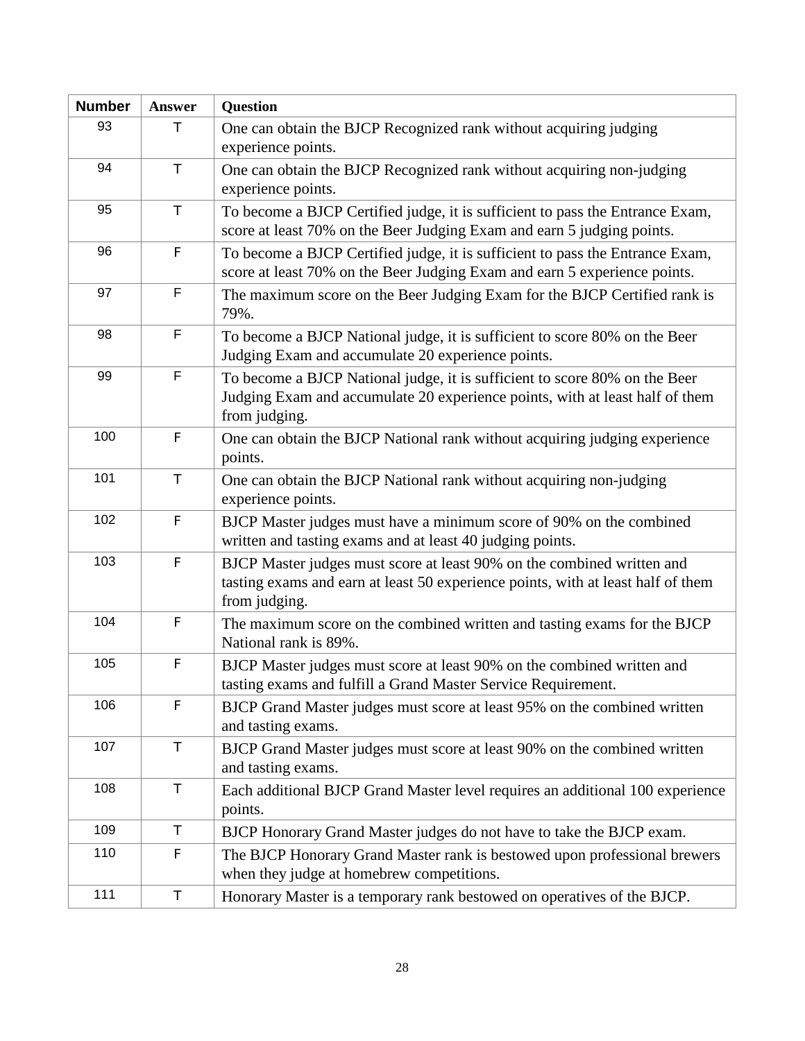| Number | Answer | Question |
| --- | --- | --- |
| 93 | T | One can obtain the BJCP Recognized rank without acquiring judging experience points. |
| 94 | T | One can obtain the BJCP Recognized rank without acquiring non-judging experience points. |
| 95 | T | To become a BJCP Certified judge, it is sufficient to pass the Entrance Exam, score at least 70% on the Beer Judging Exam and earn 5 judging points. |
| 96 | F | To become a BJCP Certified judge, it is sufficient to pass the Entrance Exam, score at least 70% on the Beer Judging Exam and earn 5 experience points. |
| 97 | F | The maximum score on the Beer Judging Exam for the BJCP Certified rank is 79%. |
| 98 | F | To become a BJCP National judge, it is sufficient to score 80% on the Beer Judging Exam and accumulate 20 experience points. |
| 99 | F | To become a BJCP National judge, it is sufficient to score 80% on the Beer Judging Exam and accumulate 20 experience points, with at least half of them from judging. |
| 100 | F | One can obtain the BJCP National rank without acquiring judging experience points. |
| 101 | T | One can obtain the BJCP National rank without acquiring non-judging experience points. |
| 102 | F | BJCP Master judges must have a minimum score of 90% on the combined written and tasting exams and at least 40 judging points. |
| 103 | F | BJCP Master judges must score at least 90% on the combined written and tasting exams and earn at least 50 experience points, with at least half of them from judging. |
| 104 | F | The maximum score on the combined written and tasting exams for the BJCP National rank is 89%. |
| 105 | F | BJCP Master judges must score at least 90% on the combined written and tasting exams and fulfill a Grand Master Service Requirement. |
| 106 | F | BJCP Grand Master judges must score at least 95% on the combined written and tasting exams. |
| 107 | T | BJCP Grand Master judges must score at least 90% on the combined written and tasting exams. |
| 108 | T | Each additional BJCP Grand Master level requires an additional 100 experience points. |
| 109 | T | BJCP Honorary Grand Master judges do not have to take the BJCP exam. |
| 110 | F | The BJCP Honorary Grand Master rank is bestowed upon professional brewers when they judge at homebrew competitions. |
| 111 | T | Honorary Master is a temporary rank bestowed on operatives of the BJCP. |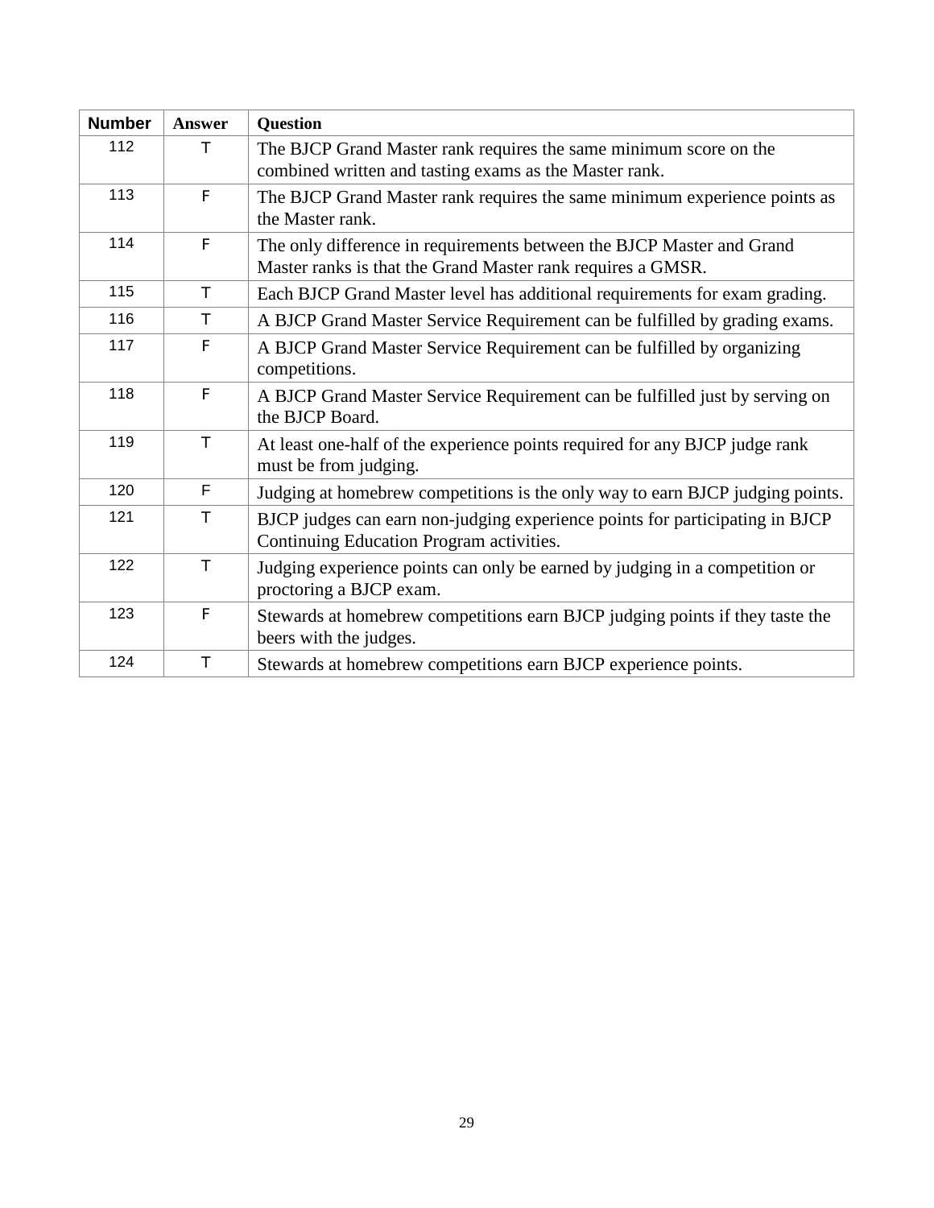| Number | Answer | Question |
|---|---|---|
| 112 | T | The BJCP Grand Master rank requires the same minimum score on the combined written and tasting exams as the Master rank. |
| 113 | F | The BJCP Grand Master rank requires the same minimum experience points as the Master rank. |
| 114 | F | The only difference in requirements between the BJCP Master and Grand Master ranks is that the Grand Master rank requires a GMSR. |
| 115 | T | Each BJCP Grand Master level has additional requirements for exam grading. |
| 116 | T | A BJCP Grand Master Service Requirement can be fulfilled by grading exams. |
| 117 | F | A BJCP Grand Master Service Requirement can be fulfilled by organizing competitions. |
| 118 | F | A BJCP Grand Master Service Requirement can be fulfilled just by serving on the BJCP Board. |
| 119 | T | At least one-half of the experience points required for any BJCP judge rank must be from judging. |
| 120 | F | Judging at homebrew competitions is the only way to earn BJCP judging points. |
| 121 | T | BJCP judges can earn non-judging experience points for participating in BJCP Continuing Education Program activities. |
| 122 | T | Judging experience points can only be earned by judging in a competition or proctoring a BJCP exam. |
| 123 | F | Stewards at homebrew competitions earn BJCP judging points if they taste the beers with the judges. |
| 124 | T | Stewards at homebrew competitions earn BJCP experience points. |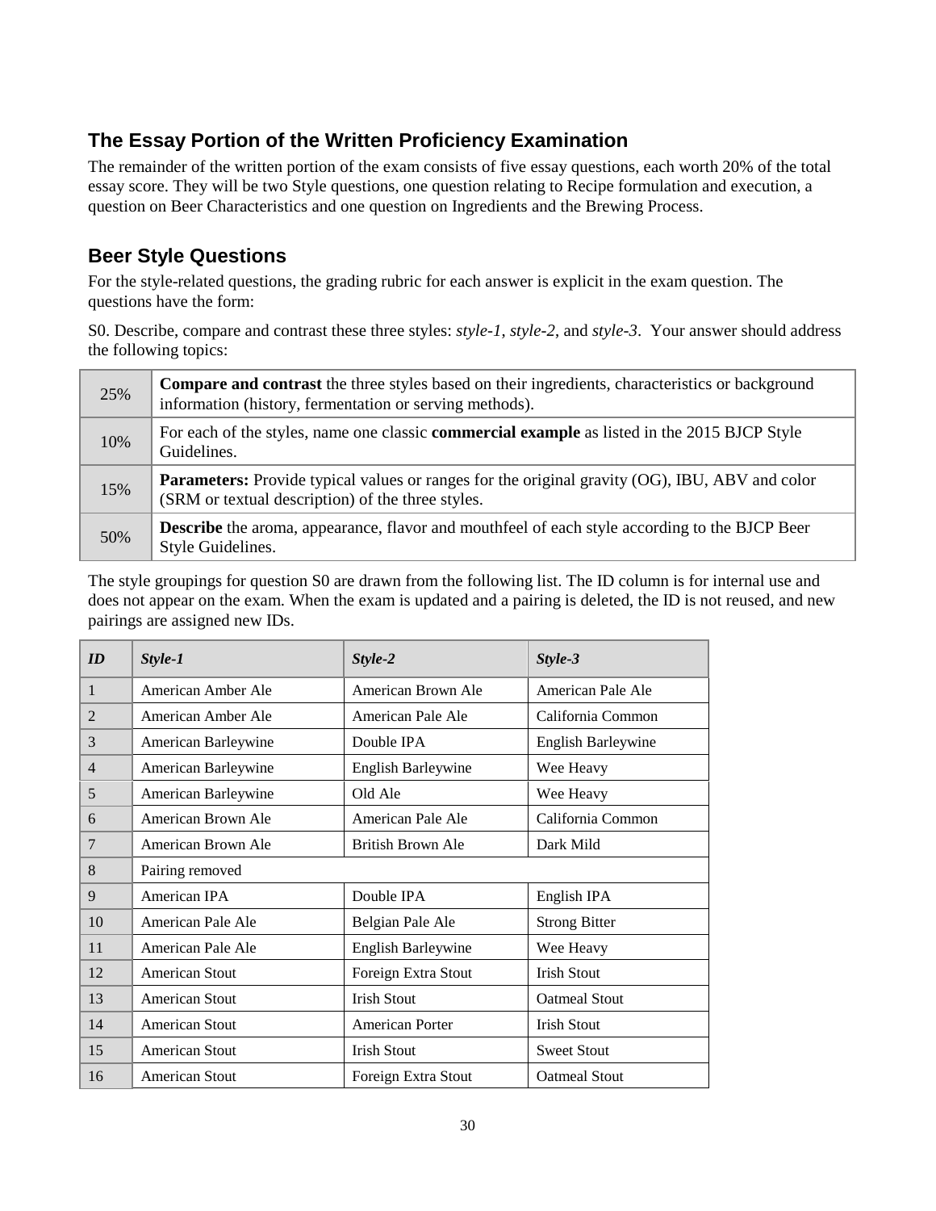## The Essay Portion of the Written Proficiency Examination

The remainder of the written portion of the exam consists of five essay questions, each worth 20% of the total essay score. They will be two Style questions, one question relating to Recipe formulation and execution, a question on Beer Characteristics and one question on Ingredients and the Brewing Process.

## Beer Style Questions

For the style-related questions, the grading rubric for each answer is explicit in the exam question. The questions have the form:

S0. Describe, compare and contrast these three styles: *style-1*, *style-2*, and *style-3*. Your answer should address the following topics:

| | |
|---|---|
| 25% | **Compare and contrast** the three styles based on their ingredients, characteristics or background information (history, fermentation or serving methods). |
| 10% | For each of the styles, name one classic **commercial example** as listed in the 2015 BJCP Style Guidelines. |
| 15% | **Parameters:** Provide typical values or ranges for the original gravity (OG), IBU, ABV and color (SRM or textual description) of the three styles. |
| 50% | **Describe** the aroma, appearance, flavor and mouthfeel of each style according to the BJCP Beer Style Guidelines. |

The style groupings for question S0 are drawn from the following list. The ID column is for internal use and does not appear on the exam. When the exam is updated and a pairing is deleted, the ID is not reused, and new pairings are assigned new IDs.

| *ID* | *Style-1* | *Style-2* | *Style-3* |
|---|---|---|---|
| 1 | American Amber Ale | American Brown Ale | American Pale Ale |
| 2 | American Amber Ale | American Pale Ale | California Common |
| 3 | American Barleywine | Double IPA | English Barleywine |
| 4 | American Barleywine | English Barleywine | Wee Heavy |
| 5 | American Barleywine | Old Ale | Wee Heavy |
| 6 | American Brown Ale | American Pale Ale | California Common |
| 7 | American Brown Ale | British Brown Ale | Dark Mild |
| 8 | Pairing removed | | |
| 9 | American IPA | Double IPA | English IPA |
| 10 | American Pale Ale | Belgian Pale Ale | Strong Bitter |
| 11 | American Pale Ale | English Barleywine | Wee Heavy |
| 12 | American Stout | Foreign Extra Stout | Irish Stout |
| 13 | American Stout | Irish Stout | Oatmeal Stout |
| 14 | American Stout | American Porter | Irish Stout |
| 15 | American Stout | Irish Stout | Sweet Stout |
| 16 | American Stout | Foreign Extra Stout | Oatmeal Stout |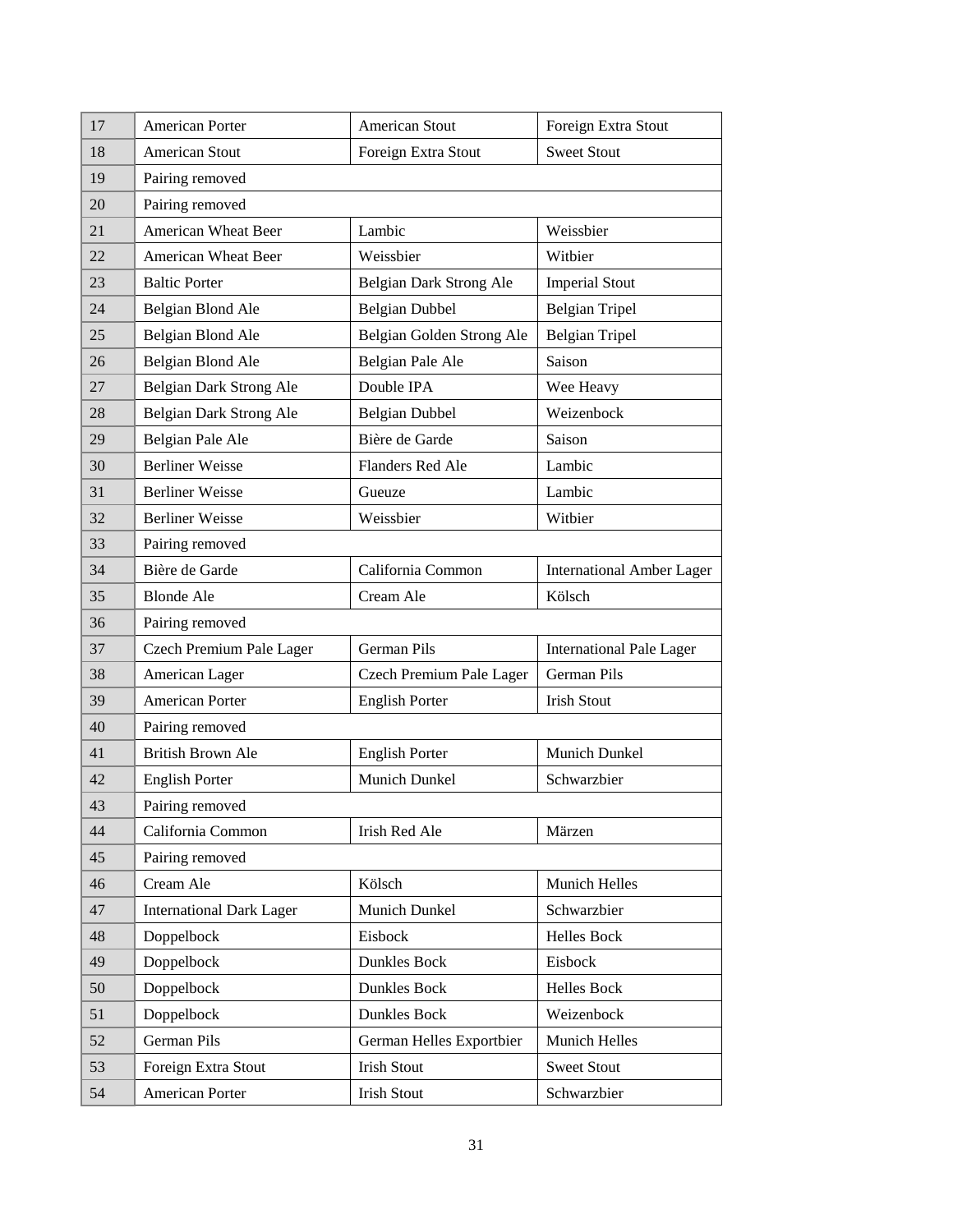| 17 | American Porter | American Stout | Foreign Extra Stout |
|---|---|---|---|
| 18 | American Stout | Foreign Extra Stout | Sweet Stout |
| 19 | Pairing removed | | |
| 20 | Pairing removed | | |
| 21 | American Wheat Beer | Lambic | Weissbier |
| 22 | American Wheat Beer | Weissbier | Witbier |
| 23 | Baltic Porter | Belgian Dark Strong Ale | Imperial Stout |
| 24 | Belgian Blond Ale | Belgian Dubbel | Belgian Tripel |
| 25 | Belgian Blond Ale | Belgian Golden Strong Ale | Belgian Tripel |
| 26 | Belgian Blond Ale | Belgian Pale Ale | Saison |
| 27 | Belgian Dark Strong Ale | Double IPA | Wee Heavy |
| 28 | Belgian Dark Strong Ale | Belgian Dubbel | Weizenbock |
| 29 | Belgian Pale Ale | Bière de Garde | Saison |
| 30 | Berliner Weisse | Flanders Red Ale | Lambic |
| 31 | Berliner Weisse | Gueuze | Lambic |
| 32 | Berliner Weisse | Weissbier | Witbier |
| 33 | Pairing removed | | |
| 34 | Bière de Garde | California Common | International Amber Lager |
| 35 | Blonde Ale | Cream Ale | Kölsch |
| 36 | Pairing removed | | |
| 37 | Czech Premium Pale Lager | German Pils | International Pale Lager |
| 38 | American Lager | Czech Premium Pale Lager | German Pils |
| 39 | American Porter | English Porter | Irish Stout |
| 40 | Pairing removed | | |
| 41 | British Brown Ale | English Porter | Munich Dunkel |
| 42 | English Porter | Munich Dunkel | Schwarzbier |
| 43 | Pairing removed | | |
| 44 | California Common | Irish Red Ale | Märzen |
| 45 | Pairing removed | | |
| 46 | Cream Ale | Kölsch | Munich Helles |
| 47 | International Dark Lager | Munich Dunkel | Schwarzbier |
| 48 | Doppelbock | Eisbock | Helles Bock |
| 49 | Doppelbock | Dunkles Bock | Eisbock |
| 50 | Doppelbock | Dunkles Bock | Helles Bock |
| 51 | Doppelbock | Dunkles Bock | Weizenbock |
| 52 | German Pils | German Helles Exportbier | Munich Helles |
| 53 | Foreign Extra Stout | Irish Stout | Sweet Stout |
| 54 | American Porter | Irish Stout | Schwarzbier |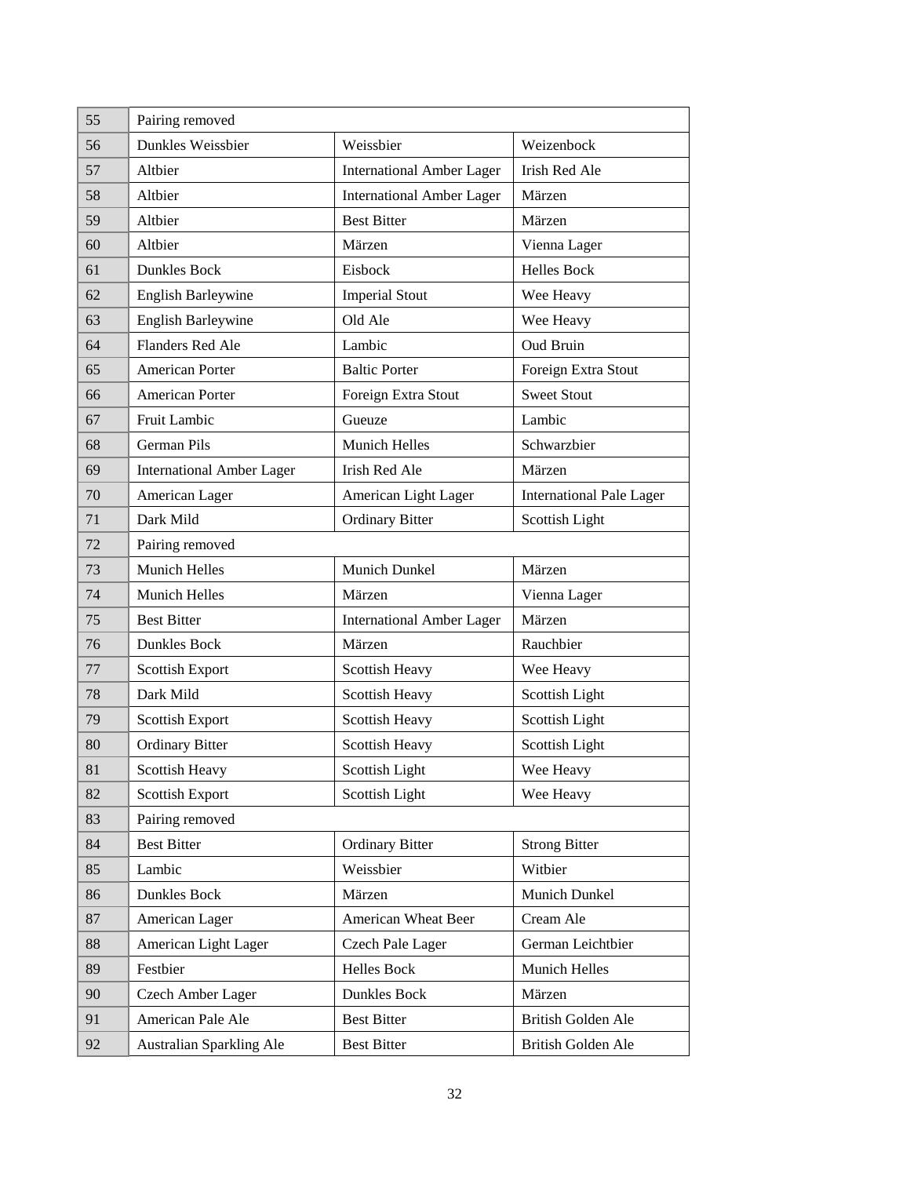| | | | |
|---|---|---|---|
| 55 | Pairing removed | | |
| 56 | Dunkles Weissbier | Weissbier | Weizenbock |
| 57 | Altbier | International Amber Lager | Irish Red Ale |
| 58 | Altbier | International Amber Lager | Märzen |
| 59 | Altbier | Best Bitter | Märzen |
| 60 | Altbier | Märzen | Vienna Lager |
| 61 | Dunkles Bock | Eisbock | Helles Bock |
| 62 | English Barleywine | Imperial Stout | Wee Heavy |
| 63 | English Barleywine | Old Ale | Wee Heavy |
| 64 | Flanders Red Ale | Lambic | Oud Bruin |
| 65 | American Porter | Baltic Porter | Foreign Extra Stout |
| 66 | American Porter | Foreign Extra Stout | Sweet Stout |
| 67 | Fruit Lambic | Gueuze | Lambic |
| 68 | German Pils | Munich Helles | Schwarzbier |
| 69 | International Amber Lager | Irish Red Ale | Märzen |
| 70 | American Lager | American Light Lager | International Pale Lager |
| 71 | Dark Mild | Ordinary Bitter | Scottish Light |
| 72 | Pairing removed | | |
| 73 | Munich Helles | Munich Dunkel | Märzen |
| 74 | Munich Helles | Märzen | Vienna Lager |
| 75 | Best Bitter | International Amber Lager | Märzen |
| 76 | Dunkles Bock | Märzen | Rauchbier |
| 77 | Scottish Export | Scottish Heavy | Wee Heavy |
| 78 | Dark Mild | Scottish Heavy | Scottish Light |
| 79 | Scottish Export | Scottish Heavy | Scottish Light |
| 80 | Ordinary Bitter | Scottish Heavy | Scottish Light |
| 81 | Scottish Heavy | Scottish Light | Wee Heavy |
| 82 | Scottish Export | Scottish Light | Wee Heavy |
| 83 | Pairing removed | | |
| 84 | Best Bitter | Ordinary Bitter | Strong Bitter |
| 85 | Lambic | Weissbier | Witbier |
| 86 | Dunkles Bock | Märzen | Munich Dunkel |
| 87 | American Lager | American Wheat Beer | Cream Ale |
| 88 | American Light Lager | Czech Pale Lager | German Leichtbier |
| 89 | Festbier | Helles Bock | Munich Helles |
| 90 | Czech Amber Lager | Dunkles Bock | Märzen |
| 91 | American Pale Ale | Best Bitter | British Golden Ale |
| 92 | Australian Sparkling Ale | Best Bitter | British Golden Ale |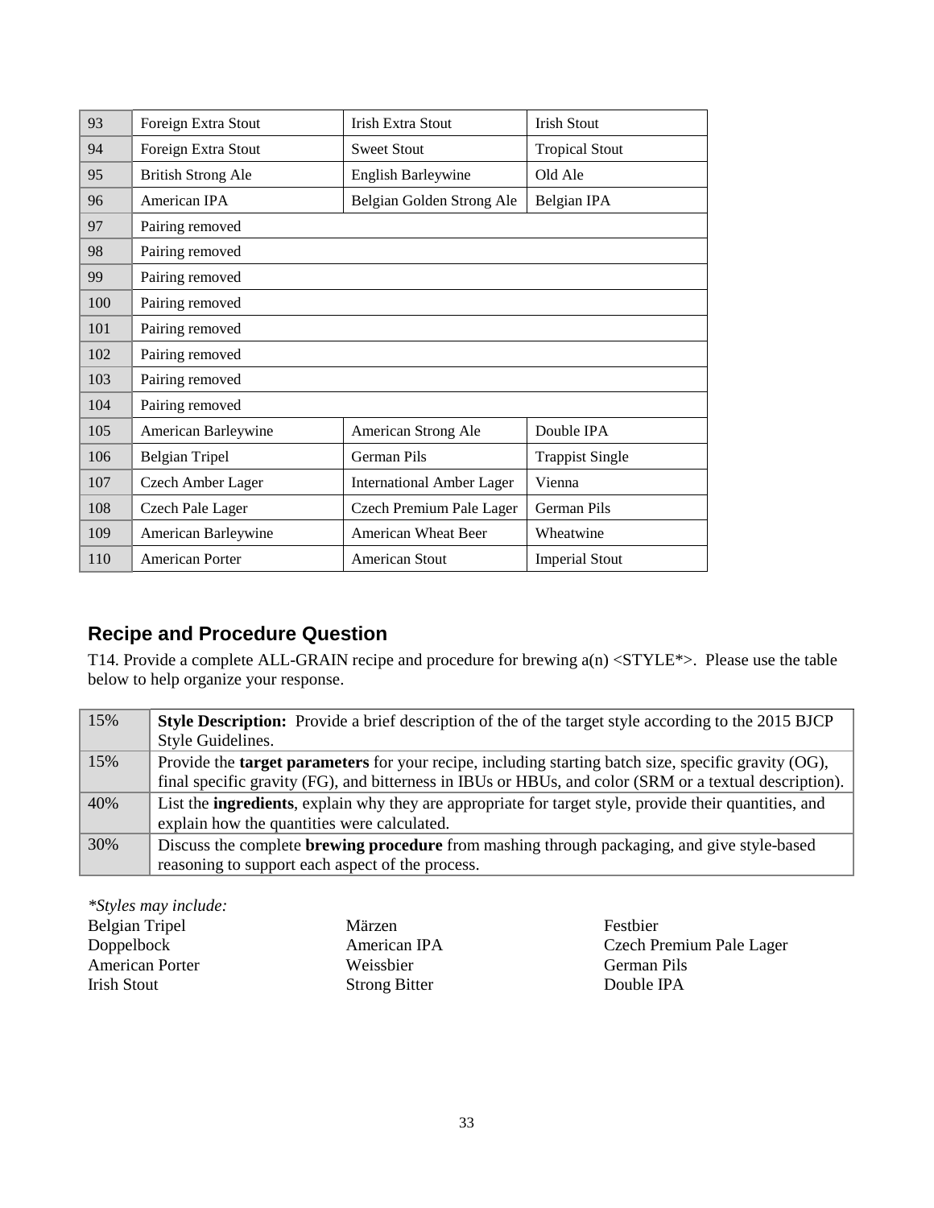| 93 | Foreign Extra Stout | Irish Extra Stout | Irish Stout |
|---|---|---|---|
| 94 | Foreign Extra Stout | Sweet Stout | Tropical Stout |
| 95 | British Strong Ale | English Barleywine | Old Ale |
| 96 | American IPA | Belgian Golden Strong Ale | Belgian IPA |
| 97 | Pairing removed | | |
| 98 | Pairing removed | | |
| 99 | Pairing removed | | |
| 100 | Pairing removed | | |
| 101 | Pairing removed | | |
| 102 | Pairing removed | | |
| 103 | Pairing removed | | |
| 104 | Pairing removed | | |
| 105 | American Barleywine | American Strong Ale | Double IPA |
| 106 | Belgian Tripel | German Pils | Trappist Single |
| 107 | Czech Amber Lager | International Amber Lager | Vienna |
| 108 | Czech Pale Lager | Czech Premium Pale Lager | German Pils |
| 109 | American Barleywine | American Wheat Beer | Wheatwine |
| 110 | American Porter | American Stout | Imperial Stout |

## Recipe and Procedure Question

T14. Provide a complete ALL-GRAIN recipe and procedure for brewing a(n) <STYLE*>. Please use the table below to help organize your response.

| | |
|---|---|
| 15% | **Style Description:** Provide a brief description of the of the target style according to the 2015 BJCP Style Guidelines. |
| 15% | Provide the **target parameters** for your recipe, including starting batch size, specific gravity (OG), final specific gravity (FG), and bitterness in IBUs or HBUs, and color (SRM or a textual description). |
| 40% | List the **ingredients**, explain why they are appropriate for target style, provide their quantities, and explain how the quantities were calculated. |
| 30% | Discuss the complete **brewing procedure** from mashing through packaging, and give style-based reasoning to support each aspect of the process. |

*\*Styles may include:*

| | | |
|---|---|---|
| Belgian Tripel | Märzen | Festbier |
| Doppelbock | American IPA | Czech Premium Pale Lager |
| American Porter | Weissbier | German Pils |
| Irish Stout | Strong Bitter | Double IPA |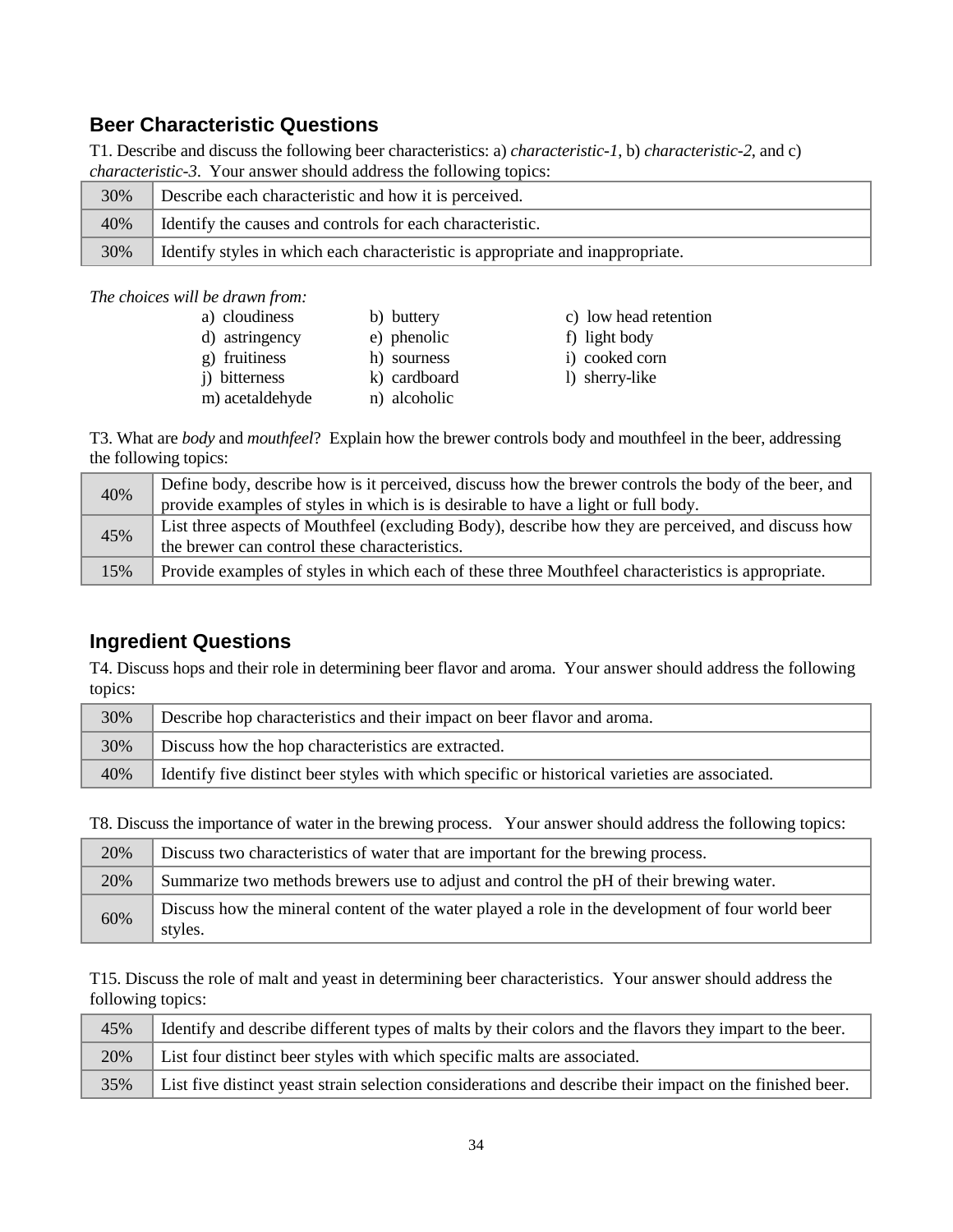## Beer Characteristic Questions

T1. Describe and discuss the following beer characteristics: a) *characteristic-1*, b) *characteristic-2*, and c) *characteristic-3*. Your answer should address the following topics:

| | |
|---|---|
| 30% | Describe each characteristic and how it is perceived. |
| 40% | Identify the causes and controls for each characteristic. |
| 30% | Identify styles in which each characteristic is appropriate and inappropriate. |

*The choices will be drawn from:*

- a) cloudiness
- b) buttery
- c) low head retention
- d) astringency
- e) phenolic
- f) light body
- g) fruitiness
- h) sourness
- i) cooked corn
- j) bitterness
- k) cardboard
- l) sherry-like
- m) acetaldehyde
- n) alcoholic

T3. What are *body* and *mouthfeel*? Explain how the brewer controls body and mouthfeel in the beer, addressing the following topics:

| | |
|---|---|
| 40% | Define body, describe how is it perceived, discuss how the brewer controls the body of the beer, and provide examples of styles in which is is desirable to have a light or full body. |
| 45% | List three aspects of Mouthfeel (excluding Body), describe how they are perceived, and discuss how the brewer can control these characteristics. |
| 15% | Provide examples of styles in which each of these three Mouthfeel characteristics is appropriate. |

## Ingredient Questions

T4. Discuss hops and their role in determining beer flavor and aroma. Your answer should address the following topics:

| | |
|---|---|
| 30% | Describe hop characteristics and their impact on beer flavor and aroma. |
| 30% | Discuss how the hop characteristics are extracted. |
| 40% | Identify five distinct beer styles with which specific or historical varieties are associated. |

T8. Discuss the importance of water in the brewing process. Your answer should address the following topics:

| | |
|---|---|
| 20% | Discuss two characteristics of water that are important for the brewing process. |
| 20% | Summarize two methods brewers use to adjust and control the pH of their brewing water. |
| 60% | Discuss how the mineral content of the water played a role in the development of four world beer styles. |

T15. Discuss the role of malt and yeast in determining beer characteristics. Your answer should address the following topics:

| | |
|---|---|
| 45% | Identify and describe different types of malts by their colors and the flavors they impart to the beer. |
| 20% | List four distinct beer styles with which specific malts are associated. |
| 35% | List five distinct yeast strain selection considerations and describe their impact on the finished beer. |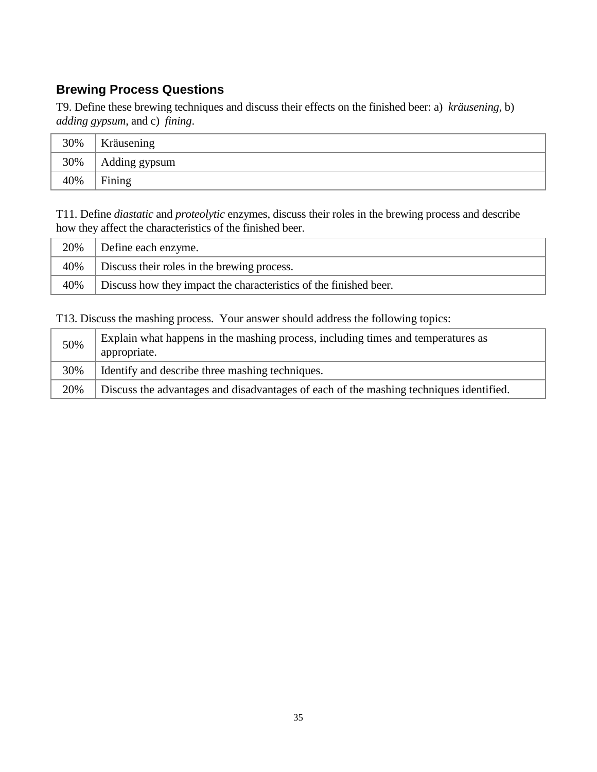## Brewing Process Questions

T9. Define these brewing techniques and discuss their effects on the finished beer: a) *kräusening*, b) *adding gypsum*, and c) *fining*.

| | |
|---|---|
| 30% | Kräusening |
| 30% | Adding gypsum |
| 40% | Fining |

T11. Define *diastatic* and *proteolytic* enzymes, discuss their roles in the brewing process and describe how they affect the characteristics of the finished beer.

| | |
|---|---|
| 20% | Define each enzyme. |
| 40% | Discuss their roles in the brewing process. |
| 40% | Discuss how they impact the characteristics of the finished beer. |

T13. Discuss the mashing process. Your answer should address the following topics:

| | |
|---|---|
| 50% | Explain what happens in the mashing process, including times and temperatures as appropriate. |
| 30% | Identify and describe three mashing techniques. |
| 20% | Discuss the advantages and disadvantages of each of the mashing techniques identified. |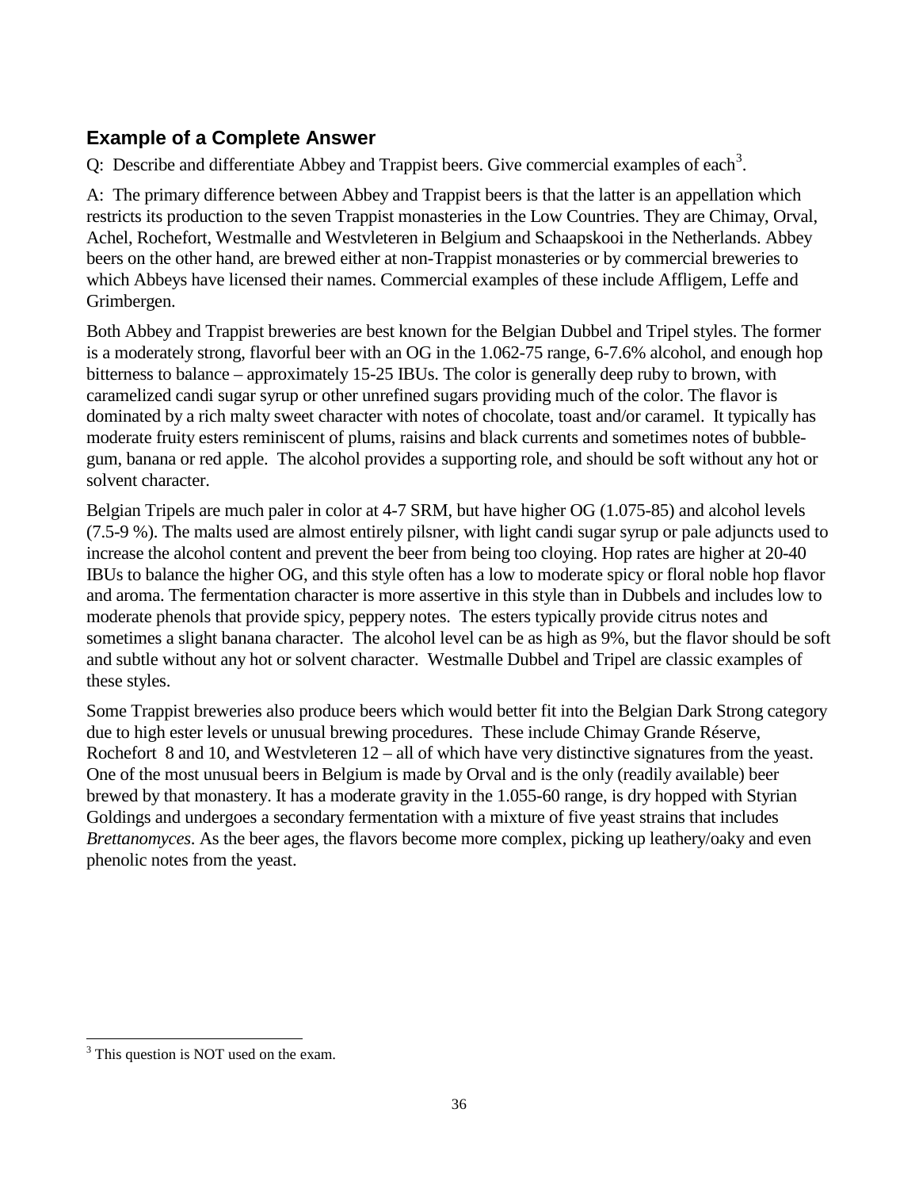## Example of a Complete Answer

Q: Describe and differentiate Abbey and Trappist beers. Give commercial examples of each[3].

A: The primary difference between Abbey and Trappist beers is that the latter is an appellation which restricts its production to the seven Trappist monasteries in the Low Countries. They are Chimay, Orval, Achel, Rochefort, Westmalle and Westvleteren in Belgium and Schaapskooi in the Netherlands. Abbey beers on the other hand, are brewed either at non-Trappist monasteries or by commercial breweries to which Abbeys have licensed their names. Commercial examples of these include Affligem, Leffe and Grimbergen.

Both Abbey and Trappist breweries are best known for the Belgian Dubbel and Tripel styles. The former is a moderately strong, flavorful beer with an OG in the 1.062-75 range, 6-7.6% alcohol, and enough hop bitterness to balance – approximately 15-25 IBUs. The color is generally deep ruby to brown, with caramelized candi sugar syrup or other unrefined sugars providing much of the color. The flavor is dominated by a rich malty sweet character with notes of chocolate, toast and/or caramel. It typically has moderate fruity esters reminiscent of plums, raisins and black currents and sometimes notes of bubble-gum, banana or red apple. The alcohol provides a supporting role, and should be soft without any hot or solvent character.

Belgian Tripels are much paler in color at 4-7 SRM, but have higher OG (1.075-85) and alcohol levels (7.5-9 %). The malts used are almost entirely pilsner, with light candi sugar syrup or pale adjuncts used to increase the alcohol content and prevent the beer from being too cloying. Hop rates are higher at 20-40 IBUs to balance the higher OG, and this style often has a low to moderate spicy or floral noble hop flavor and aroma. The fermentation character is more assertive in this style than in Dubbels and includes low to moderate phenols that provide spicy, peppery notes. The esters typically provide citrus notes and sometimes a slight banana character. The alcohol level can be as high as 9%, but the flavor should be soft and subtle without any hot or solvent character. Westmalle Dubbel and Tripel are classic examples of these styles.

Some Trappist breweries also produce beers which would better fit into the Belgian Dark Strong category due to high ester levels or unusual brewing procedures. These include Chimay Grande Réserve, Rochefort 8 and 10, and Westvleteren 12 – all of which have very distinctive signatures from the yeast. One of the most unusual beers in Belgium is made by Orval and is the only (readily available) beer brewed by that monastery. It has a moderate gravity in the 1.055-60 range, is dry hopped with Styrian Goldings and undergoes a secondary fermentation with a mixture of five yeast strains that includes *Brettanomyces*. As the beer ages, the flavors become more complex, picking up leathery/oaky and even phenolic notes from the yeast.

[3] This question is NOT used on the exam.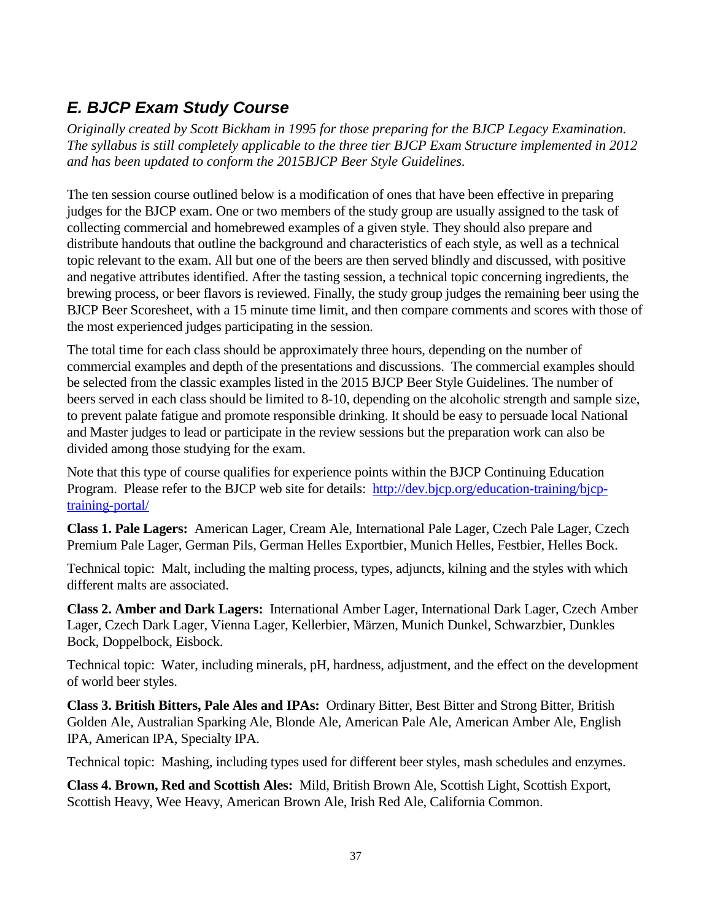## *E. BJCP Exam Study Course*

*Originally created by Scott Bickham in 1995 for those preparing for the BJCP Legacy Examination. The syllabus is still completely applicable to the three tier BJCP Exam Structure implemented in 2012 and has been updated to conform the 2015BJCP Beer Style Guidelines.*

The ten session course outlined below is a modification of ones that have been effective in preparing judges for the BJCP exam. One or two members of the study group are usually assigned to the task of collecting commercial and homebrewed examples of a given style. They should also prepare and distribute handouts that outline the background and characteristics of each style, as well as a technical topic relevant to the exam. All but one of the beers are then served blindly and discussed, with positive and negative attributes identified. After the tasting session, a technical topic concerning ingredients, the brewing process, or beer flavors is reviewed. Finally, the study group judges the remaining beer using the BJCP Beer Scoresheet, with a 15 minute time limit, and then compare comments and scores with those of the most experienced judges participating in the session.

The total time for each class should be approximately three hours, depending on the number of commercial examples and depth of the presentations and discussions. The commercial examples should be selected from the classic examples listed in the 2015 BJCP Beer Style Guidelines. The number of beers served in each class should be limited to 8-10, depending on the alcoholic strength and sample size, to prevent palate fatigue and promote responsible drinking. It should be easy to persuade local National and Master judges to lead or participate in the review sessions but the preparation work can also be divided among those studying for the exam.

Note that this type of course qualifies for experience points within the BJCP Continuing Education Program. Please refer to the BJCP web site for details: [http://dev.bjcp.org/education-training/bjcp-training-portal/](http://dev.bjcp.org/education-training/bjcp-training-portal/)

**Class 1. Pale Lagers:** American Lager, Cream Ale, International Pale Lager, Czech Pale Lager, Czech Premium Pale Lager, German Pils, German Helles Exportbier, Munich Helles, Festbier, Helles Bock.

Technical topic: Malt, including the malting process, types, adjuncts, kilning and the styles with which different malts are associated.

**Class 2. Amber and Dark Lagers:** International Amber Lager, International Dark Lager, Czech Amber Lager, Czech Dark Lager, Vienna Lager, Kellerbier, Märzen, Munich Dunkel, Schwarzbier, Dunkles Bock, Doppelbock, Eisbock.

Technical topic: Water, including minerals, pH, hardness, adjustment, and the effect on the development of world beer styles.

**Class 3. British Bitters, Pale Ales and IPAs:** Ordinary Bitter, Best Bitter and Strong Bitter, British Golden Ale, Australian Sparking Ale, Blonde Ale, American Pale Ale, American Amber Ale, English IPA, American IPA, Specialty IPA.

Technical topic: Mashing, including types used for different beer styles, mash schedules and enzymes.

**Class 4. Brown, Red and Scottish Ales:** Mild, British Brown Ale, Scottish Light, Scottish Export, Scottish Heavy, Wee Heavy, American Brown Ale, Irish Red Ale, California Common.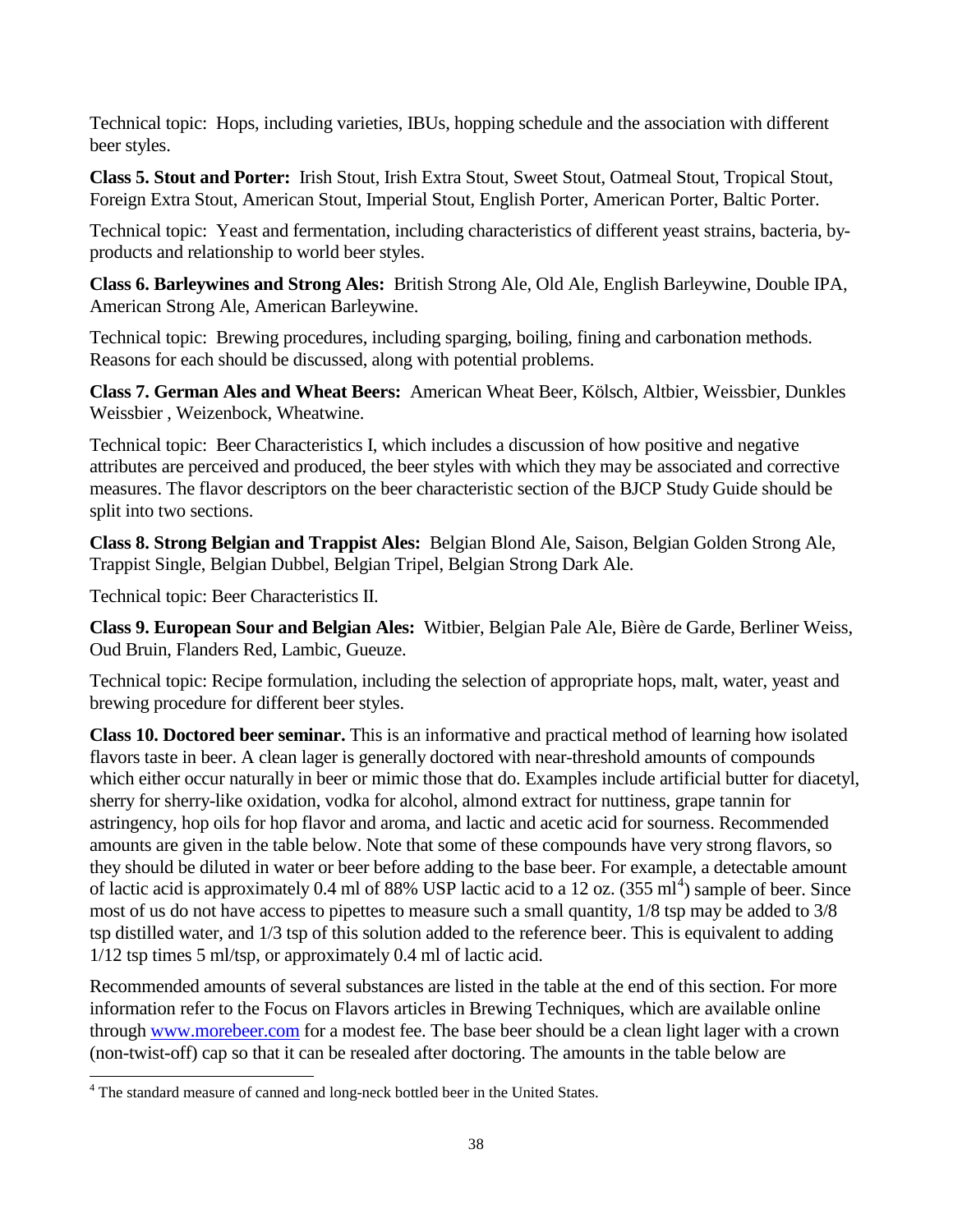Technical topic: Hops, including varieties, IBUs, hopping schedule and the association with different beer styles.

**Class 5. Stout and Porter:** Irish Stout, Irish Extra Stout, Sweet Stout, Oatmeal Stout, Tropical Stout, Foreign Extra Stout, American Stout, Imperial Stout, English Porter, American Porter, Baltic Porter.

Technical topic: Yeast and fermentation, including characteristics of different yeast strains, bacteria, by-products and relationship to world beer styles.

**Class 6. Barleywines and Strong Ales:** British Strong Ale, Old Ale, English Barleywine, Double IPA, American Strong Ale, American Barleywine.

Technical topic: Brewing procedures, including sparging, boiling, fining and carbonation methods. Reasons for each should be discussed, along with potential problems.

**Class 7. German Ales and Wheat Beers:** American Wheat Beer, Kölsch, Altbier, Weissbier, Dunkles Weissbier , Weizenbock, Wheatwine.

Technical topic: Beer Characteristics I, which includes a discussion of how positive and negative attributes are perceived and produced, the beer styles with which they may be associated and corrective measures. The flavor descriptors on the beer characteristic section of the BJCP Study Guide should be split into two sections.

**Class 8. Strong Belgian and Trappist Ales:** Belgian Blond Ale, Saison, Belgian Golden Strong Ale, Trappist Single, Belgian Dubbel, Belgian Tripel, Belgian Strong Dark Ale.

Technical topic: Beer Characteristics II.

**Class 9. European Sour and Belgian Ales:** Witbier, Belgian Pale Ale, Bière de Garde, Berliner Weiss, Oud Bruin, Flanders Red, Lambic, Gueuze.

Technical topic: Recipe formulation, including the selection of appropriate hops, malt, water, yeast and brewing procedure for different beer styles.

**Class 10. Doctored beer seminar.** This is an informative and practical method of learning how isolated flavors taste in beer. A clean lager is generally doctored with near-threshold amounts of compounds which either occur naturally in beer or mimic those that do. Examples include artificial butter for diacetyl, sherry for sherry-like oxidation, vodka for alcohol, almond extract for nuttiness, grape tannin for astringency, hop oils for hop flavor and aroma, and lactic and acetic acid for sourness. Recommended amounts are given in the table below. Note that some of these compounds have very strong flavors, so they should be diluted in water or beer before adding to the base beer. For example, a detectable amount of lactic acid is approximately 0.4 ml of 88% USP lactic acid to a 12 oz. (355 ml[4]) sample of beer. Since most of us do not have access to pipettes to measure such a small quantity, 1/8 tsp may be added to 3/8 tsp distilled water, and 1/3 tsp of this solution added to the reference beer. This is equivalent to adding 1/12 tsp times 5 ml/tsp, or approximately 0.4 ml of lactic acid.

Recommended amounts of several substances are listed in the table at the end of this section. For more information refer to the Focus on Flavors articles in Brewing Techniques, which are available online through www.morebeer.com for a modest fee. The base beer should be a clean light lager with a crown (non-twist-off) cap so that it can be resealed after doctoring. The amounts in the table below are

[4] The standard measure of canned and long-neck bottled beer in the United States.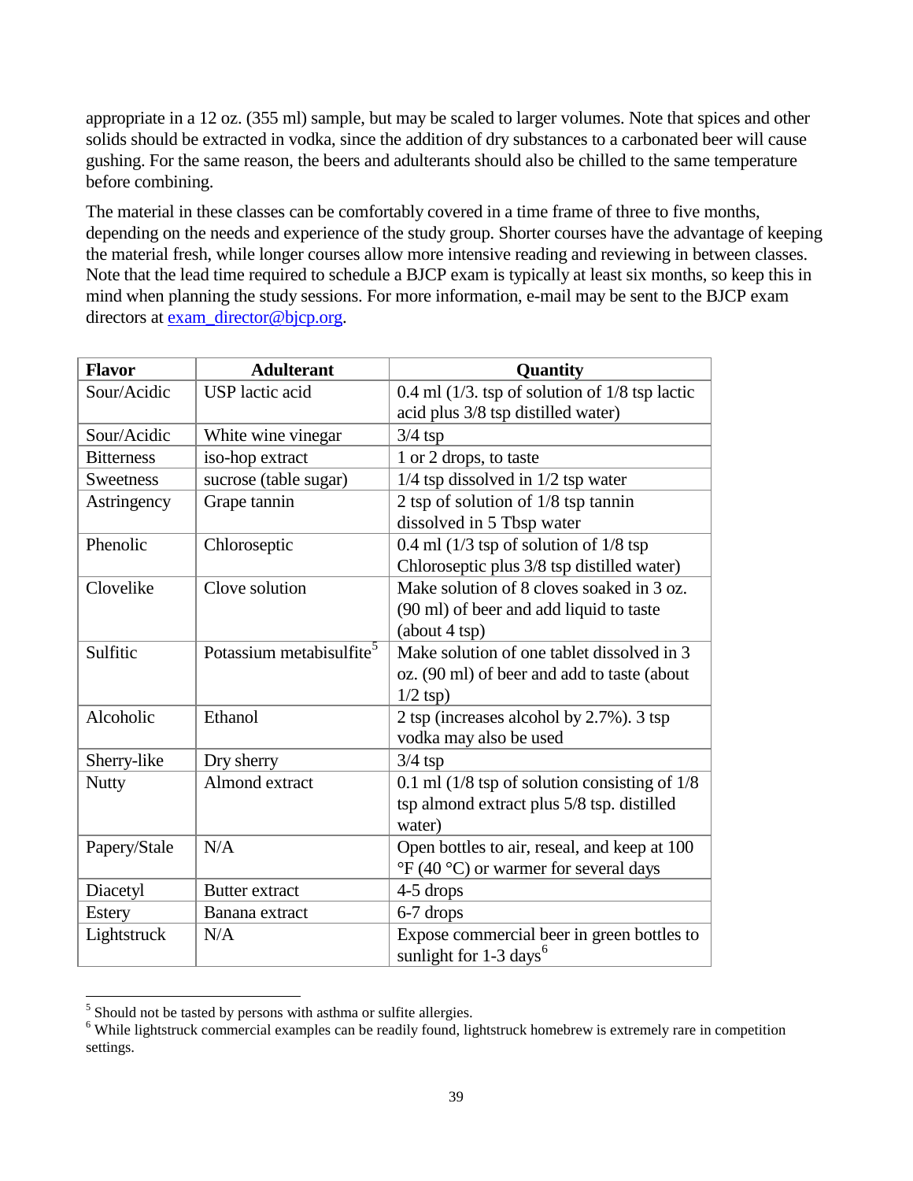appropriate in a 12 oz. (355 ml) sample, but may be scaled to larger volumes. Note that spices and other solids should be extracted in vodka, since the addition of dry substances to a carbonated beer will cause gushing. For the same reason, the beers and adulterants should also be chilled to the same temperature before combining.

The material in these classes can be comfortably covered in a time frame of three to five months, depending on the needs and experience of the study group. Shorter courses have the advantage of keeping the material fresh, while longer courses allow more intensive reading and reviewing in between classes. Note that the lead time required to schedule a BJCP exam is typically at least six months, so keep this in mind when planning the study sessions. For more information, e-mail may be sent to the BJCP exam directors at exam_director@bjcp.org.

| Flavor | Adulterant | Quantity |
|---|---|---|
| Sour/Acidic | USP lactic acid | 0.4 ml (1/3. tsp of solution of 1/8 tsp lactic acid plus 3/8 tsp distilled water) |
| Sour/Acidic | White wine vinegar | 3/4 tsp |
| Bitterness | iso-hop extract | 1 or 2 drops, to taste |
| Sweetness | sucrose (table sugar) | 1/4 tsp dissolved in 1/2 tsp water |
| Astringency | Grape tannin | 2 tsp of solution of 1/8 tsp tannin dissolved in 5 Tbsp water |
| Phenolic | Chloroseptic | 0.4 ml (1/3 tsp of solution of 1/8 tsp Chloroseptic plus 3/8 tsp distilled water) |
| Clovelike | Clove solution | Make solution of 8 cloves soaked in 3 oz. (90 ml) of beer and add liquid to taste (about 4 tsp) |
| Sulfitic | Potassium metabisulfite[5] | Make solution of one tablet dissolved in 3 oz. (90 ml) of beer and add to taste (about 1/2 tsp) |
| Alcoholic | Ethanol | 2 tsp (increases alcohol by 2.7%). 3 tsp vodka may also be used |
| Sherry-like | Dry sherry | 3/4 tsp |
| Nutty | Almond extract | 0.1 ml (1/8 tsp of solution consisting of 1/8 tsp almond extract plus 5/8 tsp. distilled water) |
| Papery/Stale | N/A | Open bottles to air, reseal, and keep at 100 °F (40 °C) or warmer for several days |
| Diacetyl | Butter extract | 4-5 drops |
| Estery | Banana extract | 6-7 drops |
| Lightstruck | N/A | Expose commercial beer in green bottles to sunlight for 1-3 days[6] |

[5] Should not be tasted by persons with asthma or sulfite allergies.

[6] While lightstruck commercial examples can be readily found, lightstruck homebrew is extremely rare in competition settings.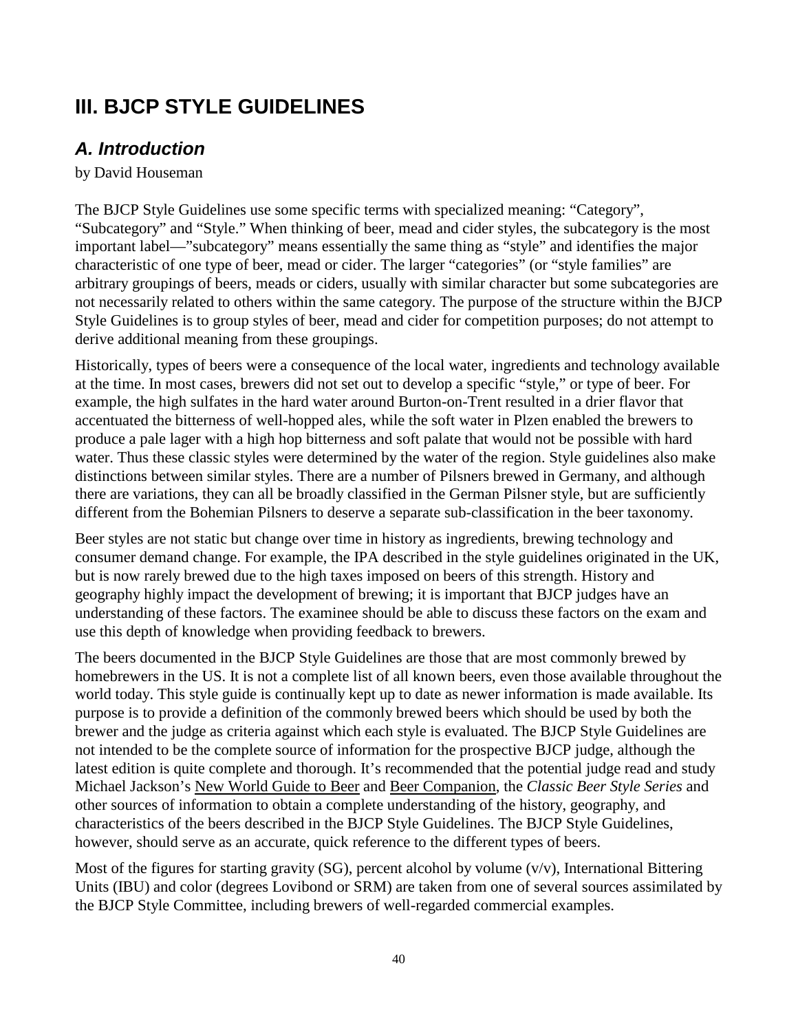# III. BJCP STYLE GUIDELINES

## *A. Introduction*

by David Houseman

The BJCP Style Guidelines use some specific terms with specialized meaning: "Category", "Subcategory" and "Style." When thinking of beer, mead and cider styles, the subcategory is the most important label—"subcategory" means essentially the same thing as "style" and identifies the major characteristic of one type of beer, mead or cider. The larger "categories" (or "style families" are arbitrary groupings of beers, meads or ciders, usually with similar character but some subcategories are not necessarily related to others within the same category. The purpose of the structure within the BJCP Style Guidelines is to group styles of beer, mead and cider for competition purposes; do not attempt to derive additional meaning from these groupings.

Historically, types of beers were a consequence of the local water, ingredients and technology available at the time. In most cases, brewers did not set out to develop a specific "style," or type of beer. For example, the high sulfates in the hard water around Burton-on-Trent resulted in a drier flavor that accentuated the bitterness of well-hopped ales, while the soft water in Plzen enabled the brewers to produce a pale lager with a high hop bitterness and soft palate that would not be possible with hard water. Thus these classic styles were determined by the water of the region. Style guidelines also make distinctions between similar styles. There are a number of Pilsners brewed in Germany, and although there are variations, they can all be broadly classified in the German Pilsner style, but are sufficiently different from the Bohemian Pilsners to deserve a separate sub-classification in the beer taxonomy.

Beer styles are not static but change over time in history as ingredients, brewing technology and consumer demand change. For example, the IPA described in the style guidelines originated in the UK, but is now rarely brewed due to the high taxes imposed on beers of this strength. History and geography highly impact the development of brewing; it is important that BJCP judges have an understanding of these factors. The examinee should be able to discuss these factors on the exam and use this depth of knowledge when providing feedback to brewers.

The beers documented in the BJCP Style Guidelines are those that are most commonly brewed by homebrewers in the US. It is not a complete list of all known beers, even those available throughout the world today. This style guide is continually kept up to date as newer information is made available. Its purpose is to provide a definition of the commonly brewed beers which should be used by both the brewer and the judge as criteria against which each style is evaluated. The BJCP Style Guidelines are not intended to be the complete source of information for the prospective BJCP judge, although the latest edition is quite complete and thorough. It's recommended that the potential judge read and study Michael Jackson's New World Guide to Beer and Beer Companion, the *Classic Beer Style Series* and other sources of information to obtain a complete understanding of the history, geography, and characteristics of the beers described in the BJCP Style Guidelines. The BJCP Style Guidelines, however, should serve as an accurate, quick reference to the different types of beers.

Most of the figures for starting gravity (SG), percent alcohol by volume (v/v), International Bittering Units (IBU) and color (degrees Lovibond or SRM) are taken from one of several sources assimilated by the BJCP Style Committee, including brewers of well-regarded commercial examples.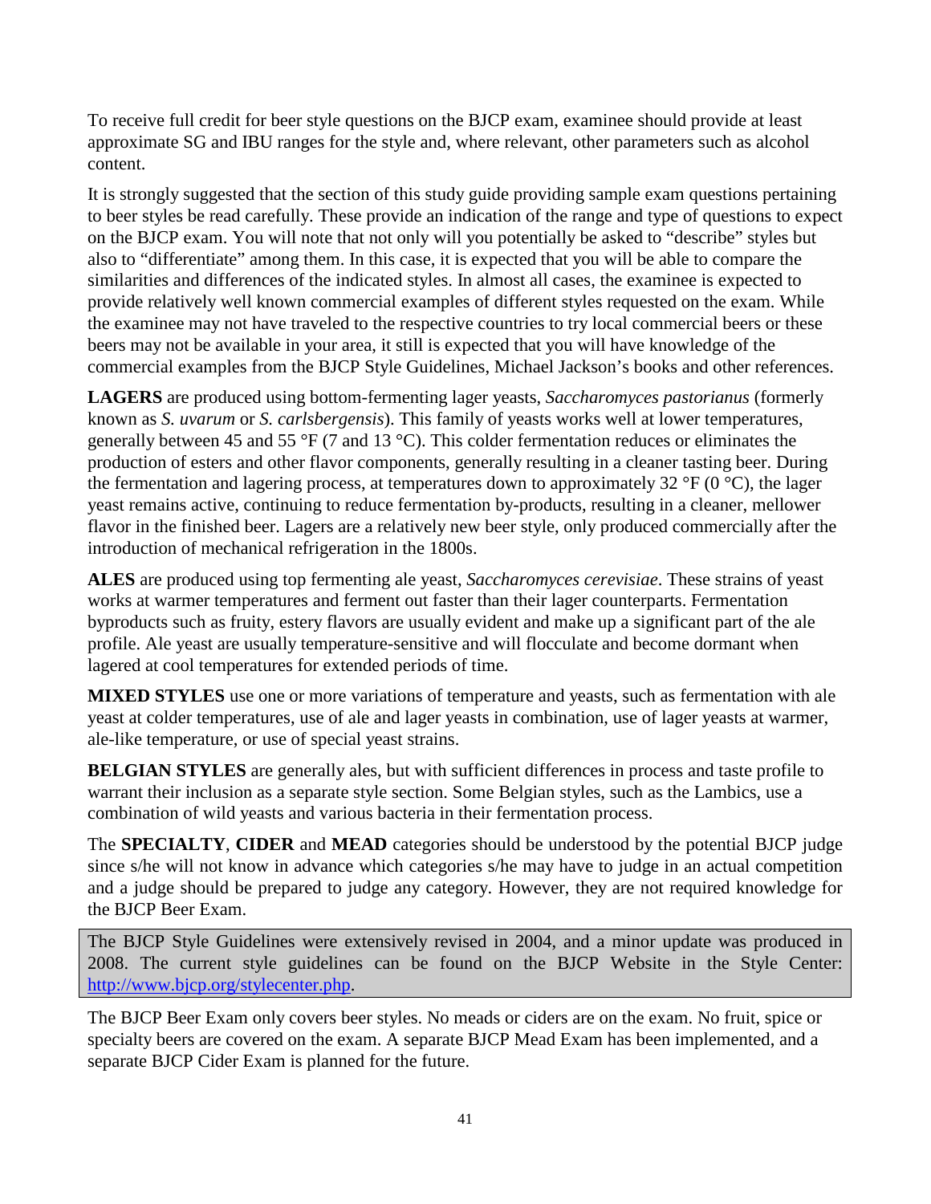To receive full credit for beer style questions on the BJCP exam, examinee should provide at least approximate SG and IBU ranges for the style and, where relevant, other parameters such as alcohol content.

It is strongly suggested that the section of this study guide providing sample exam questions pertaining to beer styles be read carefully. These provide an indication of the range and type of questions to expect on the BJCP exam. You will note that not only will you potentially be asked to "describe" styles but also to "differentiate" among them. In this case, it is expected that you will be able to compare the similarities and differences of the indicated styles. In almost all cases, the examinee is expected to provide relatively well known commercial examples of different styles requested on the exam. While the examinee may not have traveled to the respective countries to try local commercial beers or these beers may not be available in your area, it still is expected that you will have knowledge of the commercial examples from the BJCP Style Guidelines, Michael Jackson's books and other references.

**LAGERS** are produced using bottom-fermenting lager yeasts, *Saccharomyces pastorianus* (formerly known as *S. uvarum* or *S. carlsbergensis*). This family of yeasts works well at lower temperatures, generally between 45 and 55 °F (7 and 13 °C). This colder fermentation reduces or eliminates the production of esters and other flavor components, generally resulting in a cleaner tasting beer. During the fermentation and lagering process, at temperatures down to approximately 32 °F (0 °C), the lager yeast remains active, continuing to reduce fermentation by-products, resulting in a cleaner, mellower flavor in the finished beer. Lagers are a relatively new beer style, only produced commercially after the introduction of mechanical refrigeration in the 1800s.

**ALES** are produced using top fermenting ale yeast, *Saccharomyces cerevisiae*. These strains of yeast works at warmer temperatures and ferment out faster than their lager counterparts. Fermentation byproducts such as fruity, estery flavors are usually evident and make up a significant part of the ale profile. Ale yeast are usually temperature-sensitive and will flocculate and become dormant when lagered at cool temperatures for extended periods of time.

**MIXED STYLES** use one or more variations of temperature and yeasts, such as fermentation with ale yeast at colder temperatures, use of ale and lager yeasts in combination, use of lager yeasts at warmer, ale-like temperature, or use of special yeast strains.

**BELGIAN STYLES** are generally ales, but with sufficient differences in process and taste profile to warrant their inclusion as a separate style section. Some Belgian styles, such as the Lambics, use a combination of wild yeasts and various bacteria in their fermentation process.

The **SPECIALTY**, **CIDER** and **MEAD** categories should be understood by the potential BJCP judge since s/he will not know in advance which categories s/he may have to judge in an actual competition and a judge should be prepared to judge any category. However, they are not required knowledge for the BJCP Beer Exam.

> The BJCP Style Guidelines were extensively revised in 2004, and a minor update was produced in 2008. The current style guidelines can be found on the BJCP Website in the Style Center: [http://www.bjcp.org/stylecenter.php](http://www.bjcp.org/stylecenter.php).

The BJCP Beer Exam only covers beer styles. No meads or ciders are on the exam. No fruit, spice or specialty beers are covered on the exam. A separate BJCP Mead Exam has been implemented, and a separate BJCP Cider Exam is planned for the future.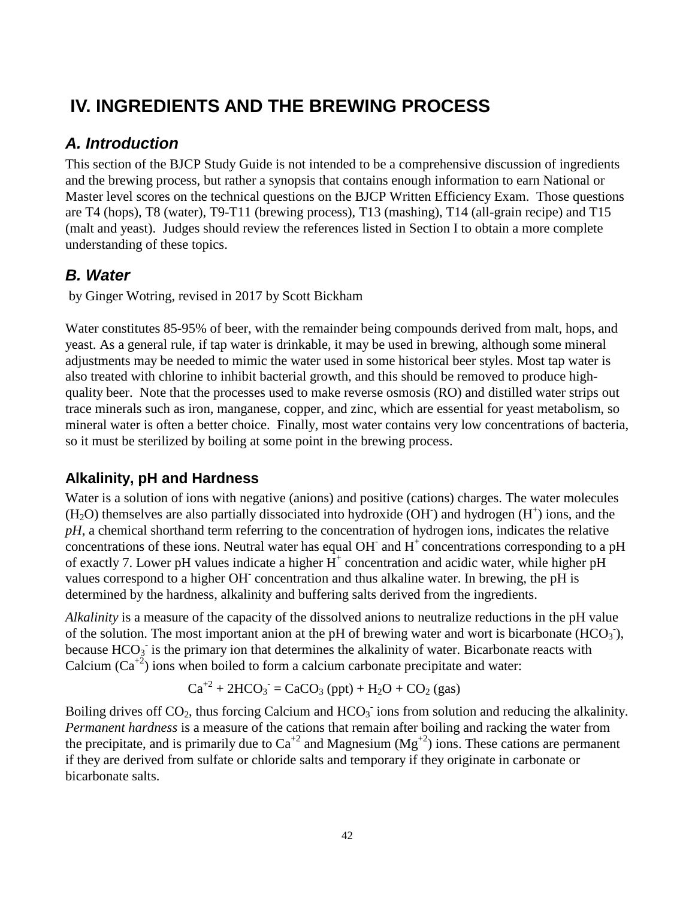# IV. INGREDIENTS AND THE BREWING PROCESS

## *A. Introduction*

This section of the BJCP Study Guide is not intended to be a comprehensive discussion of ingredients and the brewing process, but rather a synopsis that contains enough information to earn National or Master level scores on the technical questions on the BJCP Written Efficiency Exam. Those questions are T4 (hops), T8 (water), T9-T11 (brewing process), T13 (mashing), T14 (all-grain recipe) and T15 (malt and yeast). Judges should review the references listed in Section I to obtain a more complete understanding of these topics.

## *B. Water*

by Ginger Wotring, revised in 2017 by Scott Bickham

Water constitutes 85-95% of beer, with the remainder being compounds derived from malt, hops, and yeast. As a general rule, if tap water is drinkable, it may be used in brewing, although some mineral adjustments may be needed to mimic the water used in some historical beer styles. Most tap water is also treated with chlorine to inhibit bacterial growth, and this should be removed to produce high-quality beer. Note that the processes used to make reverse osmosis (RO) and distilled water strips out trace minerals such as iron, manganese, copper, and zinc, which are essential for yeast metabolism, so mineral water is often a better choice. Finally, most water contains very low concentrations of bacteria, so it must be sterilized by boiling at some point in the brewing process.

### Alkalinity, pH and Hardness

Water is a solution of ions with negative (anions) and positive (cations) charges. The water molecules ($H_2O$) themselves are also partially dissociated into hydroxide ($OH^-$) and hydrogen ($H^+$) ions, and the *pH*, a chemical shorthand term referring to the concentration of hydrogen ions, indicates the relative concentrations of these ions. Neutral water has equal $OH^-$ and $H^+$ concentrations corresponding to a pH of exactly 7. Lower pH values indicate a higher $H^+$ concentration and acidic water, while higher pH values correspond to a higher $OH^-$ concentration and thus alkaline water. In brewing, the pH is determined by the hardness, alkalinity and buffering salts derived from the ingredients.

*Alkalinity* is a measure of the capacity of the dissolved anions to neutralize reductions in the pH value of the solution. The most important anion at the pH of brewing water and wort is bicarbonate ($HCO_3^-$), because $HCO_3^-$ is the primary ion that determines the alkalinity of water. Bicarbonate reacts with Calcium ($Ca^{+2}$) ions when boiled to form a calcium carbonate precipitate and water:

$$Ca^{+2} + 2HCO_3^- = CaCO_3 \text{ (ppt)} + H_2O + CO_2 \text{ (gas)}$$

Boiling drives off $CO_2$, thus forcing Calcium and $HCO_3^-$ ions from solution and reducing the alkalinity. *Permanent hardness* is a measure of the cations that remain after boiling and racking the water from the precipitate, and is primarily due to $Ca^{+2}$ and Magnesium ($Mg^{+2}$) ions. These cations are permanent if they are derived from sulfate or chloride salts and temporary if they originate in carbonate or bicarbonate salts.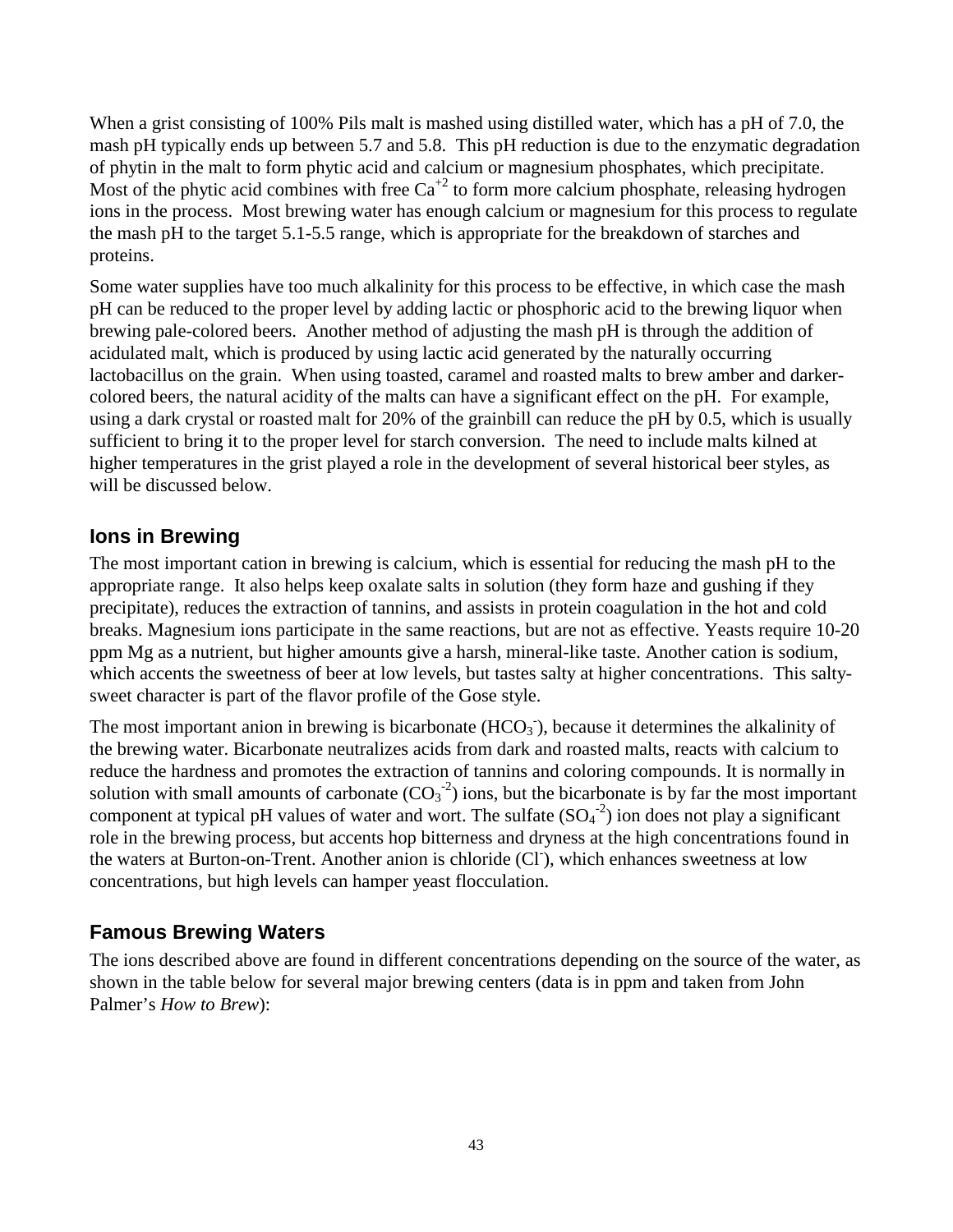When a grist consisting of 100% Pils malt is mashed using distilled water, which has a pH of 7.0, the mash pH typically ends up between 5.7 and 5.8. This pH reduction is due to the enzymatic degradation of phytin in the malt to form phytic acid and calcium or magnesium phosphates, which precipitate. Most of the phytic acid combines with free $Ca^{+2}$ to form more calcium phosphate, releasing hydrogen ions in the process. Most brewing water has enough calcium or magnesium for this process to regulate the mash pH to the target 5.1-5.5 range, which is appropriate for the breakdown of starches and proteins.

Some water supplies have too much alkalinity for this process to be effective, in which case the mash pH can be reduced to the proper level by adding lactic or phosphoric acid to the brewing liquor when brewing pale-colored beers. Another method of adjusting the mash pH is through the addition of acidulated malt, which is produced by using lactic acid generated by the naturally occurring lactobacillus on the grain. When using toasted, caramel and roasted malts to brew amber and darker-colored beers, the natural acidity of the malts can have a significant effect on the pH. For example, using a dark crystal or roasted malt for 20% of the grainbill can reduce the pH by 0.5, which is usually sufficient to bring it to the proper level for starch conversion. The need to include malts kilned at higher temperatures in the grist played a role in the development of several historical beer styles, as will be discussed below.

## Ions in Brewing

The most important cation in brewing is calcium, which is essential for reducing the mash pH to the appropriate range. It also helps keep oxalate salts in solution (they form haze and gushing if they precipitate), reduces the extraction of tannins, and assists in protein coagulation in the hot and cold breaks. Magnesium ions participate in the same reactions, but are not as effective. Yeasts require 10-20 ppm Mg as a nutrient, but higher amounts give a harsh, mineral-like taste. Another cation is sodium, which accents the sweetness of beer at low levels, but tastes salty at higher concentrations. This salty-sweet character is part of the flavor profile of the Gose style.

The most important anion in brewing is bicarbonate ($HCO_3^-$), because it determines the alkalinity of the brewing water. Bicarbonate neutralizes acids from dark and roasted malts, reacts with calcium to reduce the hardness and promotes the extraction of tannins and coloring compounds. It is normally in solution with small amounts of carbonate ($CO_3^{-2}$) ions, but the bicarbonate is by far the most important component at typical pH values of water and wort. The sulfate ($SO_4^{-2}$) ion does not play a significant role in the brewing process, but accents hop bitterness and dryness at the high concentrations found in the waters at Burton-on-Trent. Another anion is chloride ($Cl^-$), which enhances sweetness at low concentrations, but high levels can hamper yeast flocculation.

## Famous Brewing Waters

The ions described above are found in different concentrations depending on the source of the water, as shown in the table below for several major brewing centers (data is in ppm and taken from John Palmer's *How to Brew*):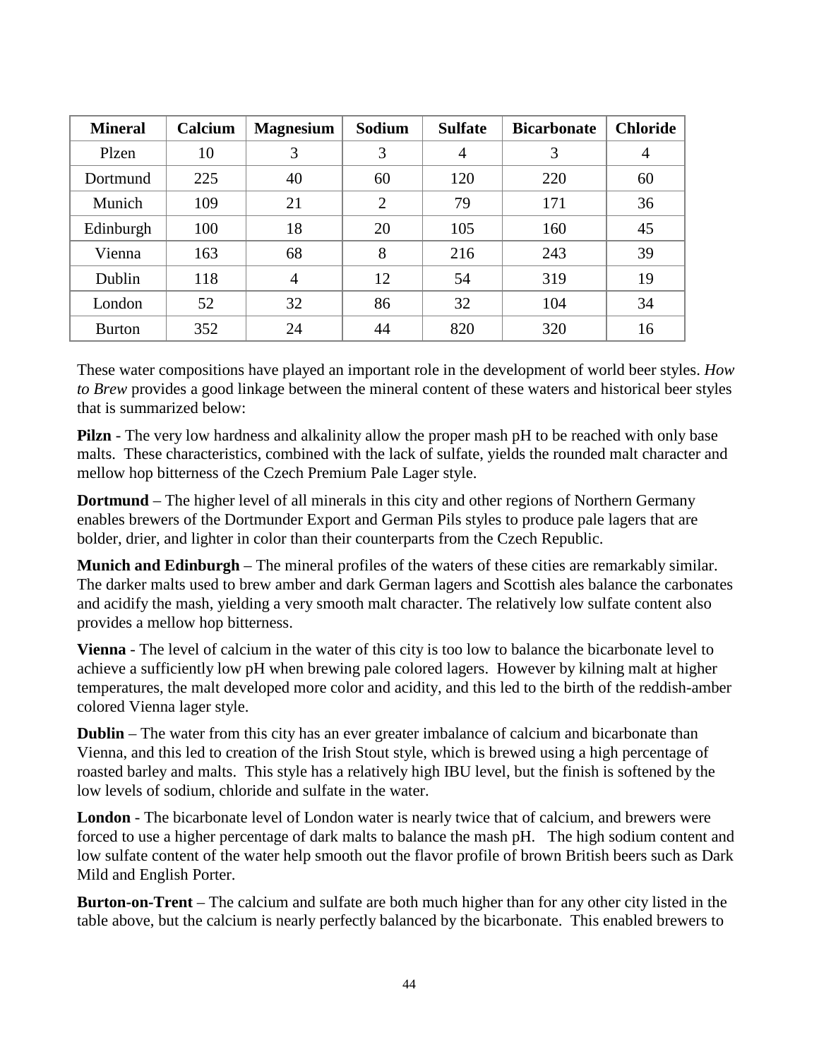| Mineral | Calcium | Magnesium | Sodium | Sulfate | Bicarbonate | Chloride |
|---|---|---|---|---|---|---|
| Plzen | 10 | 3 | 3 | 4 | 3 | 4 |
| Dortmund | 225 | 40 | 60 | 120 | 220 | 60 |
| Munich | 109 | 21 | 2 | 79 | 171 | 36 |
| Edinburgh | 100 | 18 | 20 | 105 | 160 | 45 |
| Vienna | 163 | 68 | 8 | 216 | 243 | 39 |
| Dublin | 118 | 4 | 12 | 54 | 319 | 19 |
| London | 52 | 32 | 86 | 32 | 104 | 34 |
| Burton | 352 | 24 | 44 | 820 | 320 | 16 |

These water compositions have played an important role in the development of world beer styles. *How to Brew* provides a good linkage between the mineral content of these waters and historical beer styles that is summarized below:

**Pilzn** - The very low hardness and alkalinity allow the proper mash pH to be reached with only base malts. These characteristics, combined with the lack of sulfate, yields the rounded malt character and mellow hop bitterness of the Czech Premium Pale Lager style.

**Dortmund** – The higher level of all minerals in this city and other regions of Northern Germany enables brewers of the Dortmunder Export and German Pils styles to produce pale lagers that are bolder, drier, and lighter in color than their counterparts from the Czech Republic.

**Munich and Edinburgh** – The mineral profiles of the waters of these cities are remarkably similar. The darker malts used to brew amber and dark German lagers and Scottish ales balance the carbonates and acidify the mash, yielding a very smooth malt character. The relatively low sulfate content also provides a mellow hop bitterness.

**Vienna** - The level of calcium in the water of this city is too low to balance the bicarbonate level to achieve a sufficiently low pH when brewing pale colored lagers. However by kilning malt at higher temperatures, the malt developed more color and acidity, and this led to the birth of the reddish-amber colored Vienna lager style.

**Dublin** – The water from this city has an ever greater imbalance of calcium and bicarbonate than Vienna, and this led to creation of the Irish Stout style, which is brewed using a high percentage of roasted barley and malts. This style has a relatively high IBU level, but the finish is softened by the low levels of sodium, chloride and sulfate in the water.

**London** - The bicarbonate level of London water is nearly twice that of calcium, and brewers were forced to use a higher percentage of dark malts to balance the mash pH. The high sodium content and low sulfate content of the water help smooth out the flavor profile of brown British beers such as Dark Mild and English Porter.

**Burton-on-Trent** – The calcium and sulfate are both much higher than for any other city listed in the table above, but the calcium is nearly perfectly balanced by the bicarbonate. This enabled brewers to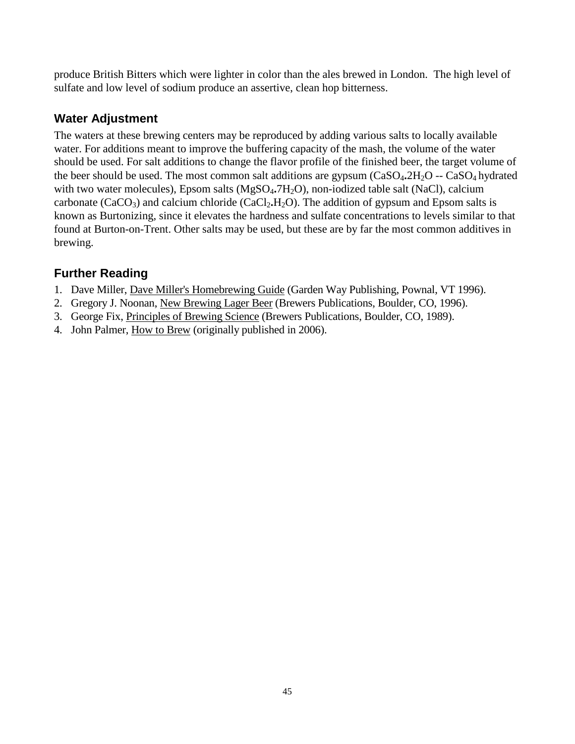produce British Bitters which were lighter in color than the ales brewed in London. The high level of sulfate and low level of sodium produce an assertive, clean hop bitterness.

## Water Adjustment

The waters at these brewing centers may be reproduced by adding various salts to locally available water. For additions meant to improve the buffering capacity of the mash, the volume of the water should be used. For salt additions to change the flavor profile of the finished beer, the target volume of the beer should be used. The most common salt additions are gypsum ($CaSO_4 . 2H_2O$ -- $CaSO_4$ hydrated with two water molecules), Epsom salts ($MgSO_4 . 7H_2O$), non-iodized table salt (NaCl), calcium carbonate ($CaCO_3$) and calcium chloride ($CaCl_2 . H_2O$). The addition of gypsum and Epsom salts is known as Burtonizing, since it elevates the hardness and sulfate concentrations to levels similar to that found at Burton-on-Trent. Other salts may be used, but these are by far the most common additives in brewing.

## Further Reading

1. Dave Miller, Dave Miller's Homebrewing Guide (Garden Way Publishing, Pownal, VT 1996).
2. Gregory J. Noonan, New Brewing Lager Beer (Brewers Publications, Boulder, CO, 1996).
3. George Fix, Principles of Brewing Science (Brewers Publications, Boulder, CO, 1989).
4. John Palmer, How to Brew (originally published in 2006).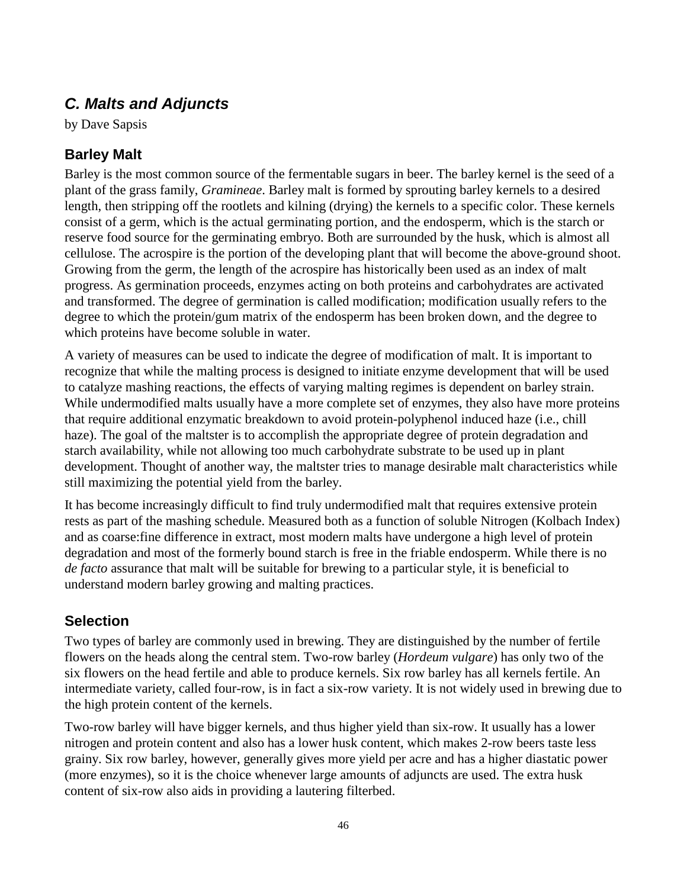## *C. Malts and Adjuncts*

by Dave Sapsis

### Barley Malt

Barley is the most common source of the fermentable sugars in beer. The barley kernel is the seed of a plant of the grass family, *Gramineae*. Barley malt is formed by sprouting barley kernels to a desired length, then stripping off the rootlets and kilning (drying) the kernels to a specific color. These kernels consist of a germ, which is the actual germinating portion, and the endosperm, which is the starch or reserve food source for the germinating embryo. Both are surrounded by the husk, which is almost all cellulose. The acrospire is the portion of the developing plant that will become the above-ground shoot. Growing from the germ, the length of the acrospire has historically been used as an index of malt progress. As germination proceeds, enzymes acting on both proteins and carbohydrates are activated and transformed. The degree of germination is called modification; modification usually refers to the degree to which the protein/gum matrix of the endosperm has been broken down, and the degree to which proteins have become soluble in water.

A variety of measures can be used to indicate the degree of modification of malt. It is important to recognize that while the malting process is designed to initiate enzyme development that will be used to catalyze mashing reactions, the effects of varying malting regimes is dependent on barley strain. While undermodified malts usually have a more complete set of enzymes, they also have more proteins that require additional enzymatic breakdown to avoid protein-polyphenol induced haze (i.e., chill haze). The goal of the maltster is to accomplish the appropriate degree of protein degradation and starch availability, while not allowing too much carbohydrate substrate to be used up in plant development. Thought of another way, the maltster tries to manage desirable malt characteristics while still maximizing the potential yield from the barley.

It has become increasingly difficult to find truly undermodified malt that requires extensive protein rests as part of the mashing schedule. Measured both as a function of soluble Nitrogen (Kolbach Index) and as coarse:fine difference in extract, most modern malts have undergone a high level of protein degradation and most of the formerly bound starch is free in the friable endosperm. While there is no *de facto* assurance that malt will be suitable for brewing to a particular style, it is beneficial to understand modern barley growing and malting practices.

### Selection

Two types of barley are commonly used in brewing. They are distinguished by the number of fertile flowers on the heads along the central stem. Two-row barley (*Hordeum vulgare*) has only two of the six flowers on the head fertile and able to produce kernels. Six row barley has all kernels fertile. An intermediate variety, called four-row, is in fact a six-row variety. It is not widely used in brewing due to the high protein content of the kernels.

Two-row barley will have bigger kernels, and thus higher yield than six-row. It usually has a lower nitrogen and protein content and also has a lower husk content, which makes 2-row beers taste less grainy. Six row barley, however, generally gives more yield per acre and has a higher diastatic power (more enzymes), so it is the choice whenever large amounts of adjuncts are used. The extra husk content of six-row also aids in providing a lautering filterbed.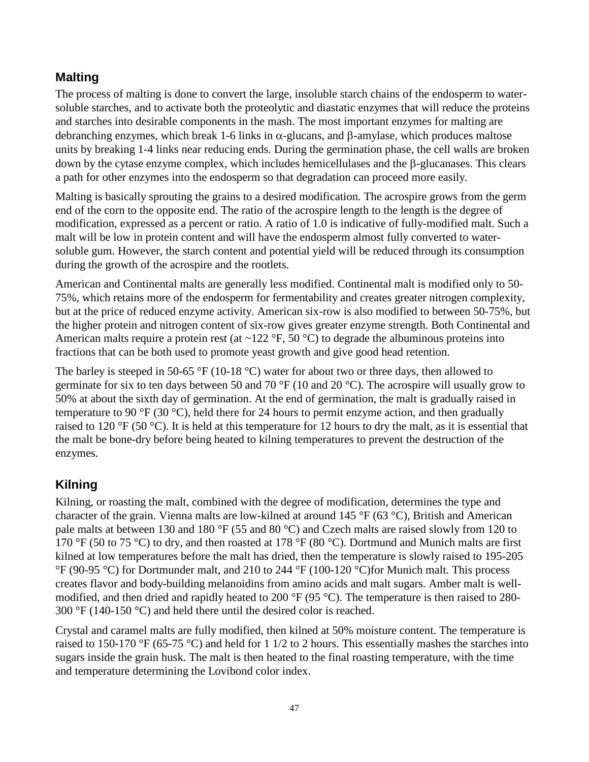## Malting

The process of malting is done to convert the large, insoluble starch chains of the endosperm to water-soluble starches, and to activate both the proteolytic and diastatic enzymes that will reduce the proteins and starches into desirable components in the mash. The most important enzymes for malting are debranching enzymes, which break 1-6 links in $\alpha$-glucans, and $\beta$-amylase, which produces maltose units by breaking 1-4 links near reducing ends. During the germination phase, the cell walls are broken down by the cytase enzyme complex, which includes hemicellulases and the $\beta$-glucanases. This clears a path for other enzymes into the endosperm so that degradation can proceed more easily.

Malting is basically sprouting the grains to a desired modification. The acrospire grows from the germ end of the corn to the opposite end. The ratio of the acrospire length to the length is the degree of modification, expressed as a percent or ratio. A ratio of 1.0 is indicative of fully-modified malt. Such a malt will be low in protein content and will have the endosperm almost fully converted to water-soluble gum. However, the starch content and potential yield will be reduced through its consumption during the growth of the acrospire and the rootlets.

American and Continental malts are generally less modified. Continental malt is modified only to 50-75%, which retains more of the endosperm for fermentability and creates greater nitrogen complexity, but at the price of reduced enzyme activity. American six-row is also modified to between 50-75%, but the higher protein and nitrogen content of six-row gives greater enzyme strength. Both Continental and American malts require a protein rest (at ~122 °F, 50 °C) to degrade the albuminous proteins into fractions that can be both used to promote yeast growth and give good head retention.

The barley is steeped in 50-65 °F (10-18 °C) water for about two or three days, then allowed to germinate for six to ten days between 50 and 70 °F (10 and 20 °C). The acrospire will usually grow to 50% at about the sixth day of germination. At the end of germination, the malt is gradually raised in temperature to 90 °F (30 °C), held there for 24 hours to permit enzyme action, and then gradually raised to 120 °F (50 °C). It is held at this temperature for 12 hours to dry the malt, as it is essential that the malt be bone-dry before being heated to kilning temperatures to prevent the destruction of the enzymes.

## Kilning

Kilning, or roasting the malt, combined with the degree of modification, determines the type and character of the grain. Vienna malts are low-kilned at around 145 °F (63 °C), British and American pale malts at between 130 and 180 °F (55 and 80 °C) and Czech malts are raised slowly from 120 to 170 °F (50 to 75 °C) to dry, and then roasted at 178 °F (80 °C). Dortmund and Munich malts are first kilned at low temperatures before the malt has dried, then the temperature is slowly raised to 195-205 °F (90-95 °C) for Dortmunder malt, and 210 to 244 °F (100-120 °C)for Munich malt. This process creates flavor and body-building melanoidins from amino acids and malt sugars. Amber malt is well-modified, and then dried and rapidly heated to 200 °F (95 °C). The temperature is then raised to 280-300 °F (140-150 °C) and held there until the desired color is reached.

Crystal and caramel malts are fully modified, then kilned at 50% moisture content. The temperature is raised to 150-170 °F (65-75 °C) and held for 1 1/2 to 2 hours. This essentially mashes the starches into sugars inside the grain husk. The malt is then heated to the final roasting temperature, with the time and temperature determining the Lovibond color index.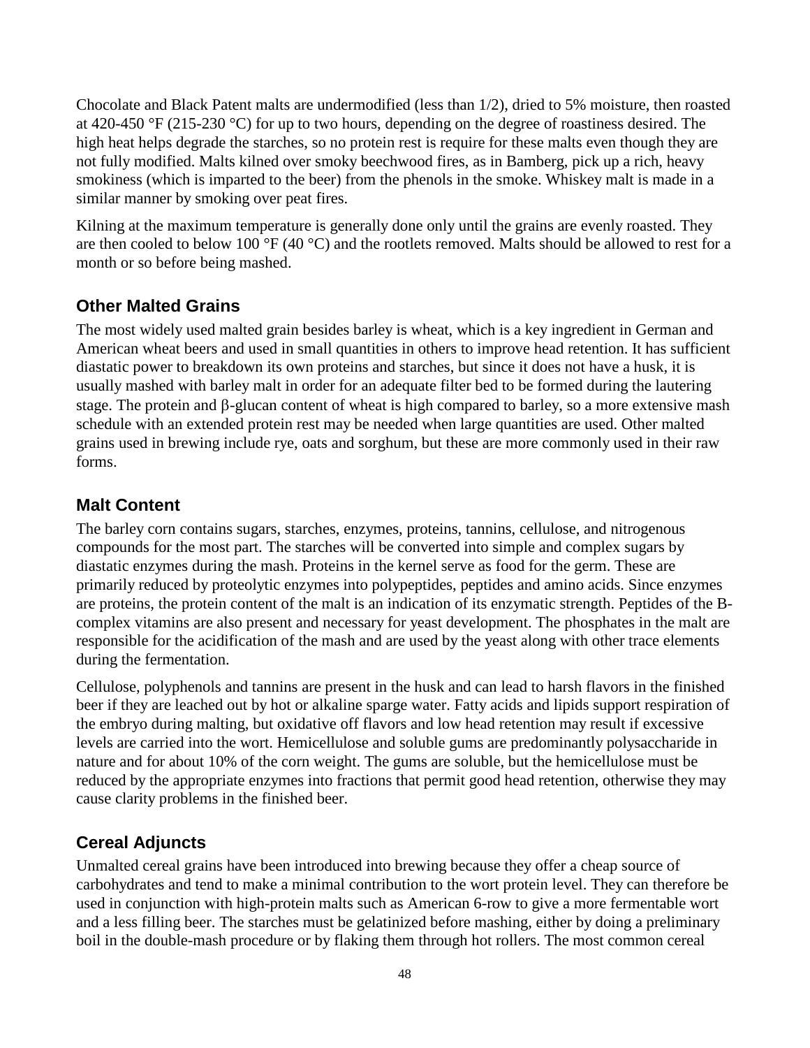Chocolate and Black Patent malts are undermodified (less than 1/2), dried to 5% moisture, then roasted at 420-450 °F (215-230 °C) for up to two hours, depending on the degree of roastiness desired. The high heat helps degrade the starches, so no protein rest is require for these malts even though they are not fully modified. Malts kilned over smoky beechwood fires, as in Bamberg, pick up a rich, heavy smokiness (which is imparted to the beer) from the phenols in the smoke. Whiskey malt is made in a similar manner by smoking over peat fires.

Kilning at the maximum temperature is generally done only until the grains are evenly roasted. They are then cooled to below 100 °F (40 °C) and the rootlets removed. Malts should be allowed to rest for a month or so before being mashed.

## Other Malted Grains

The most widely used malted grain besides barley is wheat, which is a key ingredient in German and American wheat beers and used in small quantities in others to improve head retention. It has sufficient diastatic power to breakdown its own proteins and starches, but since it does not have a husk, it is usually mashed with barley malt in order for an adequate filter bed to be formed during the lautering stage. The protein and β-glucan content of wheat is high compared to barley, so a more extensive mash schedule with an extended protein rest may be needed when large quantities are used. Other malted grains used in brewing include rye, oats and sorghum, but these are more commonly used in their raw forms.

## Malt Content

The barley corn contains sugars, starches, enzymes, proteins, tannins, cellulose, and nitrogenous compounds for the most part. The starches will be converted into simple and complex sugars by diastatic enzymes during the mash. Proteins in the kernel serve as food for the germ. These are primarily reduced by proteolytic enzymes into polypeptides, peptides and amino acids. Since enzymes are proteins, the protein content of the malt is an indication of its enzymatic strength. Peptides of the B-complex vitamins are also present and necessary for yeast development. The phosphates in the malt are responsible for the acidification of the mash and are used by the yeast along with other trace elements during the fermentation.

Cellulose, polyphenols and tannins are present in the husk and can lead to harsh flavors in the finished beer if they are leached out by hot or alkaline sparge water. Fatty acids and lipids support respiration of the embryo during malting, but oxidative off flavors and low head retention may result if excessive levels are carried into the wort. Hemicellulose and soluble gums are predominantly polysaccharide in nature and for about 10% of the corn weight. The gums are soluble, but the hemicellulose must be reduced by the appropriate enzymes into fractions that permit good head retention, otherwise they may cause clarity problems in the finished beer.

## Cereal Adjuncts

Unmalted cereal grains have been introduced into brewing because they offer a cheap source of carbohydrates and tend to make a minimal contribution to the wort protein level. They can therefore be used in conjunction with high-protein malts such as American 6-row to give a more fermentable wort and a less filling beer. The starches must be gelatinized before mashing, either by doing a preliminary boil in the double-mash procedure or by flaking them through hot rollers. The most common cereal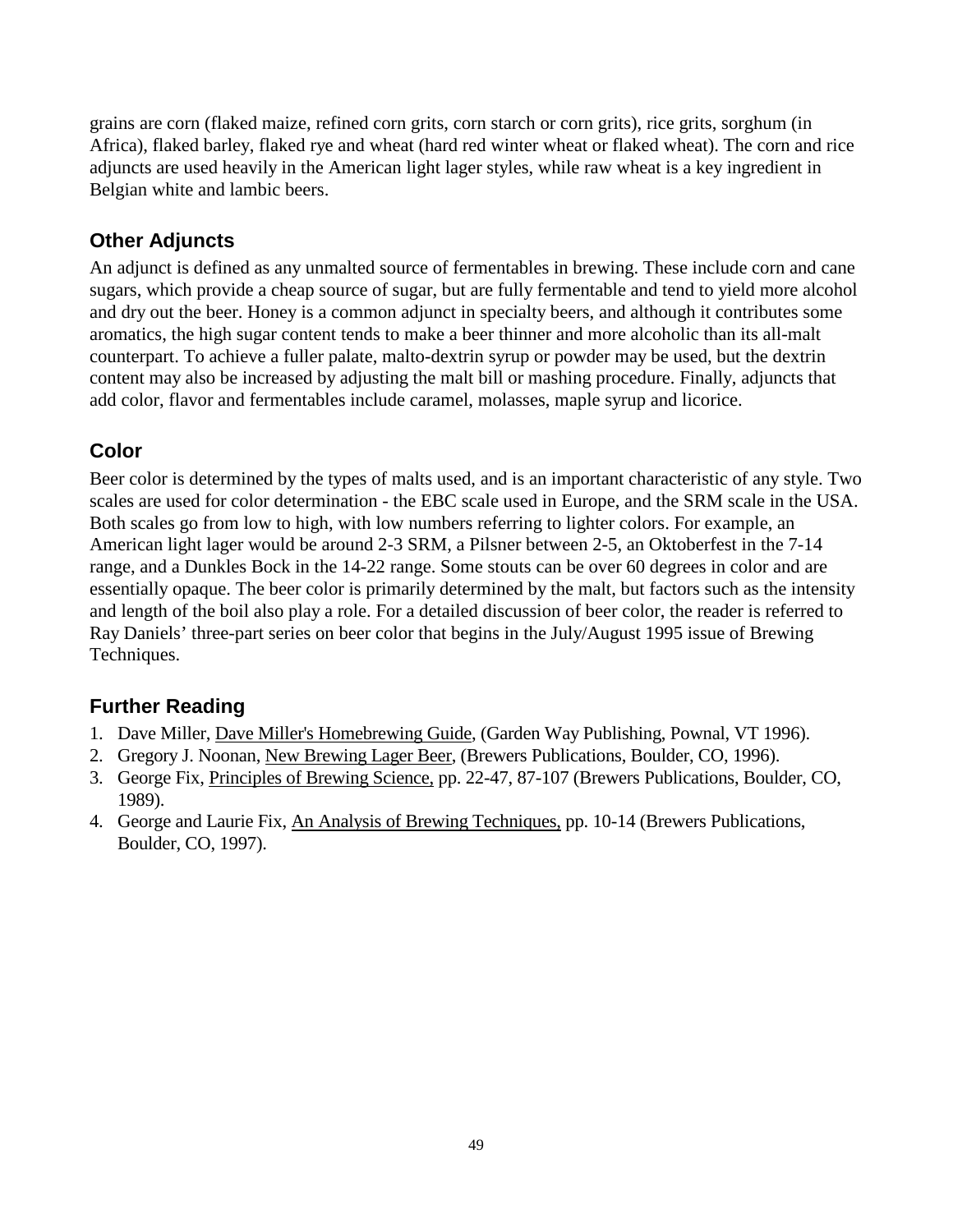grains are corn (flaked maize, refined corn grits, corn starch or corn grits), rice grits, sorghum (in Africa), flaked barley, flaked rye and wheat (hard red winter wheat or flaked wheat). The corn and rice adjuncts are used heavily in the American light lager styles, while raw wheat is a key ingredient in Belgian white and lambic beers.

### Other Adjuncts

An adjunct is defined as any unmalted source of fermentables in brewing. These include corn and cane sugars, which provide a cheap source of sugar, but are fully fermentable and tend to yield more alcohol and dry out the beer. Honey is a common adjunct in specialty beers, and although it contributes some aromatics, the high sugar content tends to make a beer thinner and more alcoholic than its all-malt counterpart. To achieve a fuller palate, malto-dextrin syrup or powder may be used, but the dextrin content may also be increased by adjusting the malt bill or mashing procedure. Finally, adjuncts that add color, flavor and fermentables include caramel, molasses, maple syrup and licorice.

### Color

Beer color is determined by the types of malts used, and is an important characteristic of any style. Two scales are used for color determination - the EBC scale used in Europe, and the SRM scale in the USA. Both scales go from low to high, with low numbers referring to lighter colors. For example, an American light lager would be around 2-3 SRM, a Pilsner between 2-5, an Oktoberfest in the 7-14 range, and a Dunkles Bock in the 14-22 range. Some stouts can be over 60 degrees in color and are essentially opaque. The beer color is primarily determined by the malt, but factors such as the intensity and length of the boil also play a role. For a detailed discussion of beer color, the reader is referred to Ray Daniels' three-part series on beer color that begins in the July/August 1995 issue of Brewing Techniques.

### Further Reading

1. Dave Miller, Dave Miller's Homebrewing Guide, (Garden Way Publishing, Pownal, VT 1996).
2. Gregory J. Noonan, New Brewing Lager Beer, (Brewers Publications, Boulder, CO, 1996).
3. George Fix, Principles of Brewing Science, pp. 22-47, 87-107 (Brewers Publications, Boulder, CO, 1989).
4. George and Laurie Fix, An Analysis of Brewing Techniques, pp. 10-14 (Brewers Publications, Boulder, CO, 1997).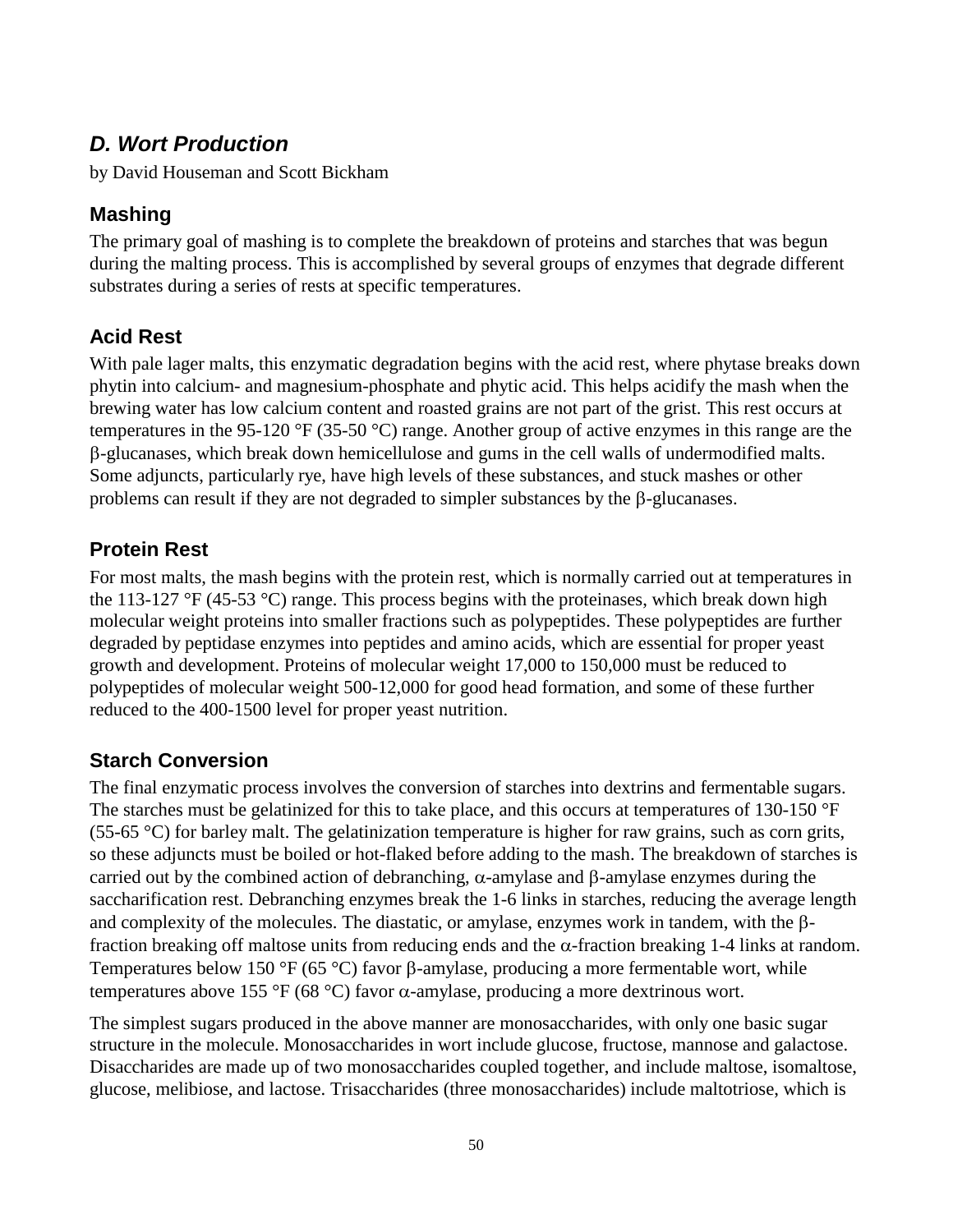## *D. Wort Production*

by David Houseman and Scott Bickham

### Mashing

The primary goal of mashing is to complete the breakdown of proteins and starches that was begun during the malting process. This is accomplished by several groups of enzymes that degrade different substrates during a series of rests at specific temperatures.

### Acid Rest

With pale lager malts, this enzymatic degradation begins with the acid rest, where phytase breaks down phytin into calcium- and magnesium-phosphate and phytic acid. This helps acidify the mash when the brewing water has low calcium content and roasted grains are not part of the grist. This rest occurs at temperatures in the 95-120 °F (35-50 °C) range. Another group of active enzymes in this range are the β-glucanases, which break down hemicellulose and gums in the cell walls of undermodified malts. Some adjuncts, particularly rye, have high levels of these substances, and stuck mashes or other problems can result if they are not degraded to simpler substances by the β-glucanases.

### Protein Rest

For most malts, the mash begins with the protein rest, which is normally carried out at temperatures in the 113-127 °F (45-53 °C) range. This process begins with the proteinases, which break down high molecular weight proteins into smaller fractions such as polypeptides. These polypeptides are further degraded by peptidase enzymes into peptides and amino acids, which are essential for proper yeast growth and development. Proteins of molecular weight 17,000 to 150,000 must be reduced to polypeptides of molecular weight 500-12,000 for good head formation, and some of these further reduced to the 400-1500 level for proper yeast nutrition.

### Starch Conversion

The final enzymatic process involves the conversion of starches into dextrins and fermentable sugars. The starches must be gelatinized for this to take place, and this occurs at temperatures of 130-150 °F (55-65 °C) for barley malt. The gelatinization temperature is higher for raw grains, such as corn grits, so these adjuncts must be boiled or hot-flaked before adding to the mash. The breakdown of starches is carried out by the combined action of debranching, α-amylase and β-amylase enzymes during the saccharification rest. Debranching enzymes break the 1-6 links in starches, reducing the average length and complexity of the molecules. The diastatic, or amylase, enzymes work in tandem, with the β-fraction breaking off maltose units from reducing ends and the α-fraction breaking 1-4 links at random. Temperatures below 150 °F (65 °C) favor β-amylase, producing a more fermentable wort, while temperatures above 155 °F (68 °C) favor α-amylase, producing a more dextrinous wort.

The simplest sugars produced in the above manner are monosaccharides, with only one basic sugar structure in the molecule. Monosaccharides in wort include glucose, fructose, mannose and galactose. Disaccharides are made up of two monosaccharides coupled together, and include maltose, isomaltose, glucose, melibiose, and lactose. Trisaccharides (three monosaccharides) include maltotriose, which is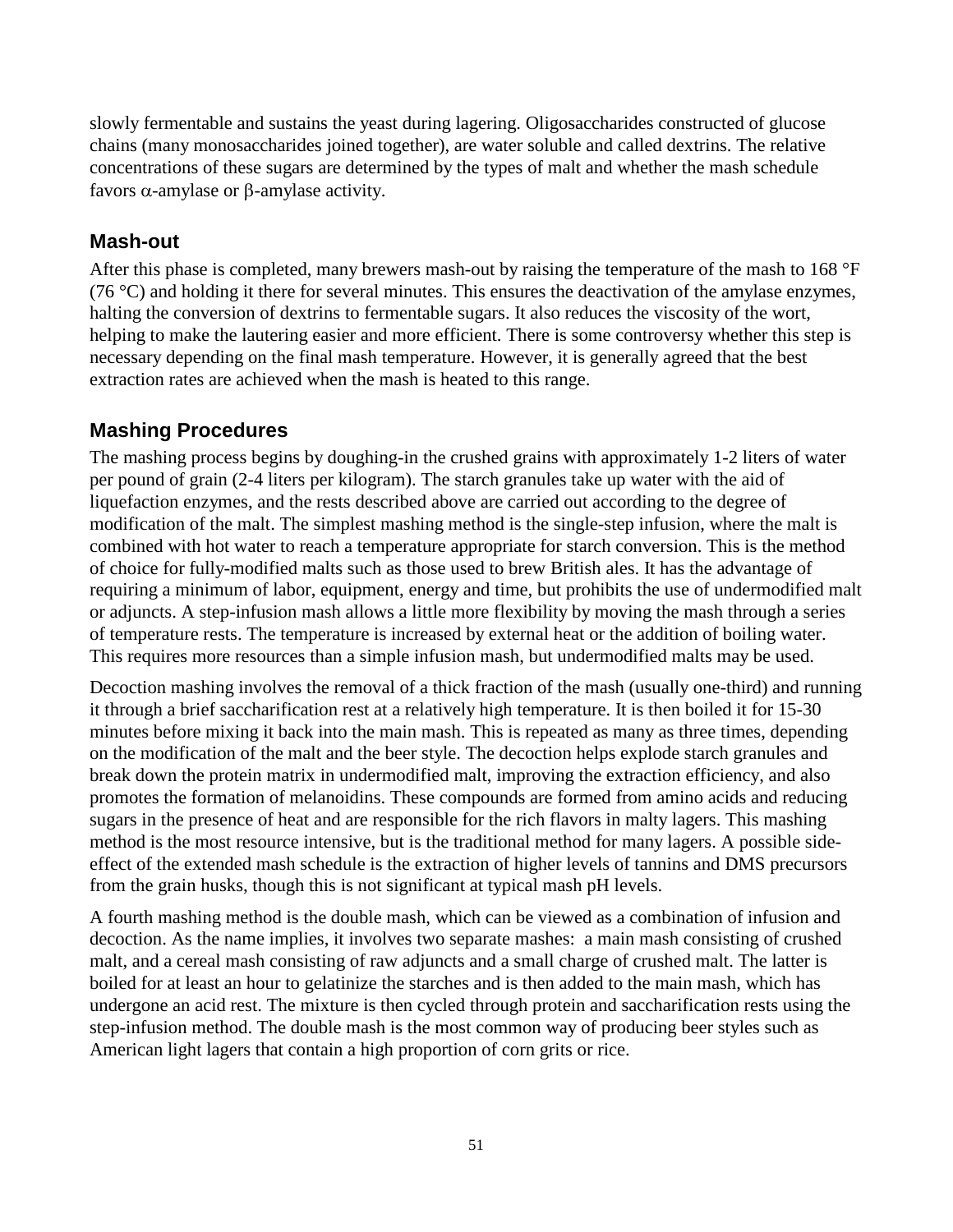slowly fermentable and sustains the yeast during lagering. Oligosaccharides constructed of glucose chains (many monosaccharides joined together), are water soluble and called dextrins. The relative concentrations of these sugars are determined by the types of malt and whether the mash schedule favors $\alpha$-amylase or $\beta$-amylase activity.

## Mash-out

After this phase is completed, many brewers mash-out by raising the temperature of the mash to 168 °F (76 °C) and holding it there for several minutes. This ensures the deactivation of the amylase enzymes, halting the conversion of dextrins to fermentable sugars. It also reduces the viscosity of the wort, helping to make the lautering easier and more efficient. There is some controversy whether this step is necessary depending on the final mash temperature. However, it is generally agreed that the best extraction rates are achieved when the mash is heated to this range.

## Mashing Procedures

The mashing process begins by doughing-in the crushed grains with approximately 1-2 liters of water per pound of grain (2-4 liters per kilogram). The starch granules take up water with the aid of liquefaction enzymes, and the rests described above are carried out according to the degree of modification of the malt. The simplest mashing method is the single-step infusion, where the malt is combined with hot water to reach a temperature appropriate for starch conversion. This is the method of choice for fully-modified malts such as those used to brew British ales. It has the advantage of requiring a minimum of labor, equipment, energy and time, but prohibits the use of undermodified malt or adjuncts. A step-infusion mash allows a little more flexibility by moving the mash through a series of temperature rests. The temperature is increased by external heat or the addition of boiling water. This requires more resources than a simple infusion mash, but undermodified malts may be used.

Decoction mashing involves the removal of a thick fraction of the mash (usually one-third) and running it through a brief saccharification rest at a relatively high temperature. It is then boiled it for 15-30 minutes before mixing it back into the main mash. This is repeated as many as three times, depending on the modification of the malt and the beer style. The decoction helps explode starch granules and break down the protein matrix in undermodified malt, improving the extraction efficiency, and also promotes the formation of melanoidins. These compounds are formed from amino acids and reducing sugars in the presence of heat and are responsible for the rich flavors in malty lagers. This mashing method is the most resource intensive, but is the traditional method for many lagers. A possible side-effect of the extended mash schedule is the extraction of higher levels of tannins and DMS precursors from the grain husks, though this is not significant at typical mash pH levels.

A fourth mashing method is the double mash, which can be viewed as a combination of infusion and decoction. As the name implies, it involves two separate mashes: a main mash consisting of crushed malt, and a cereal mash consisting of raw adjuncts and a small charge of crushed malt. The latter is boiled for at least an hour to gelatinize the starches and is then added to the main mash, which has undergone an acid rest. The mixture is then cycled through protein and saccharification rests using the step-infusion method. The double mash is the most common way of producing beer styles such as American light lagers that contain a high proportion of corn grits or rice.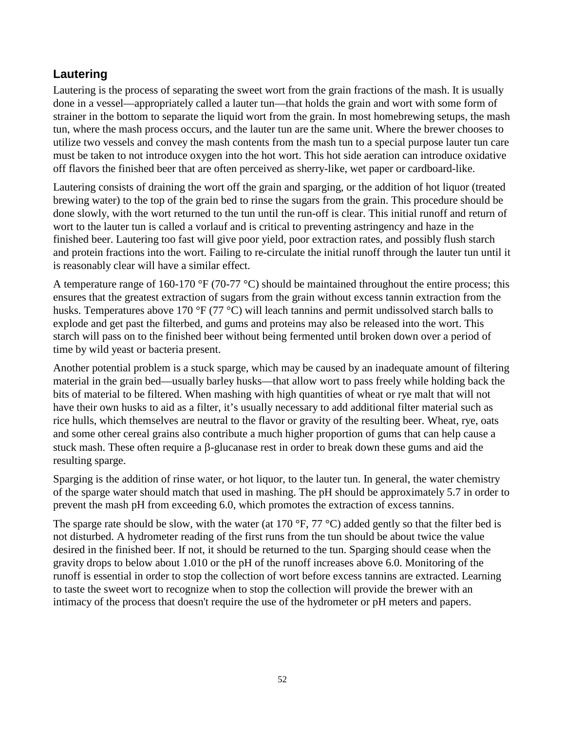## Lautering

Lautering is the process of separating the sweet wort from the grain fractions of the mash. It is usually done in a vessel—appropriately called a lauter tun—that holds the grain and wort with some form of strainer in the bottom to separate the liquid wort from the grain. In most homebrewing setups, the mash tun, where the mash process occurs, and the lauter tun are the same unit. Where the brewer chooses to utilize two vessels and convey the mash contents from the mash tun to a special purpose lauter tun care must be taken to not introduce oxygen into the hot wort. This hot side aeration can introduce oxidative off flavors the finished beer that are often perceived as sherry-like, wet paper or cardboard-like.

Lautering consists of draining the wort off the grain and sparging, or the addition of hot liquor (treated brewing water) to the top of the grain bed to rinse the sugars from the grain. This procedure should be done slowly, with the wort returned to the tun until the run-off is clear. This initial runoff and return of wort to the lauter tun is called a vorlauf and is critical to preventing astringency and haze in the finished beer. Lautering too fast will give poor yield, poor extraction rates, and possibly flush starch and protein fractions into the wort. Failing to re-circulate the initial runoff through the lauter tun until it is reasonably clear will have a similar effect.

A temperature range of 160-170 °F (70-77 °C) should be maintained throughout the entire process; this ensures that the greatest extraction of sugars from the grain without excess tannin extraction from the husks. Temperatures above 170 °F (77 °C) will leach tannins and permit undissolved starch balls to explode and get past the filterbed, and gums and proteins may also be released into the wort. This starch will pass on to the finished beer without being fermented until broken down over a period of time by wild yeast or bacteria present.

Another potential problem is a stuck sparge, which may be caused by an inadequate amount of filtering material in the grain bed—usually barley husks—that allow wort to pass freely while holding back the bits of material to be filtered. When mashing with high quantities of wheat or rye malt that will not have their own husks to aid as a filter, it's usually necessary to add additional filter material such as rice hulls, which themselves are neutral to the flavor or gravity of the resulting beer. Wheat, rye, oats and some other cereal grains also contribute a much higher proportion of gums that can help cause a stuck mash. These often require a β-glucanase rest in order to break down these gums and aid the resulting sparge.

Sparging is the addition of rinse water, or hot liquor, to the lauter tun. In general, the water chemistry of the sparge water should match that used in mashing. The pH should be approximately 5.7 in order to prevent the mash pH from exceeding 6.0, which promotes the extraction of excess tannins.

The sparge rate should be slow, with the water (at 170 °F, 77 °C) added gently so that the filter bed is not disturbed. A hydrometer reading of the first runs from the tun should be about twice the value desired in the finished beer. If not, it should be returned to the tun. Sparging should cease when the gravity drops to below about 1.010 or the pH of the runoff increases above 6.0. Monitoring of the runoff is essential in order to stop the collection of wort before excess tannins are extracted. Learning to taste the sweet wort to recognize when to stop the collection will provide the brewer with an intimacy of the process that doesn't require the use of the hydrometer or pH meters and papers.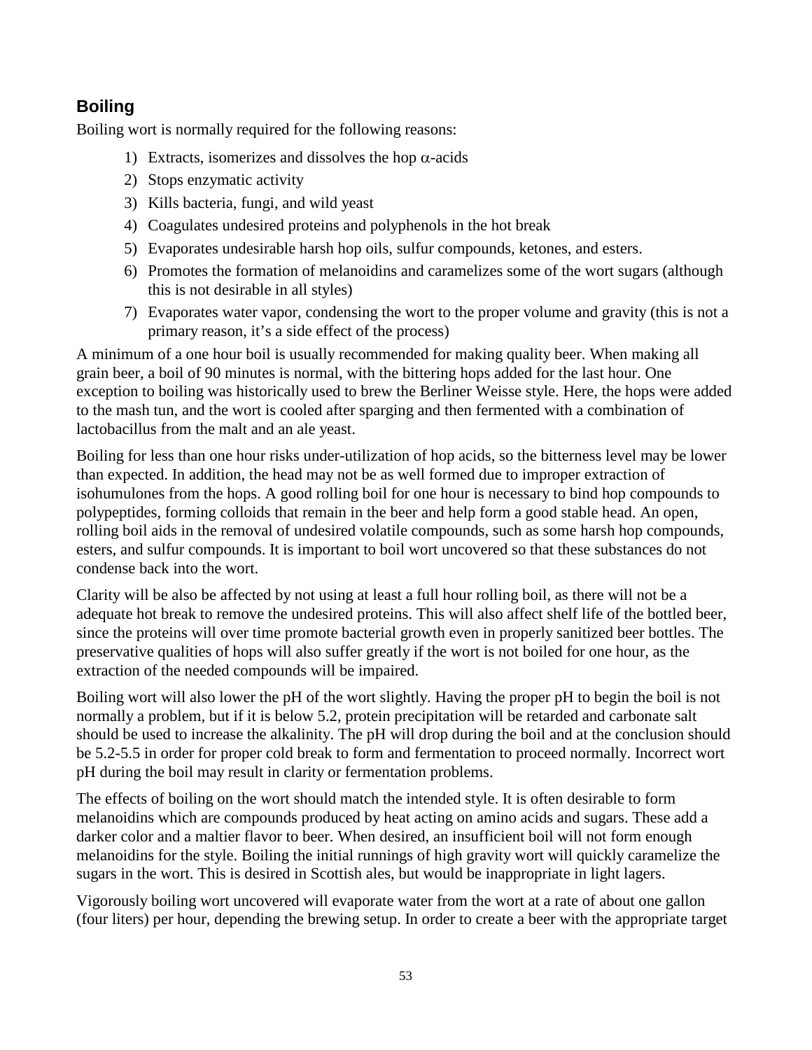## Boiling

Boiling wort is normally required for the following reasons:

1) Extracts, isomerizes and dissolves the hop $\alpha$-acids
2) Stops enzymatic activity
3) Kills bacteria, fungi, and wild yeast
4) Coagulates undesired proteins and polyphenols in the hot break
5) Evaporates undesirable harsh hop oils, sulfur compounds, ketones, and esters.
6) Promotes the formation of melanoidins and caramelizes some of the wort sugars (although this is not desirable in all styles)
7) Evaporates water vapor, condensing the wort to the proper volume and gravity (this is not a primary reason, it's a side effect of the process)

A minimum of a one hour boil is usually recommended for making quality beer. When making all grain beer, a boil of 90 minutes is normal, with the bittering hops added for the last hour. One exception to boiling was historically used to brew the Berliner Weisse style. Here, the hops were added to the mash tun, and the wort is cooled after sparging and then fermented with a combination of lactobacillus from the malt and an ale yeast.

Boiling for less than one hour risks under-utilization of hop acids, so the bitterness level may be lower than expected. In addition, the head may not be as well formed due to improper extraction of isohumulones from the hops. A good rolling boil for one hour is necessary to bind hop compounds to polypeptides, forming colloids that remain in the beer and help form a good stable head. An open, rolling boil aids in the removal of undesired volatile compounds, such as some harsh hop compounds, esters, and sulfur compounds. It is important to boil wort uncovered so that these substances do not condense back into the wort.

Clarity will be also be affected by not using at least a full hour rolling boil, as there will not be a adequate hot break to remove the undesired proteins. This will also affect shelf life of the bottled beer, since the proteins will over time promote bacterial growth even in properly sanitized beer bottles. The preservative qualities of hops will also suffer greatly if the wort is not boiled for one hour, as the extraction of the needed compounds will be impaired.

Boiling wort will also lower the pH of the wort slightly. Having the proper pH to begin the boil is not normally a problem, but if it is below 5.2, protein precipitation will be retarded and carbonate salt should be used to increase the alkalinity. The pH will drop during the boil and at the conclusion should be 5.2-5.5 in order for proper cold break to form and fermentation to proceed normally. Incorrect wort pH during the boil may result in clarity or fermentation problems.

The effects of boiling on the wort should match the intended style. It is often desirable to form melanoidins which are compounds produced by heat acting on amino acids and sugars. These add a darker color and a maltier flavor to beer. When desired, an insufficient boil will not form enough melanoidins for the style. Boiling the initial runnings of high gravity wort will quickly caramelize the sugars in the wort. This is desired in Scottish ales, but would be inappropriate in light lagers.

Vigorously boiling wort uncovered will evaporate water from the wort at a rate of about one gallon (four liters) per hour, depending the brewing setup. In order to create a beer with the appropriate target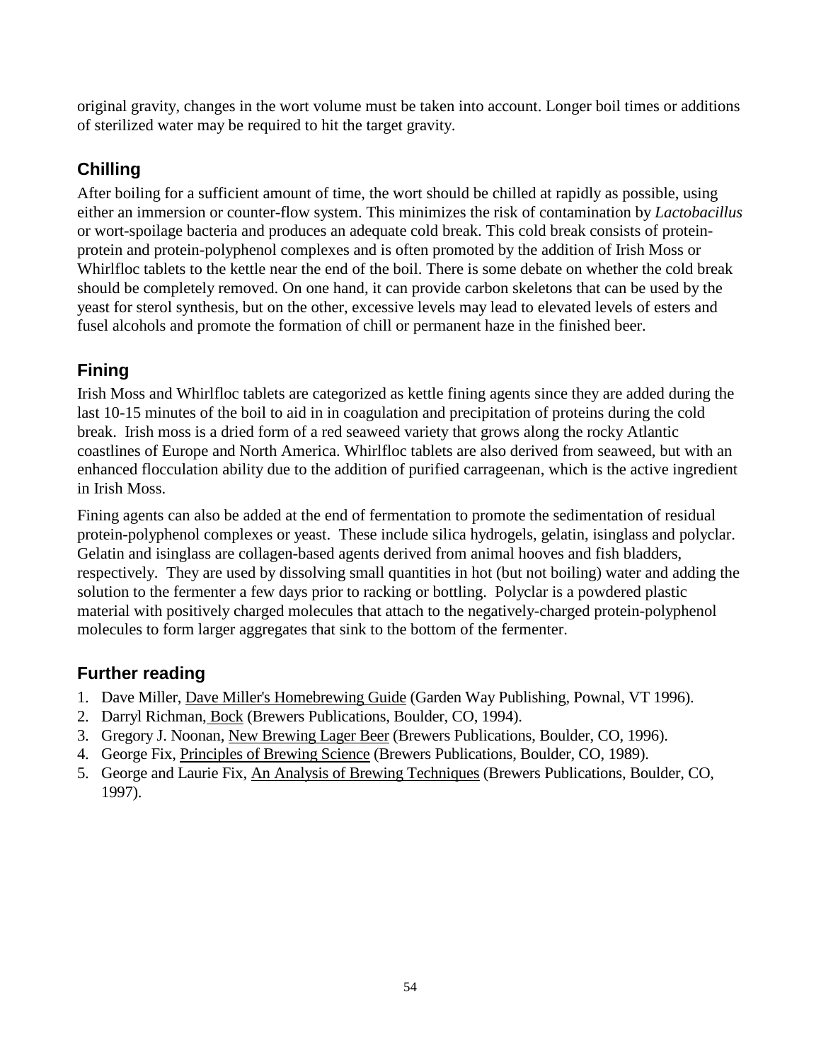original gravity, changes in the wort volume must be taken into account. Longer boil times or additions of sterilized water may be required to hit the target gravity.

## Chilling

After boiling for a sufficient amount of time, the wort should be chilled at rapidly as possible, using either an immersion or counter-flow system. This minimizes the risk of contamination by *Lactobacillus* or wort-spoilage bacteria and produces an adequate cold break. This cold break consists of protein-protein and protein-polyphenol complexes and is often promoted by the addition of Irish Moss or Whirlfloc tablets to the kettle near the end of the boil. There is some debate on whether the cold break should be completely removed. On one hand, it can provide carbon skeletons that can be used by the yeast for sterol synthesis, but on the other, excessive levels may lead to elevated levels of esters and fusel alcohols and promote the formation of chill or permanent haze in the finished beer.

## Fining

Irish Moss and Whirlfloc tablets are categorized as kettle fining agents since they are added during the last 10-15 minutes of the boil to aid in in coagulation and precipitation of proteins during the cold break. Irish moss is a dried form of a red seaweed variety that grows along the rocky Atlantic coastlines of Europe and North America. Whirlfloc tablets are also derived from seaweed, but with an enhanced flocculation ability due to the addition of purified carrageenan, which is the active ingredient in Irish Moss.

Fining agents can also be added at the end of fermentation to promote the sedimentation of residual protein-polyphenol complexes or yeast. These include silica hydrogels, gelatin, isinglass and polyclar. Gelatin and isinglass are collagen-based agents derived from animal hooves and fish bladders, respectively. They are used by dissolving small quantities in hot (but not boiling) water and adding the solution to the fermenter a few days prior to racking or bottling. Polyclar is a powdered plastic material with positively charged molecules that attach to the negatively-charged protein-polyphenol molecules to form larger aggregates that sink to the bottom of the fermenter.

## Further reading

1. Dave Miller, Dave Miller's Homebrewing Guide (Garden Way Publishing, Pownal, VT 1996).
2. Darryl Richman, Bock (Brewers Publications, Boulder, CO, 1994).
3. Gregory J. Noonan, New Brewing Lager Beer (Brewers Publications, Boulder, CO, 1996).
4. George Fix, Principles of Brewing Science (Brewers Publications, Boulder, CO, 1989).
5. George and Laurie Fix, An Analysis of Brewing Techniques (Brewers Publications, Boulder, CO, 1997).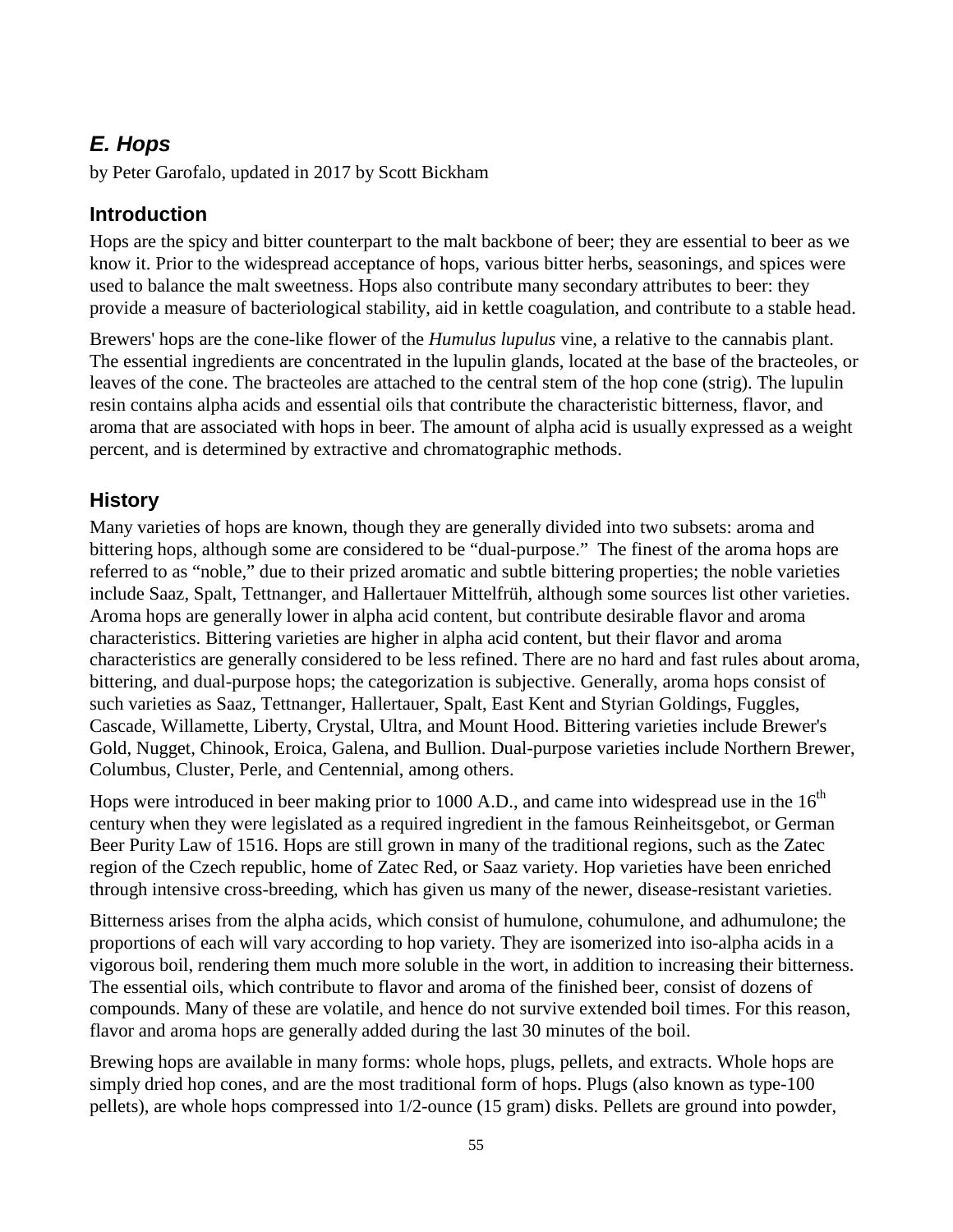## *E. Hops*

by Peter Garofalo, updated in 2017 by Scott Bickham

### Introduction

Hops are the spicy and bitter counterpart to the malt backbone of beer; they are essential to beer as we know it. Prior to the widespread acceptance of hops, various bitter herbs, seasonings, and spices were used to balance the malt sweetness. Hops also contribute many secondary attributes to beer: they provide a measure of bacteriological stability, aid in kettle coagulation, and contribute to a stable head.

Brewers' hops are the cone-like flower of the *Humulus lupulus* vine, a relative to the cannabis plant. The essential ingredients are concentrated in the lupulin glands, located at the base of the bracteoles, or leaves of the cone. The bracteoles are attached to the central stem of the hop cone (strig). The lupulin resin contains alpha acids and essential oils that contribute the characteristic bitterness, flavor, and aroma that are associated with hops in beer. The amount of alpha acid is usually expressed as a weight percent, and is determined by extractive and chromatographic methods.

### History

Many varieties of hops are known, though they are generally divided into two subsets: aroma and bittering hops, although some are considered to be "dual-purpose." The finest of the aroma hops are referred to as "noble," due to their prized aromatic and subtle bittering properties; the noble varieties include Saaz, Spalt, Tettnanger, and Hallertauer Mittelfrüh, although some sources list other varieties. Aroma hops are generally lower in alpha acid content, but contribute desirable flavor and aroma characteristics. Bittering varieties are higher in alpha acid content, but their flavor and aroma characteristics are generally considered to be less refined. There are no hard and fast rules about aroma, bittering, and dual-purpose hops; the categorization is subjective. Generally, aroma hops consist of such varieties as Saaz, Tettnanger, Hallertauer, Spalt, East Kent and Styrian Goldings, Fuggles, Cascade, Willamette, Liberty, Crystal, Ultra, and Mount Hood. Bittering varieties include Brewer's Gold, Nugget, Chinook, Eroica, Galena, and Bullion. Dual-purpose varieties include Northern Brewer, Columbus, Cluster, Perle, and Centennial, among others.

Hops were introduced in beer making prior to 1000 A.D., and came into widespread use in the 16th century when they were legislated as a required ingredient in the famous Reinheitsgebot, or German Beer Purity Law of 1516. Hops are still grown in many of the traditional regions, such as the Zatec region of the Czech republic, home of Zatec Red, or Saaz variety. Hop varieties have been enriched through intensive cross-breeding, which has given us many of the newer, disease-resistant varieties.

Bitterness arises from the alpha acids, which consist of humulone, cohumulone, and adhumulone; the proportions of each will vary according to hop variety. They are isomerized into iso-alpha acids in a vigorous boil, rendering them much more soluble in the wort, in addition to increasing their bitterness. The essential oils, which contribute to flavor and aroma of the finished beer, consist of dozens of compounds. Many of these are volatile, and hence do not survive extended boil times. For this reason, flavor and aroma hops are generally added during the last 30 minutes of the boil.

Brewing hops are available in many forms: whole hops, plugs, pellets, and extracts. Whole hops are simply dried hop cones, and are the most traditional form of hops. Plugs (also known as type-100 pellets), are whole hops compressed into 1/2-ounce (15 gram) disks. Pellets are ground into powder,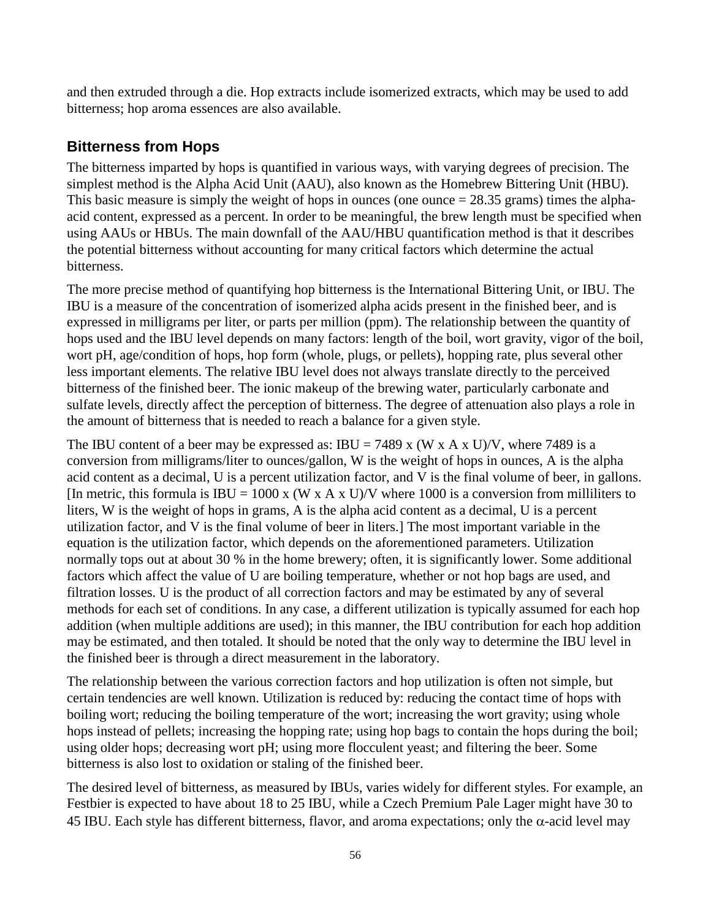and then extruded through a die. Hop extracts include isomerized extracts, which may be used to add bitterness; hop aroma essences are also available.

## Bitterness from Hops

The bitterness imparted by hops is quantified in various ways, with varying degrees of precision. The simplest method is the Alpha Acid Unit (AAU), also known as the Homebrew Bittering Unit (HBU). This basic measure is simply the weight of hops in ounces (one ounce = 28.35 grams) times the alpha-acid content, expressed as a percent. In order to be meaningful, the brew length must be specified when using AAUs or HBUs. The main downfall of the AAU/HBU quantification method is that it describes the potential bitterness without accounting for many critical factors which determine the actual bitterness.

The more precise method of quantifying hop bitterness is the International Bittering Unit, or IBU. The IBU is a measure of the concentration of isomerized alpha acids present in the finished beer, and is expressed in milligrams per liter, or parts per million (ppm). The relationship between the quantity of hops used and the IBU level depends on many factors: length of the boil, wort gravity, vigor of the boil, wort pH, age/condition of hops, hop form (whole, plugs, or pellets), hopping rate, plus several other less important elements. The relative IBU level does not always translate directly to the perceived bitterness of the finished beer. The ionic makeup of the brewing water, particularly carbonate and sulfate levels, directly affect the perception of bitterness. The degree of attenuation also plays a role in the amount of bitterness that is needed to reach a balance for a given style.

The IBU content of a beer may be expressed as: $IBU = 7489 \times (W \times A \times U)/V$, where 7489 is a conversion from milligrams/liter to ounces/gallon, W is the weight of hops in ounces, A is the alpha acid content as a decimal, U is a percent utilization factor, and V is the final volume of beer, in gallons. [In metric, this formula is $IBU = 1000 \times (W \times A \times U)/V$ where 1000 is a conversion from milliliters to liters, W is the weight of hops in grams, A is the alpha acid content as a decimal, U is a percent utilization factor, and V is the final volume of beer in liters.] The most important variable in the equation is the utilization factor, which depends on the aforementioned parameters. Utilization normally tops out at about 30 % in the home brewery; often, it is significantly lower. Some additional factors which affect the value of U are boiling temperature, whether or not hop bags are used, and filtration losses. U is the product of all correction factors and may be estimated by any of several methods for each set of conditions. In any case, a different utilization is typically assumed for each hop addition (when multiple additions are used); in this manner, the IBU contribution for each hop addition may be estimated, and then totaled. It should be noted that the only way to determine the IBU level in the finished beer is through a direct measurement in the laboratory.

The relationship between the various correction factors and hop utilization is often not simple, but certain tendencies are well known. Utilization is reduced by: reducing the contact time of hops with boiling wort; reducing the boiling temperature of the wort; increasing the wort gravity; using whole hops instead of pellets; increasing the hopping rate; using hop bags to contain the hops during the boil; using older hops; decreasing wort pH; using more flocculent yeast; and filtering the beer. Some bitterness is also lost to oxidation or staling of the finished beer.

The desired level of bitterness, as measured by IBUs, varies widely for different styles. For example, an Festbier is expected to have about 18 to 25 IBU, while a Czech Premium Pale Lager might have 30 to 45 IBU. Each style has different bitterness, flavor, and aroma expectations; only the $\alpha$-acid level may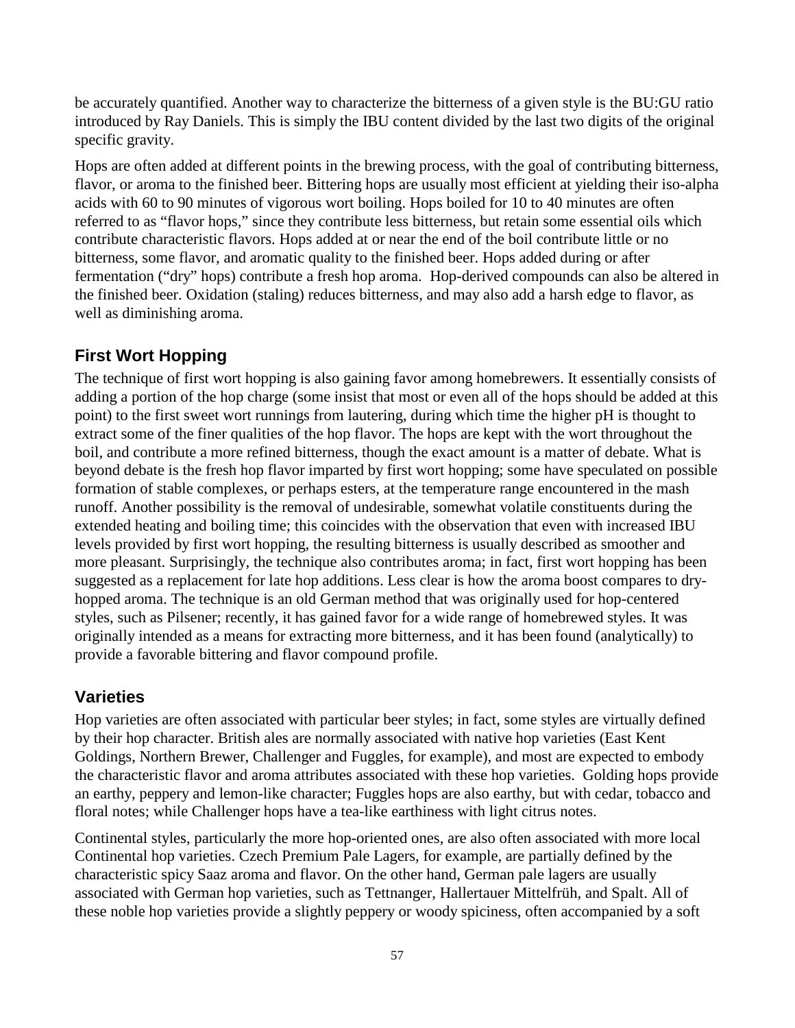be accurately quantified. Another way to characterize the bitterness of a given style is the BU:GU ratio introduced by Ray Daniels. This is simply the IBU content divided by the last two digits of the original specific gravity.

Hops are often added at different points in the brewing process, with the goal of contributing bitterness, flavor, or aroma to the finished beer. Bittering hops are usually most efficient at yielding their iso-alpha acids with 60 to 90 minutes of vigorous wort boiling. Hops boiled for 10 to 40 minutes are often referred to as "flavor hops," since they contribute less bitterness, but retain some essential oils which contribute characteristic flavors. Hops added at or near the end of the boil contribute little or no bitterness, some flavor, and aromatic quality to the finished beer. Hops added during or after fermentation ("dry" hops) contribute a fresh hop aroma. Hop-derived compounds can also be altered in the finished beer. Oxidation (staling) reduces bitterness, and may also add a harsh edge to flavor, as well as diminishing aroma.

## First Wort Hopping

The technique of first wort hopping is also gaining favor among homebrewers. It essentially consists of adding a portion of the hop charge (some insist that most or even all of the hops should be added at this point) to the first sweet wort runnings from lautering, during which time the higher pH is thought to extract some of the finer qualities of the hop flavor. The hops are kept with the wort throughout the boil, and contribute a more refined bitterness, though the exact amount is a matter of debate. What is beyond debate is the fresh hop flavor imparted by first wort hopping; some have speculated on possible formation of stable complexes, or perhaps esters, at the temperature range encountered in the mash runoff. Another possibility is the removal of undesirable, somewhat volatile constituents during the extended heating and boiling time; this coincides with the observation that even with increased IBU levels provided by first wort hopping, the resulting bitterness is usually described as smoother and more pleasant. Surprisingly, the technique also contributes aroma; in fact, first wort hopping has been suggested as a replacement for late hop additions. Less clear is how the aroma boost compares to dry-hopped aroma. The technique is an old German method that was originally used for hop-centered styles, such as Pilsener; recently, it has gained favor for a wide range of homebrewed styles. It was originally intended as a means for extracting more bitterness, and it has been found (analytically) to provide a favorable bittering and flavor compound profile.

## Varieties

Hop varieties are often associated with particular beer styles; in fact, some styles are virtually defined by their hop character. British ales are normally associated with native hop varieties (East Kent Goldings, Northern Brewer, Challenger and Fuggles, for example), and most are expected to embody the characteristic flavor and aroma attributes associated with these hop varieties. Golding hops provide an earthy, peppery and lemon-like character; Fuggles hops are also earthy, but with cedar, tobacco and floral notes; while Challenger hops have a tea-like earthiness with light citrus notes.

Continental styles, particularly the more hop-oriented ones, are also often associated with more local Continental hop varieties. Czech Premium Pale Lagers, for example, are partially defined by the characteristic spicy Saaz aroma and flavor. On the other hand, German pale lagers are usually associated with German hop varieties, such as Tettnanger, Hallertauer Mittelfrüh, and Spalt. All of these noble hop varieties provide a slightly peppery or woody spiciness, often accompanied by a soft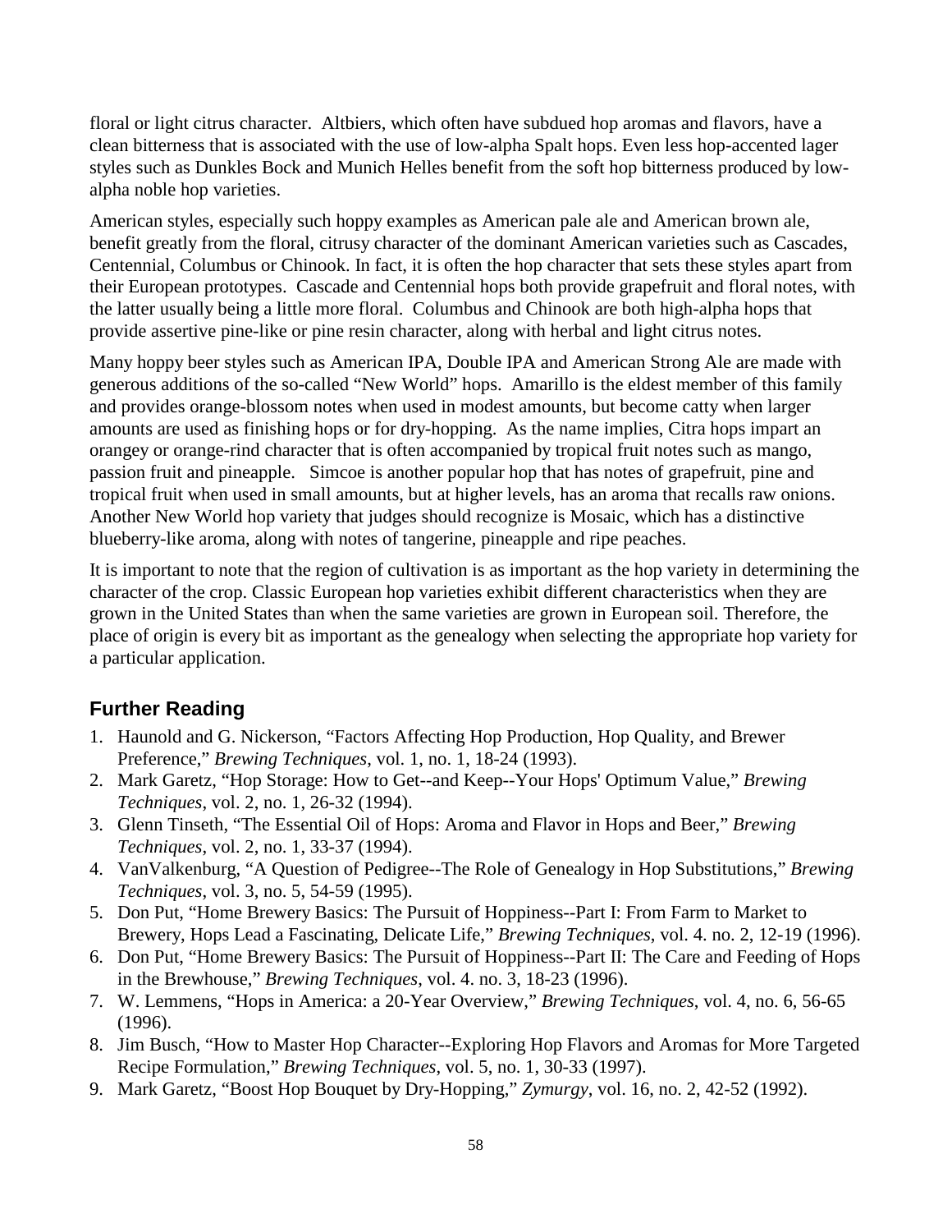floral or light citrus character. Altbiers, which often have subdued hop aromas and flavors, have a clean bitterness that is associated with the use of low-alpha Spalt hops. Even less hop-accented lager styles such as Dunkles Bock and Munich Helles benefit from the soft hop bitterness produced by low-alpha noble hop varieties.

American styles, especially such hoppy examples as American pale ale and American brown ale, benefit greatly from the floral, citrusy character of the dominant American varieties such as Cascades, Centennial, Columbus or Chinook. In fact, it is often the hop character that sets these styles apart from their European prototypes. Cascade and Centennial hops both provide grapefruit and floral notes, with the latter usually being a little more floral. Columbus and Chinook are both high-alpha hops that provide assertive pine-like or pine resin character, along with herbal and light citrus notes.

Many hoppy beer styles such as American IPA, Double IPA and American Strong Ale are made with generous additions of the so-called "New World" hops. Amarillo is the eldest member of this family and provides orange-blossom notes when used in modest amounts, but become catty when larger amounts are used as finishing hops or for dry-hopping. As the name implies, Citra hops impart an orangey or orange-rind character that is often accompanied by tropical fruit notes such as mango, passion fruit and pineapple. Simcoe is another popular hop that has notes of grapefruit, pine and tropical fruit when used in small amounts, but at higher levels, has an aroma that recalls raw onions. Another New World hop variety that judges should recognize is Mosaic, which has a distinctive blueberry-like aroma, along with notes of tangerine, pineapple and ripe peaches.

It is important to note that the region of cultivation is as important as the hop variety in determining the character of the crop. Classic European hop varieties exhibit different characteristics when they are grown in the United States than when the same varieties are grown in European soil. Therefore, the place of origin is every bit as important as the genealogy when selecting the appropriate hop variety for a particular application.

## Further Reading

1. Haunold and G. Nickerson, "Factors Affecting Hop Production, Hop Quality, and Brewer Preference," *Brewing Techniques*, vol. 1, no. 1, 18-24 (1993).
2. Mark Garetz, "Hop Storage: How to Get--and Keep--Your Hops' Optimum Value," *Brewing Techniques*, vol. 2, no. 1, 26-32 (1994).
3. Glenn Tinseth, "The Essential Oil of Hops: Aroma and Flavor in Hops and Beer," *Brewing Techniques*, vol. 2, no. 1, 33-37 (1994).
4. VanValkenburg, "A Question of Pedigree--The Role of Genealogy in Hop Substitutions," *Brewing Techniques*, vol. 3, no. 5, 54-59 (1995).
5. Don Put, "Home Brewery Basics: The Pursuit of Hoppiness--Part I: From Farm to Market to Brewery, Hops Lead a Fascinating, Delicate Life," *Brewing Techniques*, vol. 4. no. 2, 12-19 (1996).
6. Don Put, "Home Brewery Basics: The Pursuit of Hoppiness--Part II: The Care and Feeding of Hops in the Brewhouse," *Brewing Techniques*, vol. 4. no. 3, 18-23 (1996).
7. W. Lemmens, "Hops in America: a 20-Year Overview," *Brewing Techniques*, vol. 4, no. 6, 56-65 (1996).
8. Jim Busch, "How to Master Hop Character--Exploring Hop Flavors and Aromas for More Targeted Recipe Formulation," *Brewing Techniques*, vol. 5, no. 1, 30-33 (1997).
9. Mark Garetz, "Boost Hop Bouquet by Dry-Hopping," *Zymurgy*, vol. 16, no. 2, 42-52 (1992).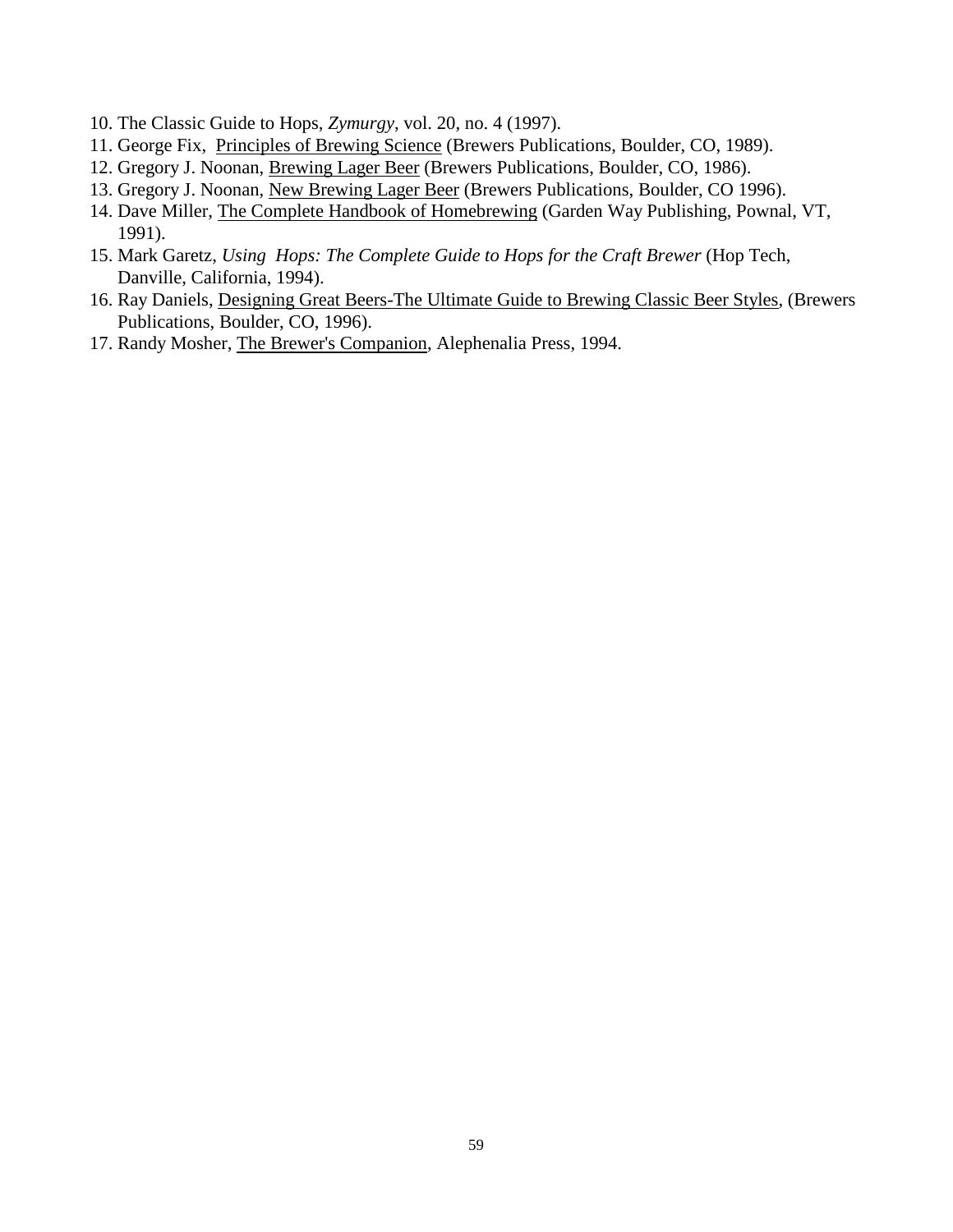10. The Classic Guide to Hops, *Zymurgy*, vol. 20, no. 4 (1997).
11. George Fix, Principles of Brewing Science (Brewers Publications, Boulder, CO, 1989).
12. Gregory J. Noonan, Brewing Lager Beer (Brewers Publications, Boulder, CO, 1986).
13. Gregory J. Noonan, New Brewing Lager Beer (Brewers Publications, Boulder, CO 1996).
14. Dave Miller, The Complete Handbook of Homebrewing (Garden Way Publishing, Pownal, VT, 1991).
15. Mark Garetz, *Using Hops: The Complete Guide to Hops for the Craft Brewer* (Hop Tech, Danville, California, 1994).
16. Ray Daniels, Designing Great Beers-The Ultimate Guide to Brewing Classic Beer Styles, (Brewers Publications, Boulder, CO, 1996).
17. Randy Mosher, The Brewer's Companion, Alephenalia Press, 1994.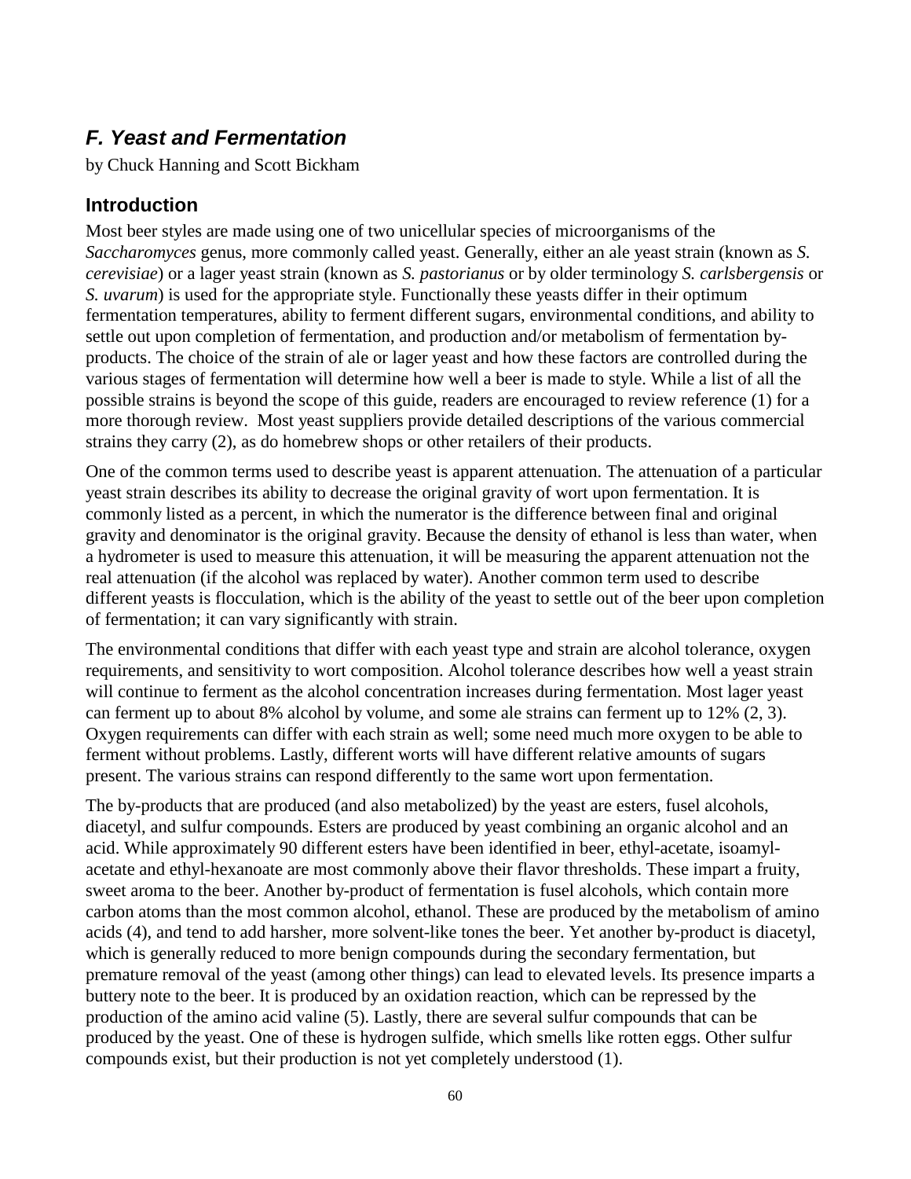## *F. Yeast and Fermentation*

by Chuck Hanning and Scott Bickham

### Introduction

Most beer styles are made using one of two unicellular species of microorganisms of the *Saccharomyces* genus, more commonly called yeast. Generally, either an ale yeast strain (known as *S. cerevisiae*) or a lager yeast strain (known as *S. pastorianus* or by older terminology *S. carlsbergensis* or *S. uvarum*) is used for the appropriate style. Functionally these yeasts differ in their optimum fermentation temperatures, ability to ferment different sugars, environmental conditions, and ability to settle out upon completion of fermentation, and production and/or metabolism of fermentation by-products. The choice of the strain of ale or lager yeast and how these factors are controlled during the various stages of fermentation will determine how well a beer is made to style. While a list of all the possible strains is beyond the scope of this guide, readers are encouraged to review reference (1) for a more thorough review. Most yeast suppliers provide detailed descriptions of the various commercial strains they carry (2), as do homebrew shops or other retailers of their products.

One of the common terms used to describe yeast is apparent attenuation. The attenuation of a particular yeast strain describes its ability to decrease the original gravity of wort upon fermentation. It is commonly listed as a percent, in which the numerator is the difference between final and original gravity and denominator is the original gravity. Because the density of ethanol is less than water, when a hydrometer is used to measure this attenuation, it will be measuring the apparent attenuation not the real attenuation (if the alcohol was replaced by water). Another common term used to describe different yeasts is flocculation, which is the ability of the yeast to settle out of the beer upon completion of fermentation; it can vary significantly with strain.

The environmental conditions that differ with each yeast type and strain are alcohol tolerance, oxygen requirements, and sensitivity to wort composition. Alcohol tolerance describes how well a yeast strain will continue to ferment as the alcohol concentration increases during fermentation. Most lager yeast can ferment up to about 8% alcohol by volume, and some ale strains can ferment up to 12% (2, 3). Oxygen requirements can differ with each strain as well; some need much more oxygen to be able to ferment without problems. Lastly, different worts will have different relative amounts of sugars present. The various strains can respond differently to the same wort upon fermentation.

The by-products that are produced (and also metabolized) by the yeast are esters, fusel alcohols, diacetyl, and sulfur compounds. Esters are produced by yeast combining an organic alcohol and an acid. While approximately 90 different esters have been identified in beer, ethyl-acetate, isoamyl-acetate and ethyl-hexanoate are most commonly above their flavor thresholds. These impart a fruity, sweet aroma to the beer. Another by-product of fermentation is fusel alcohols, which contain more carbon atoms than the most common alcohol, ethanol. These are produced by the metabolism of amino acids (4), and tend to add harsher, more solvent-like tones the beer. Yet another by-product is diacetyl, which is generally reduced to more benign compounds during the secondary fermentation, but premature removal of the yeast (among other things) can lead to elevated levels. Its presence imparts a buttery note to the beer. It is produced by an oxidation reaction, which can be repressed by the production of the amino acid valine (5). Lastly, there are several sulfur compounds that can be produced by the yeast. One of these is hydrogen sulfide, which smells like rotten eggs. Other sulfur compounds exist, but their production is not yet completely understood (1).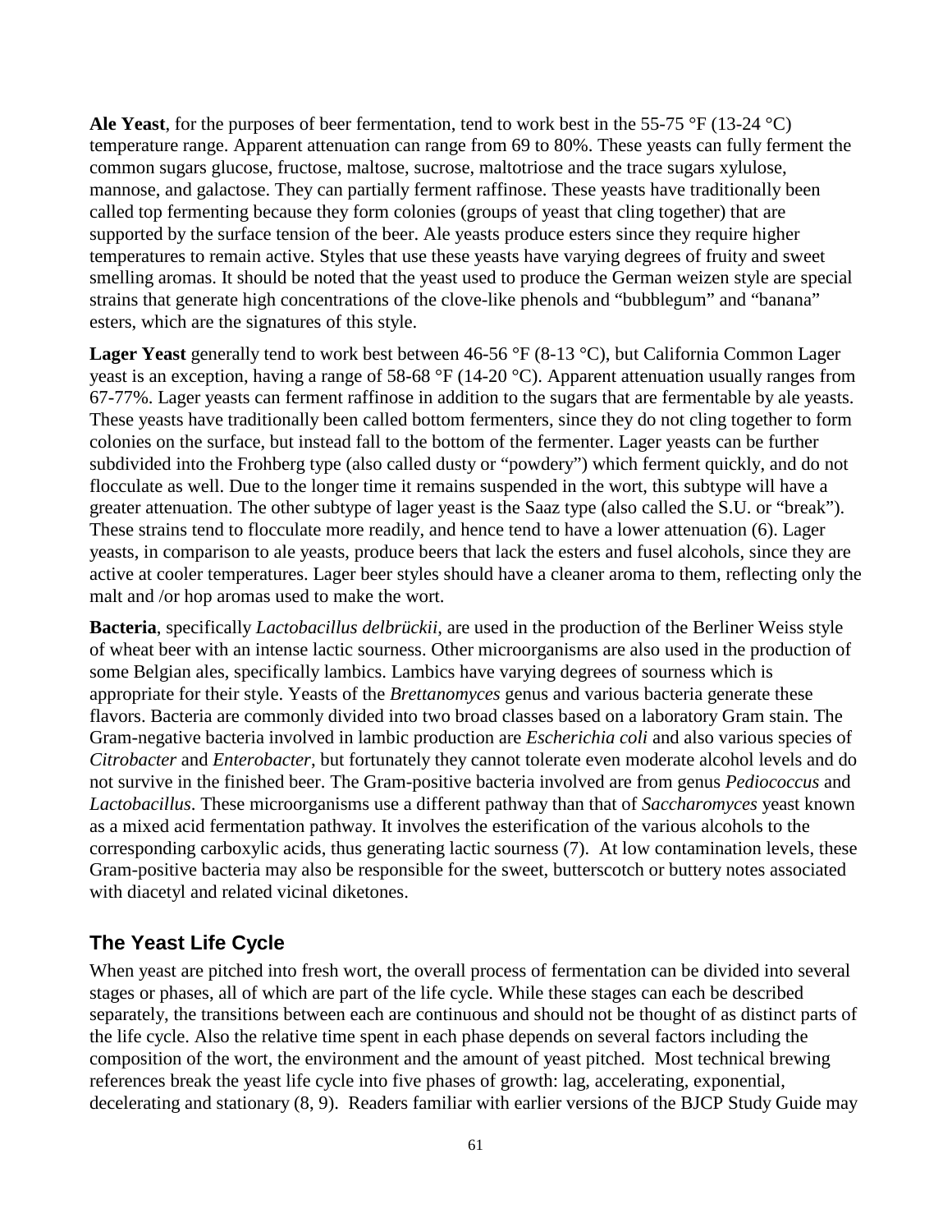**Ale Yeast**, for the purposes of beer fermentation, tend to work best in the 55-75 °F (13-24 °C) temperature range. Apparent attenuation can range from 69 to 80%. These yeasts can fully ferment the common sugars glucose, fructose, maltose, sucrose, maltotriose and the trace sugars xylulose, mannose, and galactose. They can partially ferment raffinose. These yeasts have traditionally been called top fermenting because they form colonies (groups of yeast that cling together) that are supported by the surface tension of the beer. Ale yeasts produce esters since they require higher temperatures to remain active. Styles that use these yeasts have varying degrees of fruity and sweet smelling aromas. It should be noted that the yeast used to produce the German weizen style are special strains that generate high concentrations of the clove-like phenols and "bubblegum" and "banana" esters, which are the signatures of this style.

**Lager Yeast** generally tend to work best between 46-56 °F (8-13 °C), but California Common Lager yeast is an exception, having a range of 58-68 °F (14-20 °C). Apparent attenuation usually ranges from 67-77%. Lager yeasts can ferment raffinose in addition to the sugars that are fermentable by ale yeasts. These yeasts have traditionally been called bottom fermenters, since they do not cling together to form colonies on the surface, but instead fall to the bottom of the fermenter. Lager yeasts can be further subdivided into the Frohberg type (also called dusty or "powdery") which ferment quickly, and do not flocculate as well. Due to the longer time it remains suspended in the wort, this subtype will have a greater attenuation. The other subtype of lager yeast is the Saaz type (also called the S.U. or "break"). These strains tend to flocculate more readily, and hence tend to have a lower attenuation (6). Lager yeasts, in comparison to ale yeasts, produce beers that lack the esters and fusel alcohols, since they are active at cooler temperatures. Lager beer styles should have a cleaner aroma to them, reflecting only the malt and /or hop aromas used to make the wort.

**Bacteria**, specifically *Lactobacillus delbrückii*, are used in the production of the Berliner Weiss style of wheat beer with an intense lactic sourness. Other microorganisms are also used in the production of some Belgian ales, specifically lambics. Lambics have varying degrees of sourness which is appropriate for their style. Yeasts of the *Brettanomyces* genus and various bacteria generate these flavors. Bacteria are commonly divided into two broad classes based on a laboratory Gram stain. The Gram-negative bacteria involved in lambic production are *Escherichia coli* and also various species of *Citrobacter* and *Enterobacter*, but fortunately they cannot tolerate even moderate alcohol levels and do not survive in the finished beer. The Gram-positive bacteria involved are from genus *Pediococcus* and *Lactobacillus*. These microorganisms use a different pathway than that of *Saccharomyces* yeast known as a mixed acid fermentation pathway. It involves the esterification of the various alcohols to the corresponding carboxylic acids, thus generating lactic sourness (7). At low contamination levels, these Gram-positive bacteria may also be responsible for the sweet, butterscotch or buttery notes associated with diacetyl and related vicinal diketones.

## The Yeast Life Cycle

When yeast are pitched into fresh wort, the overall process of fermentation can be divided into several stages or phases, all of which are part of the life cycle. While these stages can each be described separately, the transitions between each are continuous and should not be thought of as distinct parts of the life cycle. Also the relative time spent in each phase depends on several factors including the composition of the wort, the environment and the amount of yeast pitched. Most technical brewing references break the yeast life cycle into five phases of growth: lag, accelerating, exponential, decelerating and stationary (8, 9). Readers familiar with earlier versions of the BJCP Study Guide may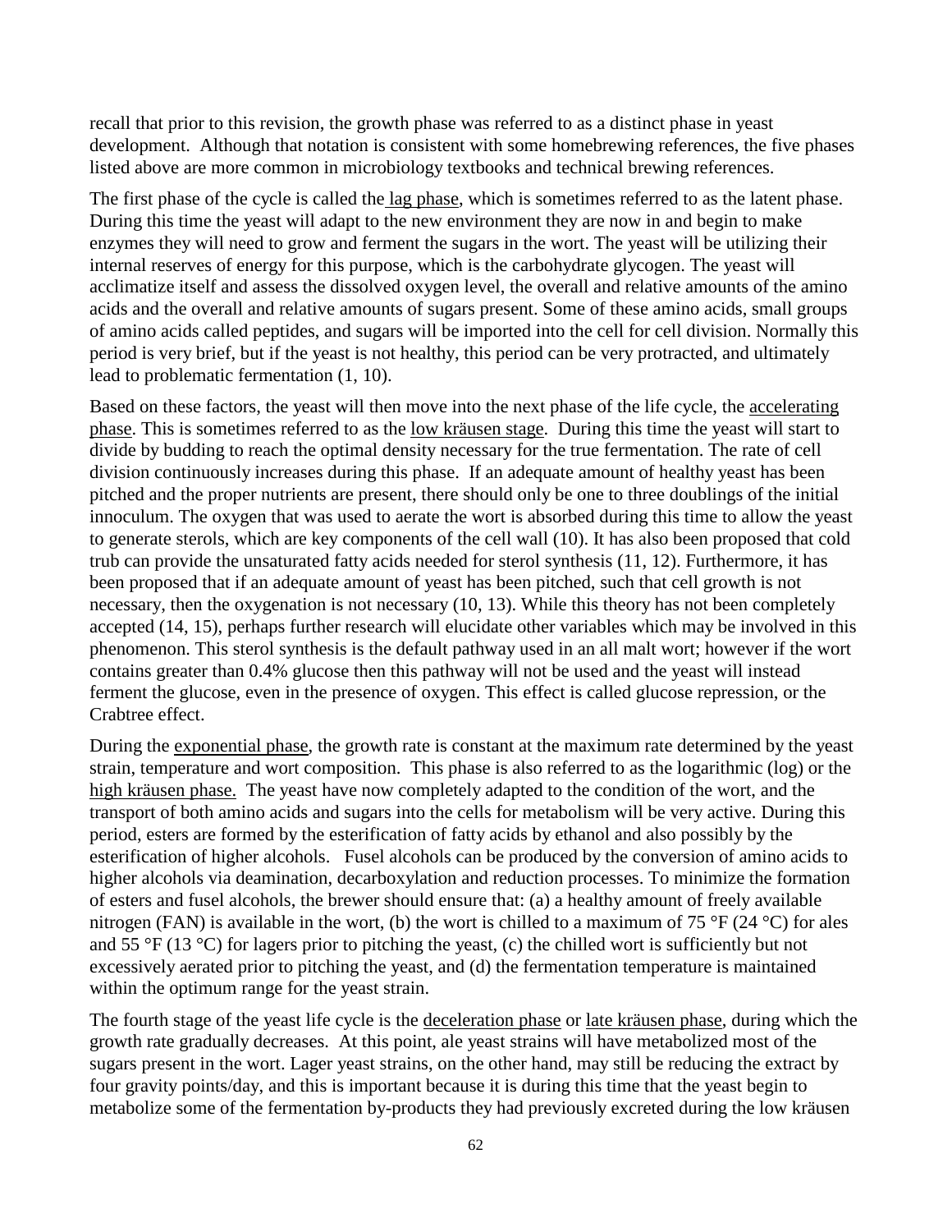recall that prior to this revision, the growth phase was referred to as a distinct phase in yeast development. Although that notation is consistent with some homebrewing references, the five phases listed above are more common in microbiology textbooks and technical brewing references.

The first phase of the cycle is called the lag phase, which is sometimes referred to as the latent phase. During this time the yeast will adapt to the new environment they are now in and begin to make enzymes they will need to grow and ferment the sugars in the wort. The yeast will be utilizing their internal reserves of energy for this purpose, which is the carbohydrate glycogen. The yeast will acclimatize itself and assess the dissolved oxygen level, the overall and relative amounts of the amino acids and the overall and relative amounts of sugars present. Some of these amino acids, small groups of amino acids called peptides, and sugars will be imported into the cell for cell division. Normally this period is very brief, but if the yeast is not healthy, this period can be very protracted, and ultimately lead to problematic fermentation (1, 10).

Based on these factors, the yeast will then move into the next phase of the life cycle, the accelerating phase. This is sometimes referred to as the low kräusen stage. During this time the yeast will start to divide by budding to reach the optimal density necessary for the true fermentation. The rate of cell division continuously increases during this phase. If an adequate amount of healthy yeast has been pitched and the proper nutrients are present, there should only be one to three doublings of the initial innoculum. The oxygen that was used to aerate the wort is absorbed during this time to allow the yeast to generate sterols, which are key components of the cell wall (10). It has also been proposed that cold trub can provide the unsaturated fatty acids needed for sterol synthesis (11, 12). Furthermore, it has been proposed that if an adequate amount of yeast has been pitched, such that cell growth is not necessary, then the oxygenation is not necessary (10, 13). While this theory has not been completely accepted (14, 15), perhaps further research will elucidate other variables which may be involved in this phenomenon. This sterol synthesis is the default pathway used in an all malt wort; however if the wort contains greater than 0.4% glucose then this pathway will not be used and the yeast will instead ferment the glucose, even in the presence of oxygen. This effect is called glucose repression, or the Crabtree effect.

During the exponential phase, the growth rate is constant at the maximum rate determined by the yeast strain, temperature and wort composition. This phase is also referred to as the logarithmic (log) or the high kräusen phase. The yeast have now completely adapted to the condition of the wort, and the transport of both amino acids and sugars into the cells for metabolism will be very active. During this period, esters are formed by the esterification of fatty acids by ethanol and also possibly by the esterification of higher alcohols. Fusel alcohols can be produced by the conversion of amino acids to higher alcohols via deamination, decarboxylation and reduction processes. To minimize the formation of esters and fusel alcohols, the brewer should ensure that: (a) a healthy amount of freely available nitrogen (FAN) is available in the wort, (b) the wort is chilled to a maximum of 75 °F (24 °C) for ales and 55 °F (13 °C) for lagers prior to pitching the yeast, (c) the chilled wort is sufficiently but not excessively aerated prior to pitching the yeast, and (d) the fermentation temperature is maintained within the optimum range for the yeast strain.

The fourth stage of the yeast life cycle is the deceleration phase or late kräusen phase, during which the growth rate gradually decreases. At this point, ale yeast strains will have metabolized most of the sugars present in the wort. Lager yeast strains, on the other hand, may still be reducing the extract by four gravity points/day, and this is important because it is during this time that the yeast begin to metabolize some of the fermentation by-products they had previously excreted during the low kräusen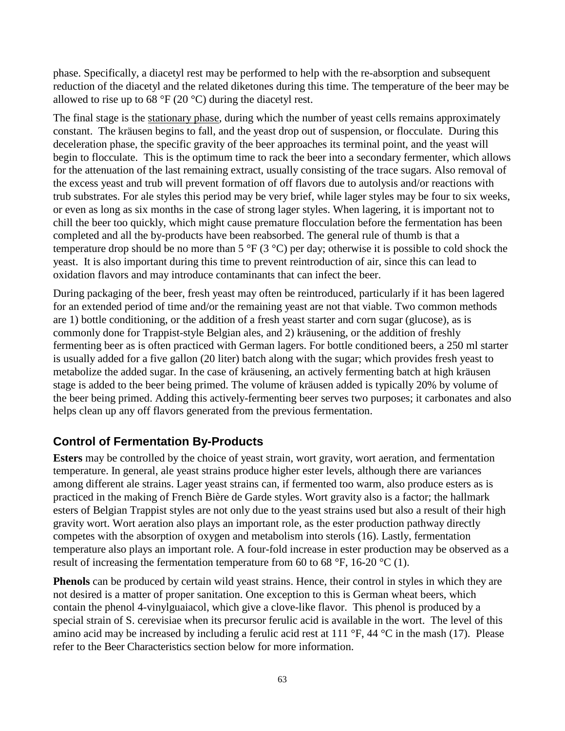phase. Specifically, a diacetyl rest may be performed to help with the re-absorption and subsequent reduction of the diacetyl and the related diketones during this time. The temperature of the beer may be allowed to rise up to 68 °F (20 °C) during the diacetyl rest.

The final stage is the <u>stationary phase</u>, during which the number of yeast cells remains approximately constant. The kräusen begins to fall, and the yeast drop out of suspension, or flocculate. During this deceleration phase, the specific gravity of the beer approaches its terminal point, and the yeast will begin to flocculate. This is the optimum time to rack the beer into a secondary fermenter, which allows for the attenuation of the last remaining extract, usually consisting of the trace sugars. Also removal of the excess yeast and trub will prevent formation of off flavors due to autolysis and/or reactions with trub substrates. For ale styles this period may be very brief, while lager styles may be four to six weeks, or even as long as six months in the case of strong lager styles. When lagering, it is important not to chill the beer too quickly, which might cause premature flocculation before the fermentation has been completed and all the by-products have been reabsorbed. The general rule of thumb is that a temperature drop should be no more than 5 °F (3 °C) per day; otherwise it is possible to cold shock the yeast. It is also important during this time to prevent reintroduction of air, since this can lead to oxidation flavors and may introduce contaminants that can infect the beer.

During packaging of the beer, fresh yeast may often be reintroduced, particularly if it has been lagered for an extended period of time and/or the remaining yeast are not that viable. Two common methods are 1) bottle conditioning, or the addition of a fresh yeast starter and corn sugar (glucose), as is commonly done for Trappist-style Belgian ales, and 2) kräusening, or the addition of freshly fermenting beer as is often practiced with German lagers. For bottle conditioned beers, a 250 ml starter is usually added for a five gallon (20 liter) batch along with the sugar; which provides fresh yeast to metabolize the added sugar. In the case of kräusening, an actively fermenting batch at high kräusen stage is added to the beer being primed. The volume of kräusen added is typically 20% by volume of the beer being primed. Adding this actively-fermenting beer serves two purposes; it carbonates and also helps clean up any off flavors generated from the previous fermentation.

## Control of Fermentation By-Products

**Esters** may be controlled by the choice of yeast strain, wort gravity, wort aeration, and fermentation temperature. In general, ale yeast strains produce higher ester levels, although there are variances among different ale strains. Lager yeast strains can, if fermented too warm, also produce esters as is practiced in the making of French Bière de Garde styles. Wort gravity also is a factor; the hallmark esters of Belgian Trappist styles are not only due to the yeast strains used but also a result of their high gravity wort. Wort aeration also plays an important role, as the ester production pathway directly competes with the absorption of oxygen and metabolism into sterols (16). Lastly, fermentation temperature also plays an important role. A four-fold increase in ester production may be observed as a result of increasing the fermentation temperature from 60 to 68 °F, 16-20 °C (1).

**Phenols** can be produced by certain wild yeast strains. Hence, their control in styles in which they are not desired is a matter of proper sanitation. One exception to this is German wheat beers, which contain the phenol 4-vinylguaiacol, which give a clove-like flavor. This phenol is produced by a special strain of S. cerevisiae when its precursor ferulic acid is available in the wort. The level of this amino acid may be increased by including a ferulic acid rest at 111 °F, 44 °C in the mash (17). Please refer to the Beer Characteristics section below for more information.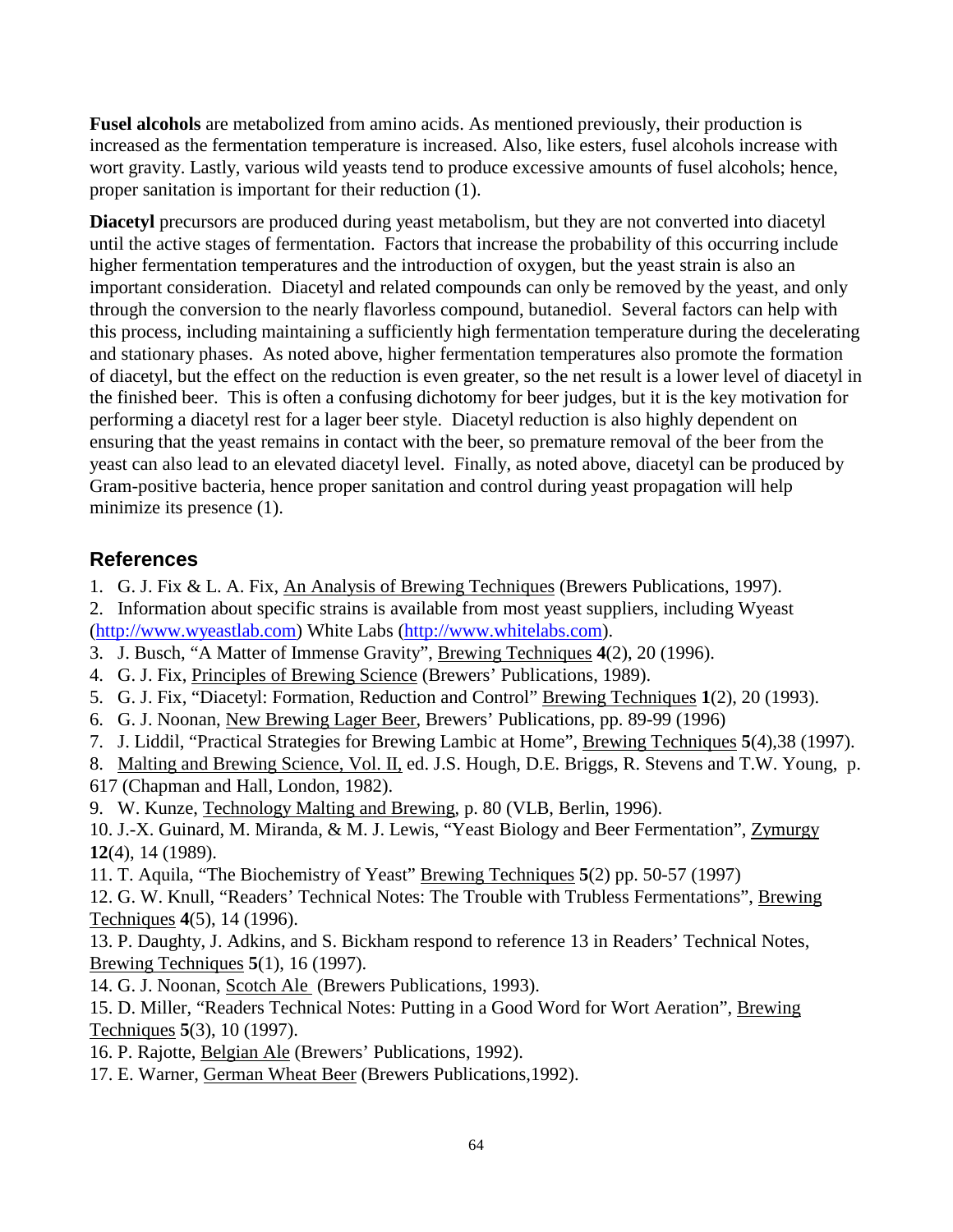**Fusel alcohols** are metabolized from amino acids. As mentioned previously, their production is increased as the fermentation temperature is increased. Also, like esters, fusel alcohols increase with wort gravity. Lastly, various wild yeasts tend to produce excessive amounts of fusel alcohols; hence, proper sanitation is important for their reduction (1).

**Diacetyl** precursors are produced during yeast metabolism, but they are not converted into diacetyl until the active stages of fermentation. Factors that increase the probability of this occurring include higher fermentation temperatures and the introduction of oxygen, but the yeast strain is also an important consideration. Diacetyl and related compounds can only be removed by the yeast, and only through the conversion to the nearly flavorless compound, butanediol. Several factors can help with this process, including maintaining a sufficiently high fermentation temperature during the decelerating and stationary phases. As noted above, higher fermentation temperatures also promote the formation of diacetyl, but the effect on the reduction is even greater, so the net result is a lower level of diacetyl in the finished beer. This is often a confusing dichotomy for beer judges, but it is the key motivation for performing a diacetyl rest for a lager beer style. Diacetyl reduction is also highly dependent on ensuring that the yeast remains in contact with the beer, so premature removal of the beer from the yeast can also lead to an elevated diacetyl level. Finally, as noted above, diacetyl can be produced by Gram-positive bacteria, hence proper sanitation and control during yeast propagation will help minimize its presence (1).

## References

1. G. J. Fix & L. A. Fix, An Analysis of Brewing Techniques (Brewers Publications, 1997).
2. Information about specific strains is available from most yeast suppliers, including Wyeast (http://www.wyeastlab.com) White Labs (http://www.whitelabs.com).
3. J. Busch, "A Matter of Immense Gravity", Brewing Techniques **4**(2), 20 (1996).
4. G. J. Fix, Principles of Brewing Science (Brewers' Publications, 1989).
5. G. J. Fix, "Diacetyl: Formation, Reduction and Control" Brewing Techniques **1**(2), 20 (1993).
6. G. J. Noonan, New Brewing Lager Beer, Brewers' Publications, pp. 89-99 (1996)
7. J. Liddil, "Practical Strategies for Brewing Lambic at Home", Brewing Techniques **5**(4),38 (1997).
8. Malting and Brewing Science, Vol. II, ed. J.S. Hough, D.E. Briggs, R. Stevens and T.W. Young, p. 617 (Chapman and Hall, London, 1982).
9. W. Kunze, Technology Malting and Brewing, p. 80 (VLB, Berlin, 1996).
10. J.-X. Guinard, M. Miranda, & M. J. Lewis, "Yeast Biology and Beer Fermentation", Zymurgy **12**(4), 14 (1989).
11. T. Aquila, "The Biochemistry of Yeast" Brewing Techniques **5**(2) pp. 50-57 (1997)
12. G. W. Knull, "Readers' Technical Notes: The Trouble with Trubless Fermentations", Brewing Techniques **4**(5), 14 (1996).
13. P. Daughty, J. Adkins, and S. Bickham respond to reference 13 in Readers' Technical Notes, Brewing Techniques **5**(1), 16 (1997).
14. G. J. Noonan, Scotch Ale (Brewers Publications, 1993).
15. D. Miller, "Readers Technical Notes: Putting in a Good Word for Wort Aeration", Brewing Techniques **5**(3), 10 (1997).
16. P. Rajotte, Belgian Ale (Brewers' Publications, 1992).
17. E. Warner, German Wheat Beer (Brewers Publications,1992).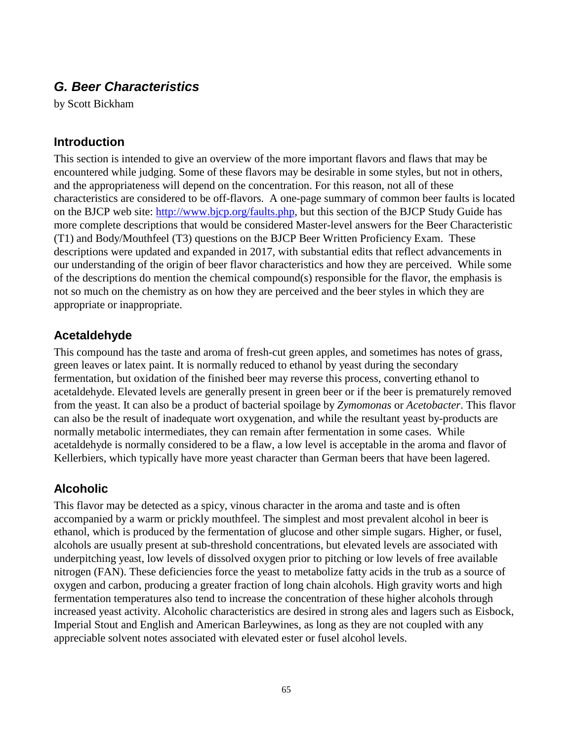## *G. Beer Characteristics*

by Scott Bickham

### Introduction

This section is intended to give an overview of the more important flavors and flaws that may be encountered while judging. Some of these flavors may be desirable in some styles, but not in others, and the appropriateness will depend on the concentration. For this reason, not all of these characteristics are considered to be off-flavors. A one-page summary of common beer faults is located on the BJCP web site: [http://www.bjcp.org/faults.php](http://www.bjcp.org/faults.php), but this section of the BJCP Study Guide has more complete descriptions that would be considered Master-level answers for the Beer Characteristic (T1) and Body/Mouthfeel (T3) questions on the BJCP Beer Written Proficiency Exam. These descriptions were updated and expanded in 2017, with substantial edits that reflect advancements in our understanding of the origin of beer flavor characteristics and how they are perceived. While some of the descriptions do mention the chemical compound(s) responsible for the flavor, the emphasis is not so much on the chemistry as on how they are perceived and the beer styles in which they are appropriate or inappropriate.

### Acetaldehyde

This compound has the taste and aroma of fresh-cut green apples, and sometimes has notes of grass, green leaves or latex paint. It is normally reduced to ethanol by yeast during the secondary fermentation, but oxidation of the finished beer may reverse this process, converting ethanol to acetaldehyde. Elevated levels are generally present in green beer or if the beer is prematurely removed from the yeast. It can also be a product of bacterial spoilage by *Zymomonas* or *Acetobacter*. This flavor can also be the result of inadequate wort oxygenation, and while the resultant yeast by-products are normally metabolic intermediates, they can remain after fermentation in some cases. While acetaldehyde is normally considered to be a flaw, a low level is acceptable in the aroma and flavor of Kellerbiers, which typically have more yeast character than German beers that have been lagered.

### Alcoholic

This flavor may be detected as a spicy, vinous character in the aroma and taste and is often accompanied by a warm or prickly mouthfeel. The simplest and most prevalent alcohol in beer is ethanol, which is produced by the fermentation of glucose and other simple sugars. Higher, or fusel, alcohols are usually present at sub-threshold concentrations, but elevated levels are associated with underpitching yeast, low levels of dissolved oxygen prior to pitching or low levels of free available nitrogen (FAN). These deficiencies force the yeast to metabolize fatty acids in the trub as a source of oxygen and carbon, producing a greater fraction of long chain alcohols. High gravity worts and high fermentation temperatures also tend to increase the concentration of these higher alcohols through increased yeast activity. Alcoholic characteristics are desired in strong ales and lagers such as Eisbock, Imperial Stout and English and American Barleywines, as long as they are not coupled with any appreciable solvent notes associated with elevated ester or fusel alcohol levels.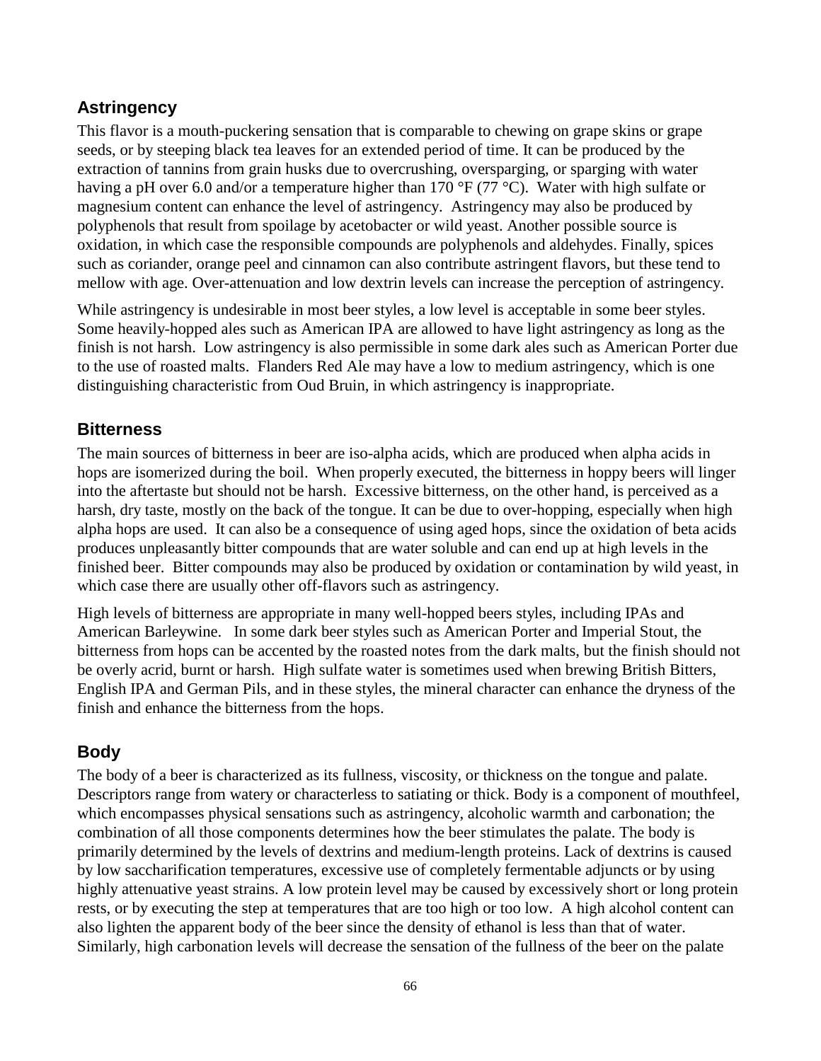## Astringency

This flavor is a mouth-puckering sensation that is comparable to chewing on grape skins or grape seeds, or by steeping black tea leaves for an extended period of time. It can be produced by the extraction of tannins from grain husks due to overcrushing, oversparging, or sparging with water having a pH over 6.0 and/or a temperature higher than 170 °F (77 °C). Water with high sulfate or magnesium content can enhance the level of astringency. Astringency may also be produced by polyphenols that result from spoilage by acetobacter or wild yeast. Another possible source is oxidation, in which case the responsible compounds are polyphenols and aldehydes. Finally, spices such as coriander, orange peel and cinnamon can also contribute astringent flavors, but these tend to mellow with age. Over-attenuation and low dextrin levels can increase the perception of astringency.

While astringency is undesirable in most beer styles, a low level is acceptable in some beer styles. Some heavily-hopped ales such as American IPA are allowed to have light astringency as long as the finish is not harsh. Low astringency is also permissible in some dark ales such as American Porter due to the use of roasted malts. Flanders Red Ale may have a low to medium astringency, which is one distinguishing characteristic from Oud Bruin, in which astringency is inappropriate.

## Bitterness

The main sources of bitterness in beer are iso-alpha acids, which are produced when alpha acids in hops are isomerized during the boil. When properly executed, the bitterness in hoppy beers will linger into the aftertaste but should not be harsh. Excessive bitterness, on the other hand, is perceived as a harsh, dry taste, mostly on the back of the tongue. It can be due to over-hopping, especially when high alpha hops are used. It can also be a consequence of using aged hops, since the oxidation of beta acids produces unpleasantly bitter compounds that are water soluble and can end up at high levels in the finished beer. Bitter compounds may also be produced by oxidation or contamination by wild yeast, in which case there are usually other off-flavors such as astringency.

High levels of bitterness are appropriate in many well-hopped beers styles, including IPAs and American Barleywine. In some dark beer styles such as American Porter and Imperial Stout, the bitterness from hops can be accented by the roasted notes from the dark malts, but the finish should not be overly acrid, burnt or harsh. High sulfate water is sometimes used when brewing British Bitters, English IPA and German Pils, and in these styles, the mineral character can enhance the dryness of the finish and enhance the bitterness from the hops.

## Body

The body of a beer is characterized as its fullness, viscosity, or thickness on the tongue and palate. Descriptors range from watery or characterless to satiating or thick. Body is a component of mouthfeel, which encompasses physical sensations such as astringency, alcoholic warmth and carbonation; the combination of all those components determines how the beer stimulates the palate. The body is primarily determined by the levels of dextrins and medium-length proteins. Lack of dextrins is caused by low saccharification temperatures, excessive use of completely fermentable adjuncts or by using highly attenuative yeast strains. A low protein level may be caused by excessively short or long protein rests, or by executing the step at temperatures that are too high or too low. A high alcohol content can also lighten the apparent body of the beer since the density of ethanol is less than that of water. Similarly, high carbonation levels will decrease the sensation of the fullness of the beer on the palate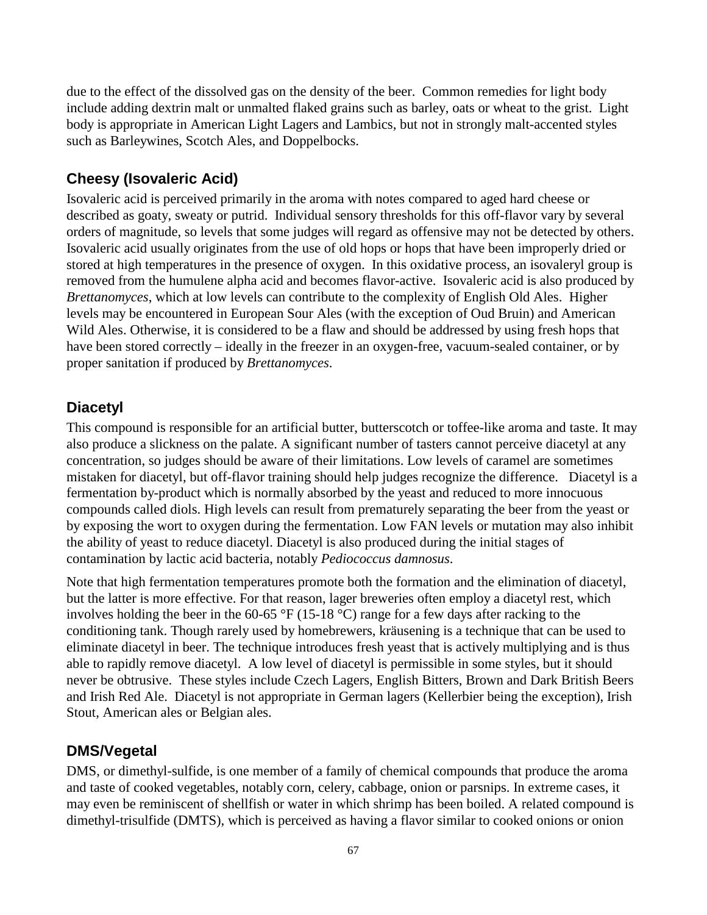due to the effect of the dissolved gas on the density of the beer. Common remedies for light body include adding dextrin malt or unmalted flaked grains such as barley, oats or wheat to the grist. Light body is appropriate in American Light Lagers and Lambics, but not in strongly malt-accented styles such as Barleywines, Scotch Ales, and Doppelbocks.

## Cheesy (Isovaleric Acid)

Isovaleric acid is perceived primarily in the aroma with notes compared to aged hard cheese or described as goaty, sweaty or putrid. Individual sensory thresholds for this off-flavor vary by several orders of magnitude, so levels that some judges will regard as offensive may not be detected by others. Isovaleric acid usually originates from the use of old hops or hops that have been improperly dried or stored at high temperatures in the presence of oxygen. In this oxidative process, an isovaleryl group is removed from the humulene alpha acid and becomes flavor-active. Isovaleric acid is also produced by *Brettanomyces*, which at low levels can contribute to the complexity of English Old Ales. Higher levels may be encountered in European Sour Ales (with the exception of Oud Bruin) and American Wild Ales. Otherwise, it is considered to be a flaw and should be addressed by using fresh hops that have been stored correctly – ideally in the freezer in an oxygen-free, vacuum-sealed container, or by proper sanitation if produced by *Brettanomyces*.

## Diacetyl

This compound is responsible for an artificial butter, butterscotch or toffee-like aroma and taste. It may also produce a slickness on the palate. A significant number of tasters cannot perceive diacetyl at any concentration, so judges should be aware of their limitations. Low levels of caramel are sometimes mistaken for diacetyl, but off-flavor training should help judges recognize the difference. Diacetyl is a fermentation by-product which is normally absorbed by the yeast and reduced to more innocuous compounds called diols. High levels can result from prematurely separating the beer from the yeast or by exposing the wort to oxygen during the fermentation. Low FAN levels or mutation may also inhibit the ability of yeast to reduce diacetyl. Diacetyl is also produced during the initial stages of contamination by lactic acid bacteria, notably *Pediococcus damnosus*.

Note that high fermentation temperatures promote both the formation and the elimination of diacetyl, but the latter is more effective. For that reason, lager breweries often employ a diacetyl rest, which involves holding the beer in the 60-65 °F (15-18 °C) range for a few days after racking to the conditioning tank. Though rarely used by homebrewers, kräusening is a technique that can be used to eliminate diacetyl in beer. The technique introduces fresh yeast that is actively multiplying and is thus able to rapidly remove diacetyl. A low level of diacetyl is permissible in some styles, but it should never be obtrusive. These styles include Czech Lagers, English Bitters, Brown and Dark British Beers and Irish Red Ale. Diacetyl is not appropriate in German lagers (Kellerbier being the exception), Irish Stout, American ales or Belgian ales.

## DMS/Vegetal

DMS, or dimethyl-sulfide, is one member of a family of chemical compounds that produce the aroma and taste of cooked vegetables, notably corn, celery, cabbage, onion or parsnips. In extreme cases, it may even be reminiscent of shellfish or water in which shrimp has been boiled. A related compound is dimethyl-trisulfide (DMTS), which is perceived as having a flavor similar to cooked onions or onion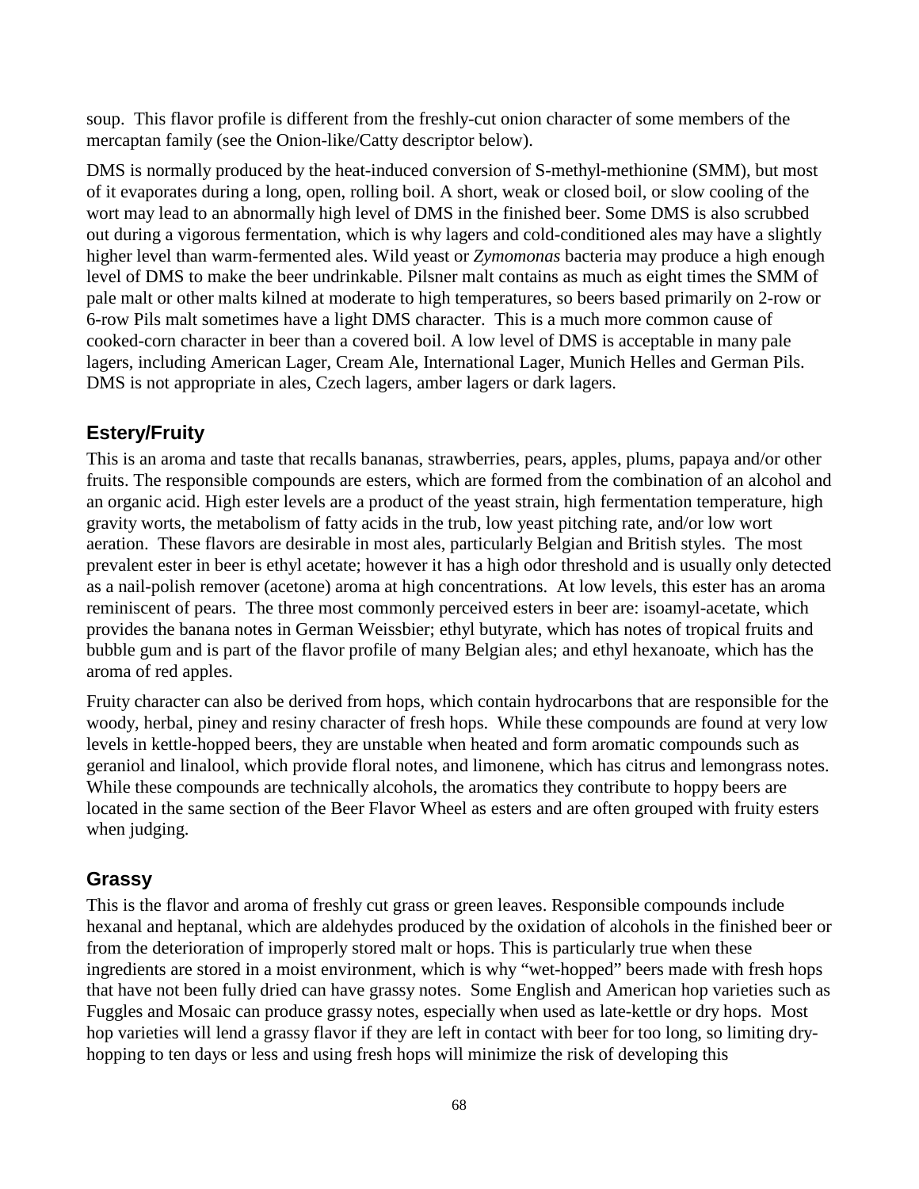soup. This flavor profile is different from the freshly-cut onion character of some members of the mercaptan family (see the Onion-like/Catty descriptor below).

DMS is normally produced by the heat-induced conversion of S-methyl-methionine (SMM), but most of it evaporates during a long, open, rolling boil. A short, weak or closed boil, or slow cooling of the wort may lead to an abnormally high level of DMS in the finished beer. Some DMS is also scrubbed out during a vigorous fermentation, which is why lagers and cold-conditioned ales may have a slightly higher level than warm-fermented ales. Wild yeast or *Zymomonas* bacteria may produce a high enough level of DMS to make the beer undrinkable. Pilsner malt contains as much as eight times the SMM of pale malt or other malts kilned at moderate to high temperatures, so beers based primarily on 2-row or 6-row Pils malt sometimes have a light DMS character. This is a much more common cause of cooked-corn character in beer than a covered boil. A low level of DMS is acceptable in many pale lagers, including American Lager, Cream Ale, International Lager, Munich Helles and German Pils. DMS is not appropriate in ales, Czech lagers, amber lagers or dark lagers.

## Estery/Fruity

This is an aroma and taste that recalls bananas, strawberries, pears, apples, plums, papaya and/or other fruits. The responsible compounds are esters, which are formed from the combination of an alcohol and an organic acid. High ester levels are a product of the yeast strain, high fermentation temperature, high gravity worts, the metabolism of fatty acids in the trub, low yeast pitching rate, and/or low wort aeration. These flavors are desirable in most ales, particularly Belgian and British styles. The most prevalent ester in beer is ethyl acetate; however it has a high odor threshold and is usually only detected as a nail-polish remover (acetone) aroma at high concentrations. At low levels, this ester has an aroma reminiscent of pears. The three most commonly perceived esters in beer are: isoamyl-acetate, which provides the banana notes in German Weissbier; ethyl butyrate, which has notes of tropical fruits and bubble gum and is part of the flavor profile of many Belgian ales; and ethyl hexanoate, which has the aroma of red apples.

Fruity character can also be derived from hops, which contain hydrocarbons that are responsible for the woody, herbal, piney and resiny character of fresh hops. While these compounds are found at very low levels in kettle-hopped beers, they are unstable when heated and form aromatic compounds such as geraniol and linalool, which provide floral notes, and limonene, which has citrus and lemongrass notes. While these compounds are technically alcohols, the aromatics they contribute to hoppy beers are located in the same section of the Beer Flavor Wheel as esters and are often grouped with fruity esters when judging.

## Grassy

This is the flavor and aroma of freshly cut grass or green leaves. Responsible compounds include hexanal and heptanal, which are aldehydes produced by the oxidation of alcohols in the finished beer or from the deterioration of improperly stored malt or hops. This is particularly true when these ingredients are stored in a moist environment, which is why "wet-hopped" beers made with fresh hops that have not been fully dried can have grassy notes. Some English and American hop varieties such as Fuggles and Mosaic can produce grassy notes, especially when used as late-kettle or dry hops. Most hop varieties will lend a grassy flavor if they are left in contact with beer for too long, so limiting dry-hopping to ten days or less and using fresh hops will minimize the risk of developing this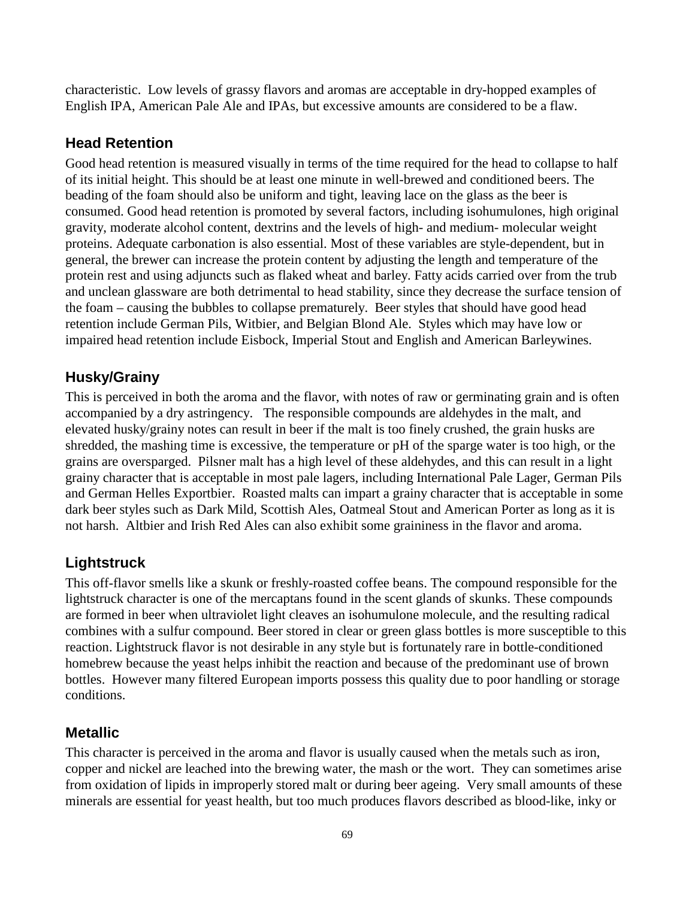characteristic. Low levels of grassy flavors and aromas are acceptable in dry-hopped examples of English IPA, American Pale Ale and IPAs, but excessive amounts are considered to be a flaw.

## Head Retention

Good head retention is measured visually in terms of the time required for the head to collapse to half of its initial height. This should be at least one minute in well-brewed and conditioned beers. The beading of the foam should also be uniform and tight, leaving lace on the glass as the beer is consumed. Good head retention is promoted by several factors, including isohumulones, high original gravity, moderate alcohol content, dextrins and the levels of high- and medium- molecular weight proteins. Adequate carbonation is also essential. Most of these variables are style-dependent, but in general, the brewer can increase the protein content by adjusting the length and temperature of the protein rest and using adjuncts such as flaked wheat and barley. Fatty acids carried over from the trub and unclean glassware are both detrimental to head stability, since they decrease the surface tension of the foam – causing the bubbles to collapse prematurely. Beer styles that should have good head retention include German Pils, Witbier, and Belgian Blond Ale. Styles which may have low or impaired head retention include Eisbock, Imperial Stout and English and American Barleywines.

## Husky/Grainy

This is perceived in both the aroma and the flavor, with notes of raw or germinating grain and is often accompanied by a dry astringency. The responsible compounds are aldehydes in the malt, and elevated husky/grainy notes can result in beer if the malt is too finely crushed, the grain husks are shredded, the mashing time is excessive, the temperature or pH of the sparge water is too high, or the grains are oversparged. Pilsner malt has a high level of these aldehydes, and this can result in a light grainy character that is acceptable in most pale lagers, including International Pale Lager, German Pils and German Helles Exportbier. Roasted malts can impart a grainy character that is acceptable in some dark beer styles such as Dark Mild, Scottish Ales, Oatmeal Stout and American Porter as long as it is not harsh. Altbier and Irish Red Ales can also exhibit some graininess in the flavor and aroma.

## Lightstruck

This off-flavor smells like a skunk or freshly-roasted coffee beans. The compound responsible for the lightstruck character is one of the mercaptans found in the scent glands of skunks. These compounds are formed in beer when ultraviolet light cleaves an isohumulone molecule, and the resulting radical combines with a sulfur compound. Beer stored in clear or green glass bottles is more susceptible to this reaction. Lightstruck flavor is not desirable in any style but is fortunately rare in bottle-conditioned homebrew because the yeast helps inhibit the reaction and because of the predominant use of brown bottles. However many filtered European imports possess this quality due to poor handling or storage conditions.

## Metallic

This character is perceived in the aroma and flavor is usually caused when the metals such as iron, copper and nickel are leached into the brewing water, the mash or the wort. They can sometimes arise from oxidation of lipids in improperly stored malt or during beer ageing. Very small amounts of these minerals are essential for yeast health, but too much produces flavors described as blood-like, inky or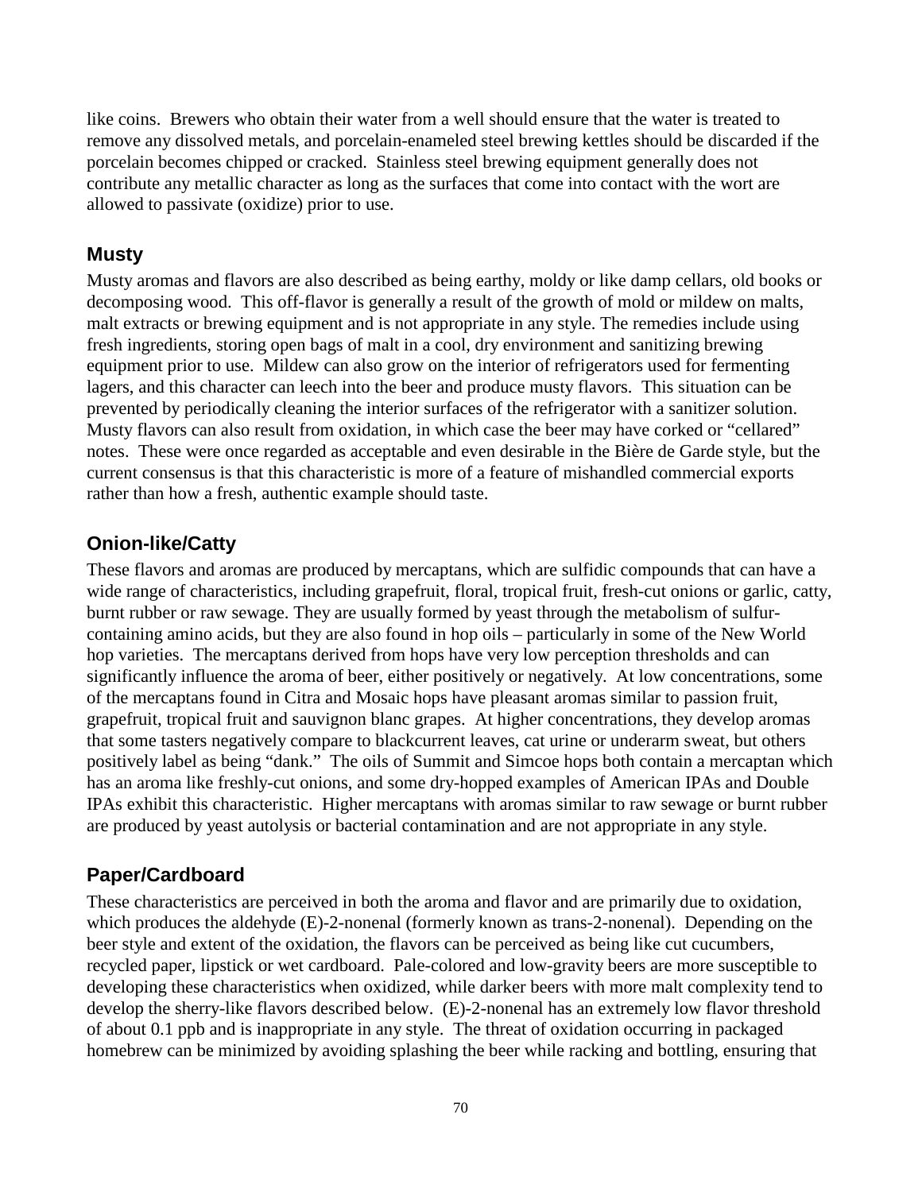like coins. Brewers who obtain their water from a well should ensure that the water is treated to remove any dissolved metals, and porcelain-enameled steel brewing kettles should be discarded if the porcelain becomes chipped or cracked. Stainless steel brewing equipment generally does not contribute any metallic character as long as the surfaces that come into contact with the wort are allowed to passivate (oxidize) prior to use.

## Musty

Musty aromas and flavors are also described as being earthy, moldy or like damp cellars, old books or decomposing wood. This off-flavor is generally a result of the growth of mold or mildew on malts, malt extracts or brewing equipment and is not appropriate in any style. The remedies include using fresh ingredients, storing open bags of malt in a cool, dry environment and sanitizing brewing equipment prior to use. Mildew can also grow on the interior of refrigerators used for fermenting lagers, and this character can leech into the beer and produce musty flavors. This situation can be prevented by periodically cleaning the interior surfaces of the refrigerator with a sanitizer solution. Musty flavors can also result from oxidation, in which case the beer may have corked or "cellared" notes. These were once regarded as acceptable and even desirable in the Bière de Garde style, but the current consensus is that this characteristic is more of a feature of mishandled commercial exports rather than how a fresh, authentic example should taste.

## Onion-like/Catty

These flavors and aromas are produced by mercaptans, which are sulfidic compounds that can have a wide range of characteristics, including grapefruit, floral, tropical fruit, fresh-cut onions or garlic, catty, burnt rubber or raw sewage. They are usually formed by yeast through the metabolism of sulfur-containing amino acids, but they are also found in hop oils – particularly in some of the New World hop varieties. The mercaptans derived from hops have very low perception thresholds and can significantly influence the aroma of beer, either positively or negatively. At low concentrations, some of the mercaptans found in Citra and Mosaic hops have pleasant aromas similar to passion fruit, grapefruit, tropical fruit and sauvignon blanc grapes. At higher concentrations, they develop aromas that some tasters negatively compare to blackcurrent leaves, cat urine or underarm sweat, but others positively label as being "dank." The oils of Summit and Simcoe hops both contain a mercaptan which has an aroma like freshly-cut onions, and some dry-hopped examples of American IPAs and Double IPAs exhibit this characteristic. Higher mercaptans with aromas similar to raw sewage or burnt rubber are produced by yeast autolysis or bacterial contamination and are not appropriate in any style.

## Paper/Cardboard

These characteristics are perceived in both the aroma and flavor and are primarily due to oxidation, which produces the aldehyde (E)-2-nonenal (formerly known as trans-2-nonenal). Depending on the beer style and extent of the oxidation, the flavors can be perceived as being like cut cucumbers, recycled paper, lipstick or wet cardboard. Pale-colored and low-gravity beers are more susceptible to developing these characteristics when oxidized, while darker beers with more malt complexity tend to develop the sherry-like flavors described below. (E)-2-nonenal has an extremely low flavor threshold of about 0.1 ppb and is inappropriate in any style. The threat of oxidation occurring in packaged homebrew can be minimized by avoiding splashing the beer while racking and bottling, ensuring that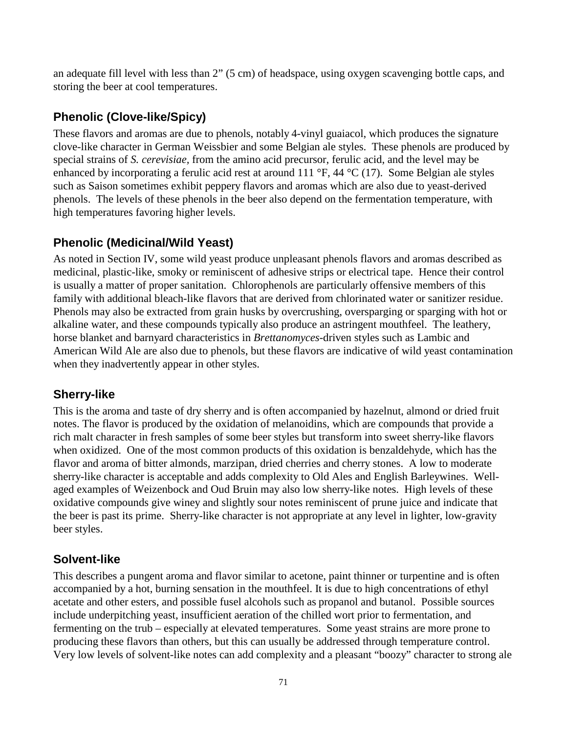an adequate fill level with less than 2” (5 cm) of headspace, using oxygen scavenging bottle caps, and storing the beer at cool temperatures.

## Phenolic (Clove-like/Spicy)

These flavors and aromas are due to phenols, notably 4-vinyl guaiacol, which produces the signature clove-like character in German Weissbier and some Belgian ale styles. These phenols are produced by special strains of *S. cerevisiae,* from the amino acid precursor, ferulic acid, and the level may be enhanced by incorporating a ferulic acid rest at around 111 °F, 44 °C (17). Some Belgian ale styles such as Saison sometimes exhibit peppery flavors and aromas which are also due to yeast-derived phenols. The levels of these phenols in the beer also depend on the fermentation temperature, with high temperatures favoring higher levels.

## Phenolic (Medicinal/Wild Yeast)

As noted in Section IV, some wild yeast produce unpleasant phenols flavors and aromas described as medicinal, plastic-like, smoky or reminiscent of adhesive strips or electrical tape. Hence their control is usually a matter of proper sanitation. Chlorophenols are particularly offensive members of this family with additional bleach-like flavors that are derived from chlorinated water or sanitizer residue. Phenols may also be extracted from grain husks by overcrushing, oversparging or sparging with hot or alkaline water, and these compounds typically also produce an astringent mouthfeel. The leathery, horse blanket and barnyard characteristics in *Brettanomyces*-driven styles such as Lambic and American Wild Ale are also due to phenols, but these flavors are indicative of wild yeast contamination when they inadvertently appear in other styles.

## Sherry-like

This is the aroma and taste of dry sherry and is often accompanied by hazelnut, almond or dried fruit notes. The flavor is produced by the oxidation of melanoidins, which are compounds that provide a rich malt character in fresh samples of some beer styles but transform into sweet sherry-like flavors when oxidized. One of the most common products of this oxidation is benzaldehyde, which has the flavor and aroma of bitter almonds, marzipan, dried cherries and cherry stones. A low to moderate sherry-like character is acceptable and adds complexity to Old Ales and English Barleywines. Well-aged examples of Weizenbock and Oud Bruin may also low sherry-like notes. High levels of these oxidative compounds give winey and slightly sour notes reminiscent of prune juice and indicate that the beer is past its prime. Sherry-like character is not appropriate at any level in lighter, low-gravity beer styles.

## Solvent-like

This describes a pungent aroma and flavor similar to acetone, paint thinner or turpentine and is often accompanied by a hot, burning sensation in the mouthfeel. It is due to high concentrations of ethyl acetate and other esters, and possible fusel alcohols such as propanol and butanol. Possible sources include underpitching yeast, insufficient aeration of the chilled wort prior to fermentation, and fermenting on the trub – especially at elevated temperatures. Some yeast strains are more prone to producing these flavors than others, but this can usually be addressed through temperature control. Very low levels of solvent-like notes can add complexity and a pleasant “boozy” character to strong ale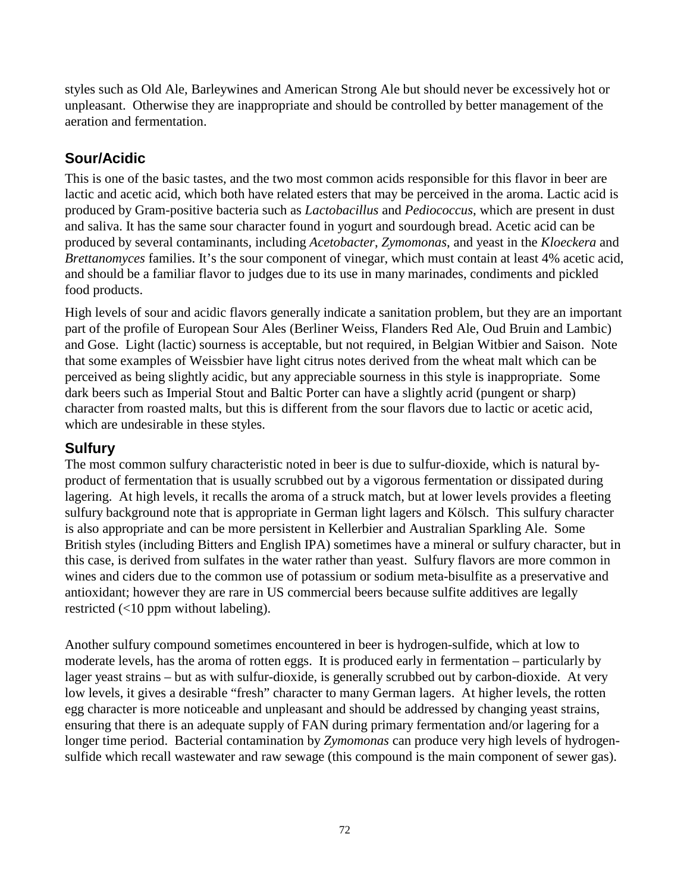styles such as Old Ale, Barleywines and American Strong Ale but should never be excessively hot or unpleasant. Otherwise they are inappropriate and should be controlled by better management of the aeration and fermentation.

## Sour/Acidic

This is one of the basic tastes, and the two most common acids responsible for this flavor in beer are lactic and acetic acid, which both have related esters that may be perceived in the aroma. Lactic acid is produced by Gram-positive bacteria such as *Lactobacillus* and *Pediococcus*, which are present in dust and saliva. It has the same sour character found in yogurt and sourdough bread. Acetic acid can be produced by several contaminants, including *Acetobacter*, *Zymomonas*, and yeast in the *Kloeckera* and *Brettanomyces* families. It's the sour component of vinegar, which must contain at least 4% acetic acid, and should be a familiar flavor to judges due to its use in many marinades, condiments and pickled food products.

High levels of sour and acidic flavors generally indicate a sanitation problem, but they are an important part of the profile of European Sour Ales (Berliner Weiss, Flanders Red Ale, Oud Bruin and Lambic) and Gose. Light (lactic) sourness is acceptable, but not required, in Belgian Witbier and Saison. Note that some examples of Weissbier have light citrus notes derived from the wheat malt which can be perceived as being slightly acidic, but any appreciable sourness in this style is inappropriate. Some dark beers such as Imperial Stout and Baltic Porter can have a slightly acrid (pungent or sharp) character from roasted malts, but this is different from the sour flavors due to lactic or acetic acid, which are undesirable in these styles.

## Sulfury

The most common sulfury characteristic noted in beer is due to sulfur-dioxide, which is natural by-product of fermentation that is usually scrubbed out by a vigorous fermentation or dissipated during lagering. At high levels, it recalls the aroma of a struck match, but at lower levels provides a fleeting sulfury background note that is appropriate in German light lagers and Kölsch. This sulfury character is also appropriate and can be more persistent in Kellerbier and Australian Sparkling Ale. Some British styles (including Bitters and English IPA) sometimes have a mineral or sulfury character, but in this case, is derived from sulfates in the water rather than yeast. Sulfury flavors are more common in wines and ciders due to the common use of potassium or sodium meta-bisulfite as a preservative and antioxidant; however they are rare in US commercial beers because sulfite additives are legally restricted (<10 ppm without labeling).

Another sulfury compound sometimes encountered in beer is hydrogen-sulfide, which at low to moderate levels, has the aroma of rotten eggs. It is produced early in fermentation – particularly by lager yeast strains – but as with sulfur-dioxide, is generally scrubbed out by carbon-dioxide. At very low levels, it gives a desirable "fresh" character to many German lagers. At higher levels, the rotten egg character is more noticeable and unpleasant and should be addressed by changing yeast strains, ensuring that there is an adequate supply of FAN during primary fermentation and/or lagering for a longer time period. Bacterial contamination by *Zymomonas* can produce very high levels of hydrogen-sulfide which recall wastewater and raw sewage (this compound is the main component of sewer gas).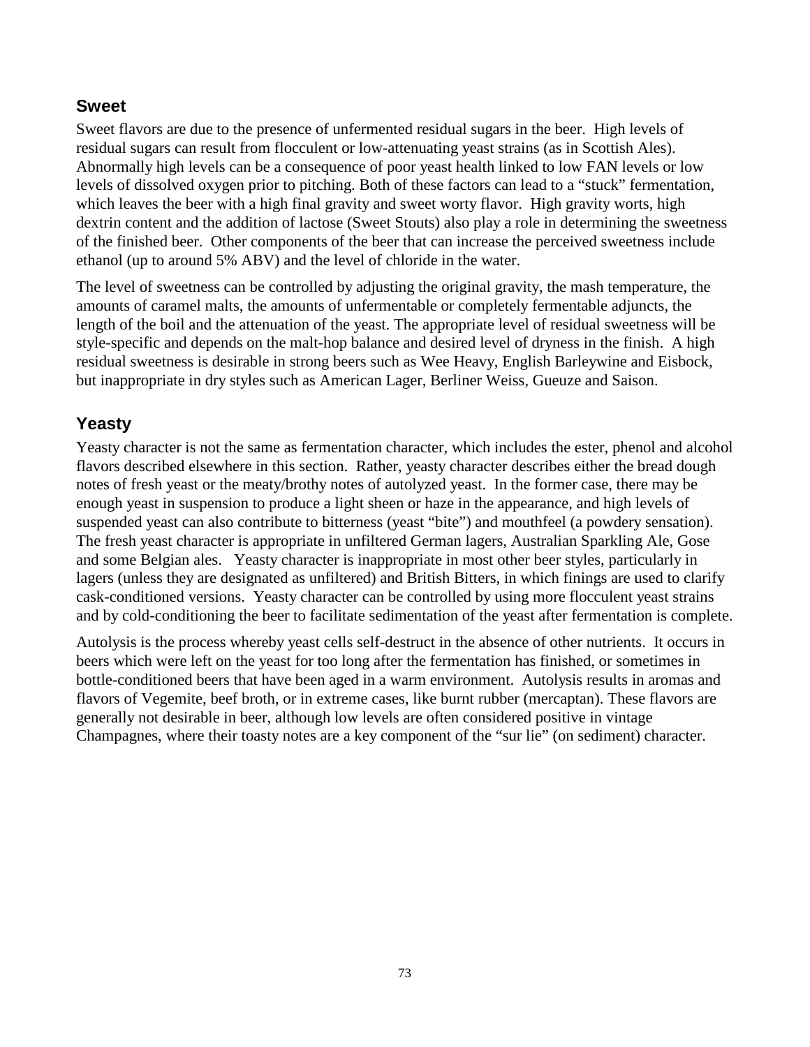## Sweet

Sweet flavors are due to the presence of unfermented residual sugars in the beer. High levels of residual sugars can result from flocculent or low-attenuating yeast strains (as in Scottish Ales). Abnormally high levels can be a consequence of poor yeast health linked to low FAN levels or low levels of dissolved oxygen prior to pitching. Both of these factors can lead to a "stuck" fermentation, which leaves the beer with a high final gravity and sweet worty flavor. High gravity worts, high dextrin content and the addition of lactose (Sweet Stouts) also play a role in determining the sweetness of the finished beer. Other components of the beer that can increase the perceived sweetness include ethanol (up to around 5% ABV) and the level of chloride in the water.

The level of sweetness can be controlled by adjusting the original gravity, the mash temperature, the amounts of caramel malts, the amounts of unfermentable or completely fermentable adjuncts, the length of the boil and the attenuation of the yeast. The appropriate level of residual sweetness will be style-specific and depends on the malt-hop balance and desired level of dryness in the finish. A high residual sweetness is desirable in strong beers such as Wee Heavy, English Barleywine and Eisbock, but inappropriate in dry styles such as American Lager, Berliner Weiss, Gueuze and Saison.

## Yeasty

Yeasty character is not the same as fermentation character, which includes the ester, phenol and alcohol flavors described elsewhere in this section. Rather, yeasty character describes either the bread dough notes of fresh yeast or the meaty/brothy notes of autolyzed yeast. In the former case, there may be enough yeast in suspension to produce a light sheen or haze in the appearance, and high levels of suspended yeast can also contribute to bitterness (yeast "bite") and mouthfeel (a powdery sensation). The fresh yeast character is appropriate in unfiltered German lagers, Australian Sparkling Ale, Gose and some Belgian ales. Yeasty character is inappropriate in most other beer styles, particularly in lagers (unless they are designated as unfiltered) and British Bitters, in which finings are used to clarify cask-conditioned versions. Yeasty character can be controlled by using more flocculent yeast strains and by cold-conditioning the beer to facilitate sedimentation of the yeast after fermentation is complete.

Autolysis is the process whereby yeast cells self-destruct in the absence of other nutrients. It occurs in beers which were left on the yeast for too long after the fermentation has finished, or sometimes in bottle-conditioned beers that have been aged in a warm environment. Autolysis results in aromas and flavors of Vegemite, beef broth, or in extreme cases, like burnt rubber (mercaptan). These flavors are generally not desirable in beer, although low levels are often considered positive in vintage Champagnes, where their toasty notes are a key component of the "sur lie" (on sediment) character.